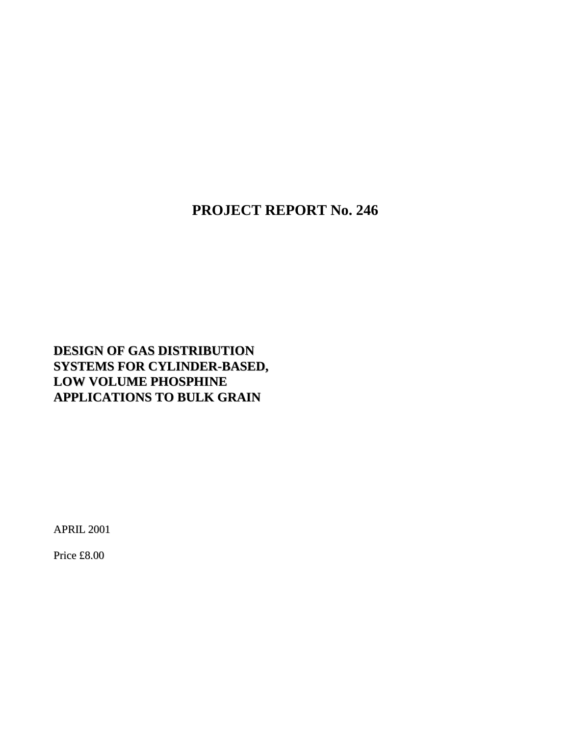# PROJECT REPORT No. 246

## DESIGN OF GAS DISTRIBUTION SYSTEMS FOR CYLINDER-BASED, LOW VOLUME PHOSPHINE APPLICATIONS TO BULK GRAIN

APRIL 2001

Price £8.00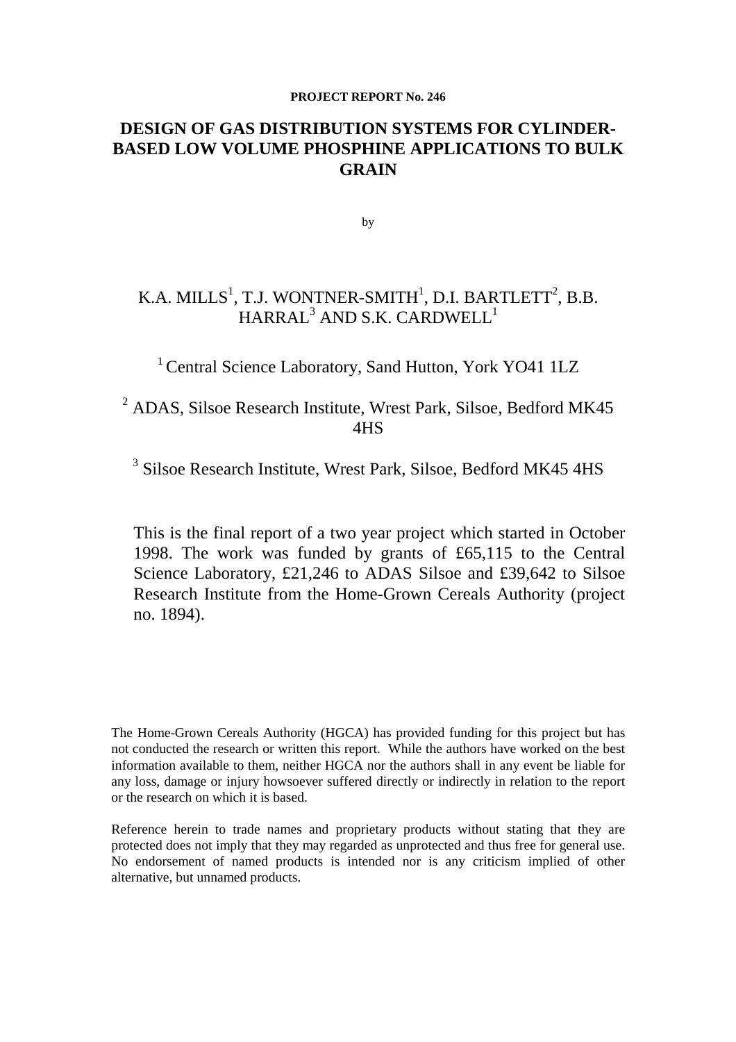**PROJECT REPORT No. 246**

# DESIGN OF GAS DISTRIBUTION SYSTEMS FOR CYLINDER-BASED LOW VOLUME PHOSPHINE APPLICATIONS TO BULK GRAIN

by

K.A. MILLS[1], T.J. WONTNER-SMITH[1], D.I. BARTLETT[2], B.B. HARRAL[3] AND S.K. CARDWELL[1]

[1] Central Science Laboratory, Sand Hutton, York YO41 1LZ

[2] ADAS, Silsoe Research Institute, Wrest Park, Silsoe, Bedford MK45 4HS

[3] Silsoe Research Institute, Wrest Park, Silsoe, Bedford MK45 4HS

This is the final report of a two year project which started in October 1998. The work was funded by grants of £65,115 to the Central Science Laboratory, £21,246 to ADAS Silsoe and £39,642 to Silsoe Research Institute from the Home-Grown Cereals Authority (project no. 1894).

The Home-Grown Cereals Authority (HGCA) has provided funding for this project but has not conducted the research or written this report. While the authors have worked on the best information available to them, neither HGCA nor the authors shall in any event be liable for any loss, damage or injury howsoever suffered directly or indirectly in relation to the report or the research on which it is based.

Reference herein to trade names and proprietary products without stating that they are protected does not imply that they may regarded as unprotected and thus free for general use. No endorsement of named products is intended nor is any criticism implied of other alternative, but unnamed products.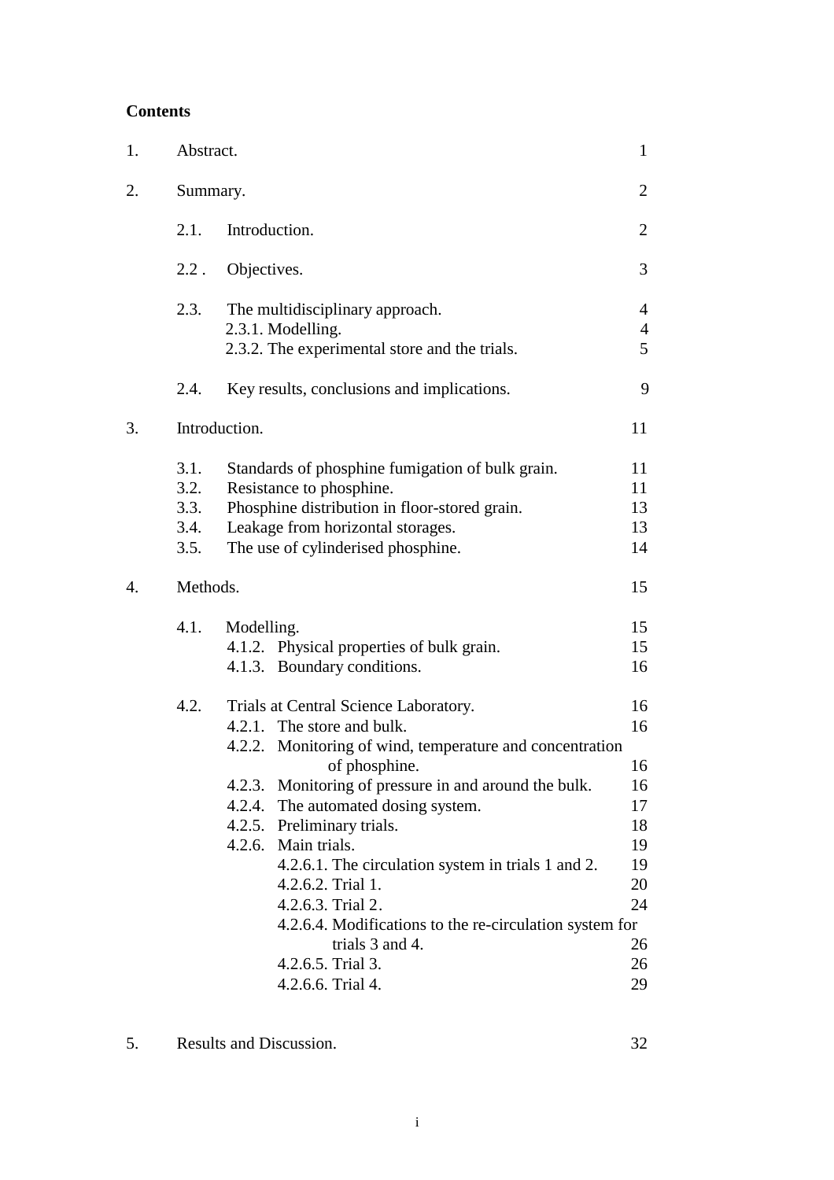**Contents**

| | | |
|---|---|---|
| 1. | Abstract. | 1 |
| 2. | Summary. | 2 |
| | 2.1. Introduction. | 2 |
| | 2.2 . Objectives. | 3 |
| | 2.3. The multidisciplinary approach. | 4 |
| | 2.3.1. Modelling. | 4 |
| | 2.3.2. The experimental store and the trials. | 5 |
| | 2.4. Key results, conclusions and implications. | 9 |
| 3. | Introduction. | 11 |
| | 3.1. Standards of phosphine fumigation of bulk grain. | 11 |
| | 3.2. Resistance to phosphine. | 11 |
| | 3.3. Phosphine distribution in floor-stored grain. | 13 |
| | 3.4. Leakage from horizontal storages. | 13 |
| | 3.5. The use of cylinderised phosphine. | 14 |
| 4. | Methods. | 15 |
| | 4.1. Modelling. | 15 |
| | 4.1.2. Physical properties of bulk grain. | 15 |
| | 4.1.3. Boundary conditions. | 16 |
| | 4.2. Trials at Central Science Laboratory. | 16 |
| | 4.2.1. The store and bulk. | 16 |
| | 4.2.2. Monitoring of wind, temperature and concentration of phosphine. | 16 |
| | 4.2.3. Monitoring of pressure in and around the bulk. | 16 |
| | 4.2.4. The automated dosing system. | 17 |
| | 4.2.5. Preliminary trials. | 18 |
| | 4.2.6. Main trials. | 19 |
| | 4.2.6.1. The circulation system in trials 1 and 2. | 19 |
| | 4.2.6.2. Trial 1. | 20 |
| | 4.2.6.3. Trial 2. | 24 |
| | 4.2.6.4. Modifications to the re-circulation system for trials 3 and 4. | 26 |
| | 4.2.6.5. Trial 3. | 26 |
| | 4.2.6.6. Trial 4. | 29 |
| 5. | Results and Discussion. | 32 |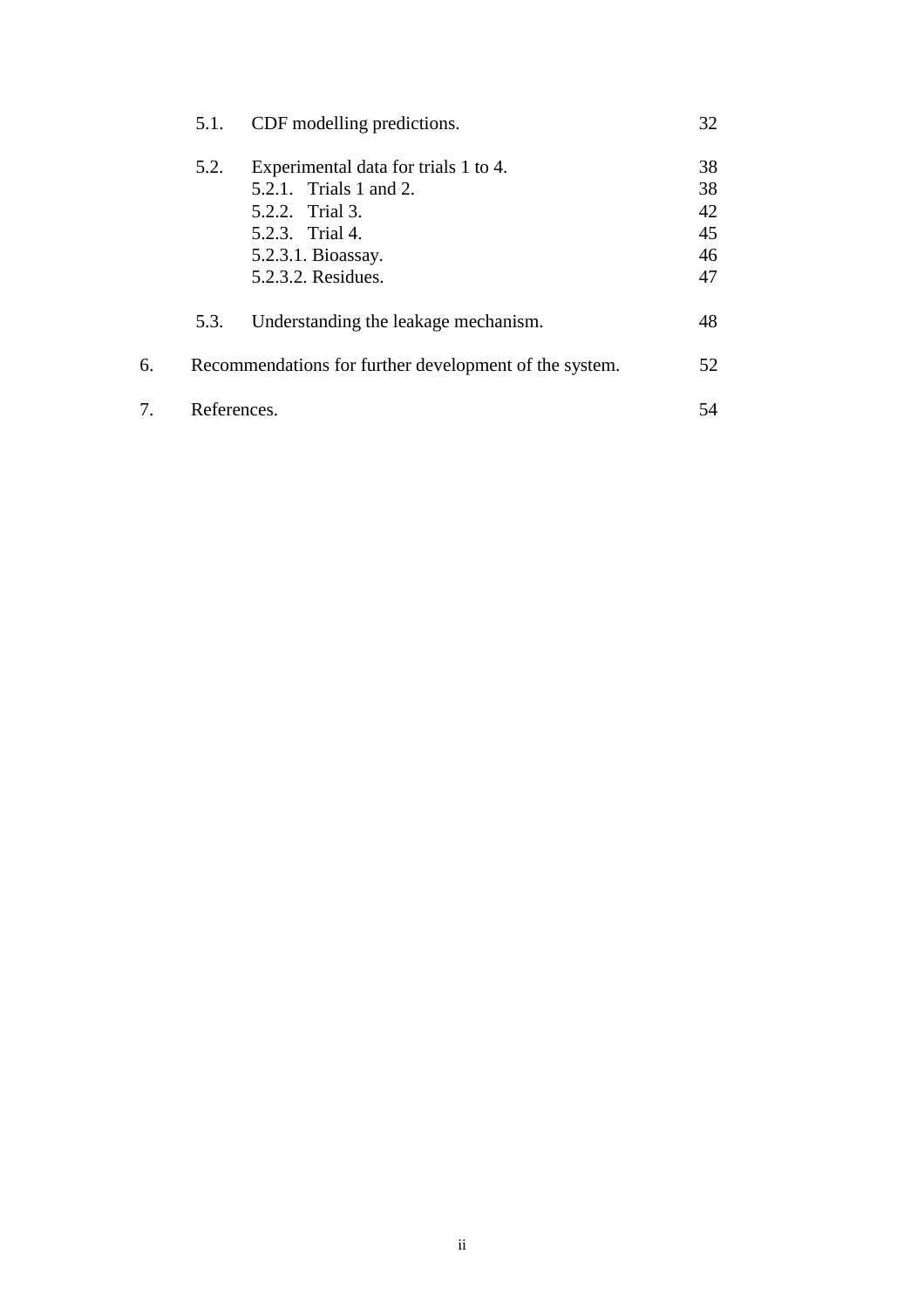| | | |
|---|---|---|
| 5.1. | CDF modelling predictions. | 32 |
| 5.2. | Experimental data for trials 1 to 4. | 38 |
| | 5.2.1. Trials 1 and 2. | 38 |
| | 5.2.2. Trial 3. | 42 |
| | 5.2.3. Trial 4. | 45 |
| | 5.2.3.1. Bioassay. | 46 |
| | 5.2.3.2. Residues. | 47 |
| 5.3. | Understanding the leakage mechanism. | 48 |
| 6. | Recommendations for further development of the system. | 52 |
| 7. | References. | 54 |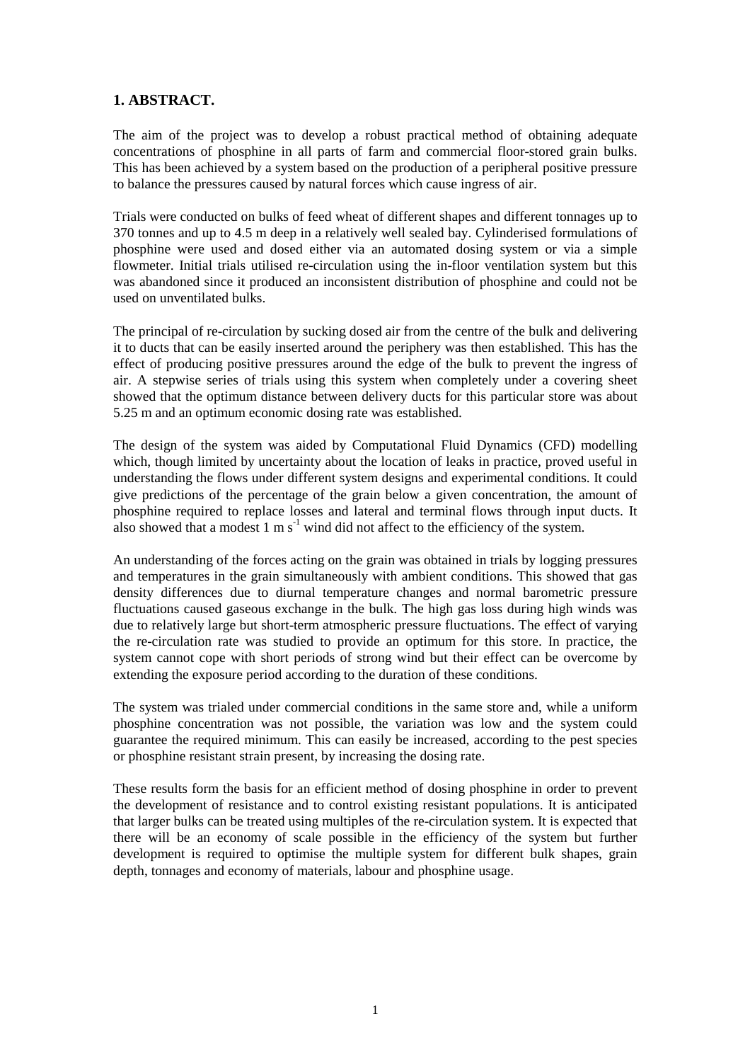## 1. ABSTRACT.

The aim of the project was to develop a robust practical method of obtaining adequate concentrations of phosphine in all parts of farm and commercial floor-stored grain bulks. This has been achieved by a system based on the production of a peripheral positive pressure to balance the pressures caused by natural forces which cause ingress of air.

Trials were conducted on bulks of feed wheat of different shapes and different tonnages up to 370 tonnes and up to 4.5 m deep in a relatively well sealed bay. Cylinderised formulations of phosphine were used and dosed either via an automated dosing system or via a simple flowmeter. Initial trials utilised re-circulation using the in-floor ventilation system but this was abandoned since it produced an inconsistent distribution of phosphine and could not be used on unventilated bulks.

The principal of re-circulation by sucking dosed air from the centre of the bulk and delivering it to ducts that can be easily inserted around the periphery was then established. This has the effect of producing positive pressures around the edge of the bulk to prevent the ingress of air. A stepwise series of trials using this system when completely under a covering sheet showed that the optimum distance between delivery ducts for this particular store was about 5.25 m and an optimum economic dosing rate was established.

The design of the system was aided by Computational Fluid Dynamics (CFD) modelling which, though limited by uncertainty about the location of leaks in practice, proved useful in understanding the flows under different system designs and experimental conditions. It could give predictions of the percentage of the grain below a given concentration, the amount of phosphine required to replace losses and lateral and terminal flows through input ducts. It also showed that a modest 1 m $s^{-1}$ wind did not affect to the efficiency of the system.

An understanding of the forces acting on the grain was obtained in trials by logging pressures and temperatures in the grain simultaneously with ambient conditions. This showed that gas density differences due to diurnal temperature changes and normal barometric pressure fluctuations caused gaseous exchange in the bulk. The high gas loss during high winds was due to relatively large but short-term atmospheric pressure fluctuations. The effect of varying the re-circulation rate was studied to provide an optimum for this store. In practice, the system cannot cope with short periods of strong wind but their effect can be overcome by extending the exposure period according to the duration of these conditions.

The system was trialed under commercial conditions in the same store and, while a uniform phosphine concentration was not possible, the variation was low and the system could guarantee the required minimum. This can easily be increased, according to the pest species or phosphine resistant strain present, by increasing the dosing rate.

These results form the basis for an efficient method of dosing phosphine in order to prevent the development of resistance and to control existing resistant populations. It is anticipated that larger bulks can be treated using multiples of the re-circulation system. It is expected that there will be an economy of scale possible in the efficiency of the system but further development is required to optimise the multiple system for different bulk shapes, grain depth, tonnages and economy of materials, labour and phosphine usage.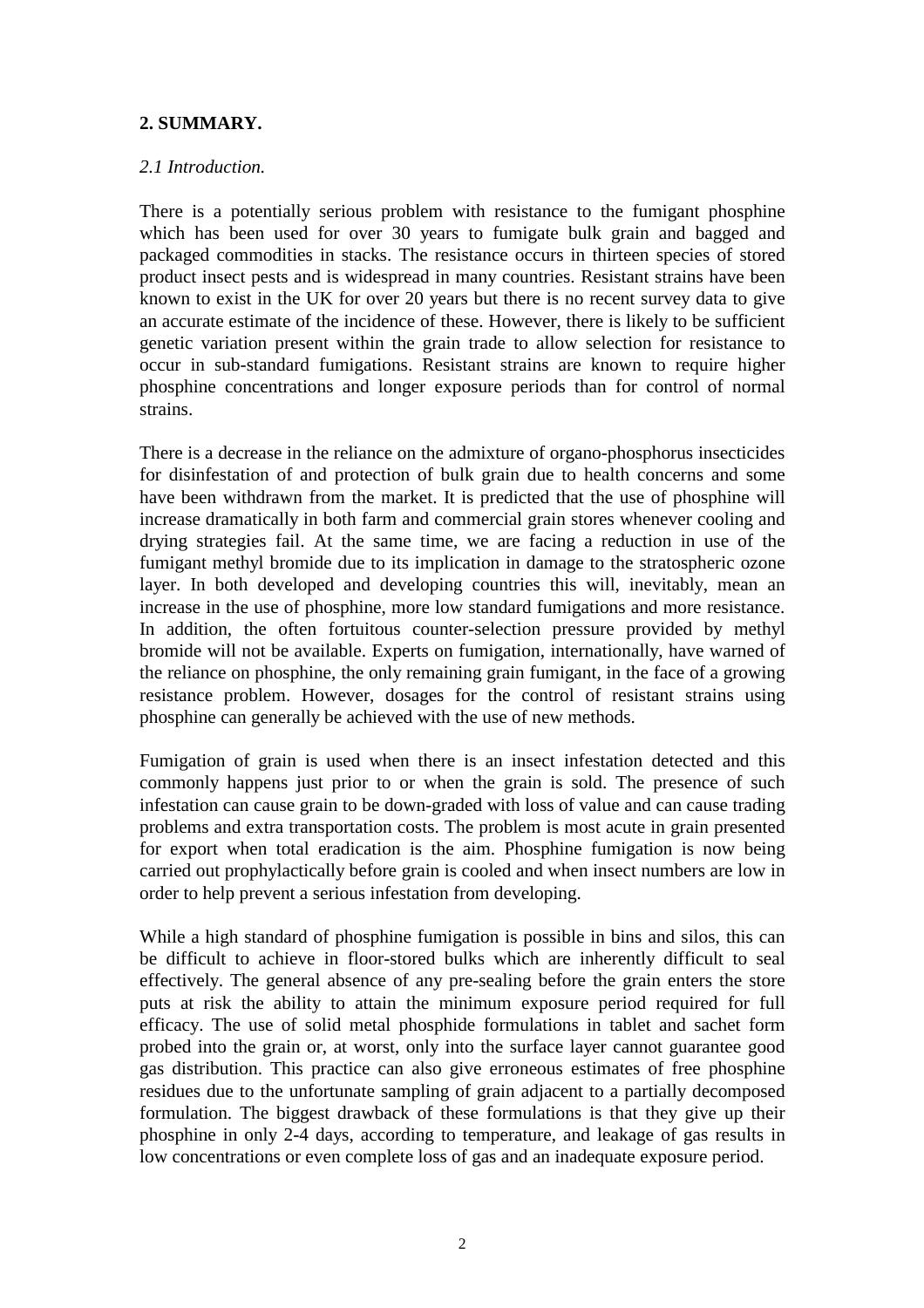## 2. SUMMARY.

*2.1 Introduction.*

There is a potentially serious problem with resistance to the fumigant phosphine which has been used for over 30 years to fumigate bulk grain and bagged and packaged commodities in stacks. The resistance occurs in thirteen species of stored product insect pests and is widespread in many countries. Resistant strains have been known to exist in the UK for over 20 years but there is no recent survey data to give an accurate estimate of the incidence of these. However, there is likely to be sufficient genetic variation present within the grain trade to allow selection for resistance to occur in sub-standard fumigations. Resistant strains are known to require higher phosphine concentrations and longer exposure periods than for control of normal strains.

There is a decrease in the reliance on the admixture of organo-phosphorus insecticides for disinfestation of and protection of bulk grain due to health concerns and some have been withdrawn from the market. It is predicted that the use of phosphine will increase dramatically in both farm and commercial grain stores whenever cooling and drying strategies fail. At the same time, we are facing a reduction in use of the fumigant methyl bromide due to its implication in damage to the stratospheric ozone layer. In both developed and developing countries this will, inevitably, mean an increase in the use of phosphine, more low standard fumigations and more resistance. In addition, the often fortuitous counter-selection pressure provided by methyl bromide will not be available. Experts on fumigation, internationally, have warned of the reliance on phosphine, the only remaining grain fumigant, in the face of a growing resistance problem. However, dosages for the control of resistant strains using phosphine can generally be achieved with the use of new methods.

Fumigation of grain is used when there is an insect infestation detected and this commonly happens just prior to or when the grain is sold. The presence of such infestation can cause grain to be down-graded with loss of value and can cause trading problems and extra transportation costs. The problem is most acute in grain presented for export when total eradication is the aim. Phosphine fumigation is now being carried out prophylactically before grain is cooled and when insect numbers are low in order to help prevent a serious infestation from developing.

While a high standard of phosphine fumigation is possible in bins and silos, this can be difficult to achieve in floor-stored bulks which are inherently difficult to seal effectively. The general absence of any pre-sealing before the grain enters the store puts at risk the ability to attain the minimum exposure period required for full efficacy. The use of solid metal phosphide formulations in tablet and sachet form probed into the grain or, at worst, only into the surface layer cannot guarantee good gas distribution. This practice can also give erroneous estimates of free phosphine residues due to the unfortunate sampling of grain adjacent to a partially decomposed formulation. The biggest drawback of these formulations is that they give up their phosphine in only 2-4 days, according to temperature, and leakage of gas results in low concentrations or even complete loss of gas and an inadequate exposure period.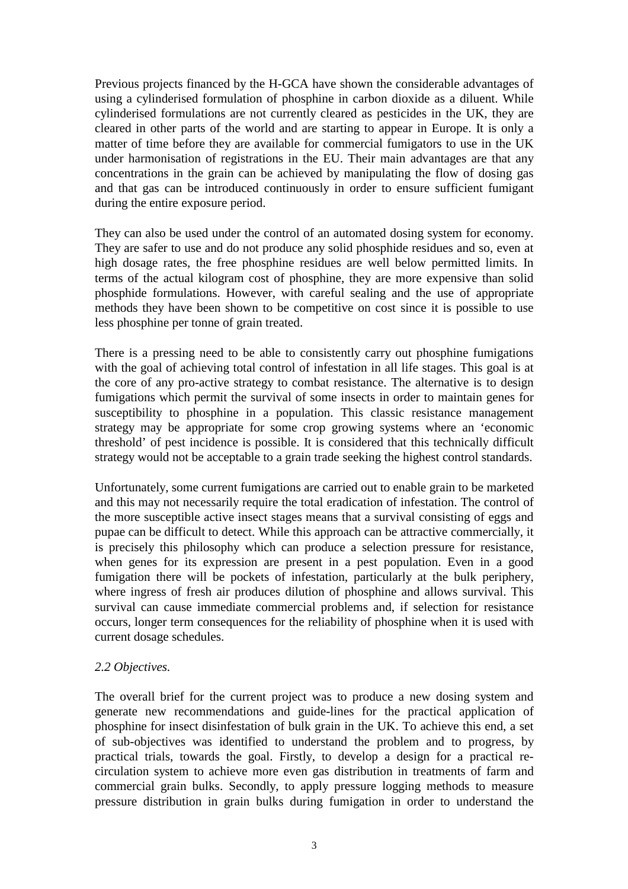Previous projects financed by the H-GCA have shown the considerable advantages of using a cylinderised formulation of phosphine in carbon dioxide as a diluent. While cylinderised formulations are not currently cleared as pesticides in the UK, they are cleared in other parts of the world and are starting to appear in Europe. It is only a matter of time before they are available for commercial fumigators to use in the UK under harmonisation of registrations in the EU. Their main advantages are that any concentrations in the grain can be achieved by manipulating the flow of dosing gas and that gas can be introduced continuously in order to ensure sufficient fumigant during the entire exposure period.

They can also be used under the control of an automated dosing system for economy. They are safer to use and do not produce any solid phosphide residues and so, even at high dosage rates, the free phosphine residues are well below permitted limits. In terms of the actual kilogram cost of phosphine, they are more expensive than solid phosphide formulations. However, with careful sealing and the use of appropriate methods they have been shown to be competitive on cost since it is possible to use less phosphine per tonne of grain treated.

There is a pressing need to be able to consistently carry out phosphine fumigations with the goal of achieving total control of infestation in all life stages. This goal is at the core of any pro-active strategy to combat resistance. The alternative is to design fumigations which permit the survival of some insects in order to maintain genes for susceptibility to phosphine in a population. This classic resistance management strategy may be appropriate for some crop growing systems where an 'economic threshold' of pest incidence is possible. It is considered that this technically difficult strategy would not be acceptable to a grain trade seeking the highest control standards.

Unfortunately, some current fumigations are carried out to enable grain to be marketed and this may not necessarily require the total eradication of infestation. The control of the more susceptible active insect stages means that a survival consisting of eggs and pupae can be difficult to detect. While this approach can be attractive commercially, it is precisely this philosophy which can produce a selection pressure for resistance, when genes for its expression are present in a pest population. Even in a good fumigation there will be pockets of infestation, particularly at the bulk periphery, where ingress of fresh air produces dilution of phosphine and allows survival. This survival can cause immediate commercial problems and, if selection for resistance occurs, longer term consequences for the reliability of phosphine when it is used with current dosage schedules.

*2.2 Objectives.*

The overall brief for the current project was to produce a new dosing system and generate new recommendations and guide-lines for the practical application of phosphine for insect disinfestation of bulk grain in the UK. To achieve this end, a set of sub-objectives was identified to understand the problem and to progress, by practical trials, towards the goal. Firstly, to develop a design for a practical re-circulation system to achieve more even gas distribution in treatments of farm and commercial grain bulks. Secondly, to apply pressure logging methods to measure pressure distribution in grain bulks during fumigation in order to understand the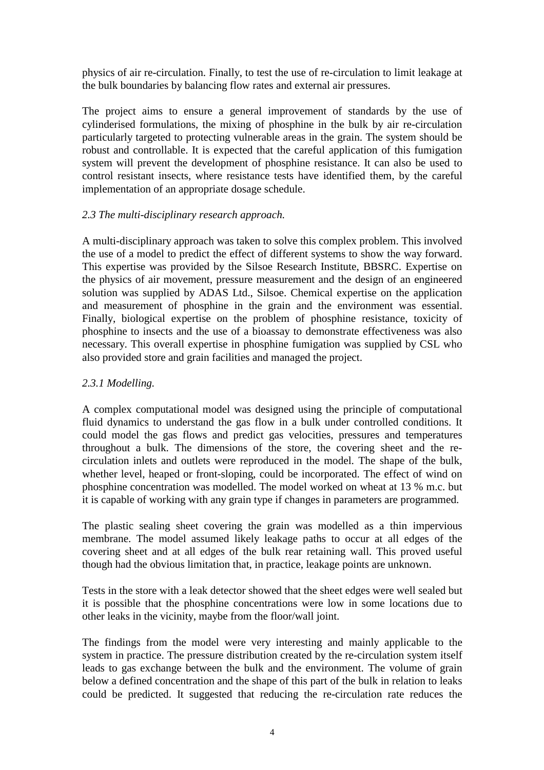physics of air re-circulation. Finally, to test the use of re-circulation to limit leakage at the bulk boundaries by balancing flow rates and external air pressures.

The project aims to ensure a general improvement of standards by the use of cylinderised formulations, the mixing of phosphine in the bulk by air re-circulation particularly targeted to protecting vulnerable areas in the grain. The system should be robust and controllable. It is expected that the careful application of this fumigation system will prevent the development of phosphine resistance. It can also be used to control resistant insects, where resistance tests have identified them, by the careful implementation of an appropriate dosage schedule.

### *2.3 The multi-disciplinary research approach.*

A multi-disciplinary approach was taken to solve this complex problem. This involved the use of a model to predict the effect of different systems to show the way forward. This expertise was provided by the Silsoe Research Institute, BBSRC. Expertise on the physics of air movement, pressure measurement and the design of an engineered solution was supplied by ADAS Ltd., Silsoe. Chemical expertise on the application and measurement of phosphine in the grain and the environment was essential. Finally, biological expertise on the problem of phosphine resistance, toxicity of phosphine to insects and the use of a bioassay to demonstrate effectiveness was also necessary. This overall expertise in phosphine fumigation was supplied by CSL who also provided store and grain facilities and managed the project.

#### *2.3.1 Modelling.*

A complex computational model was designed using the principle of computational fluid dynamics to understand the gas flow in a bulk under controlled conditions. It could model the gas flows and predict gas velocities, pressures and temperatures throughout a bulk. The dimensions of the store, the covering sheet and the re-circulation inlets and outlets were reproduced in the model. The shape of the bulk, whether level, heaped or front-sloping, could be incorporated. The effect of wind on phosphine concentration was modelled. The model worked on wheat at 13 % m.c. but it is capable of working with any grain type if changes in parameters are programmed.

The plastic sealing sheet covering the grain was modelled as a thin impervious membrane. The model assumed likely leakage paths to occur at all edges of the covering sheet and at all edges of the bulk rear retaining wall. This proved useful though had the obvious limitation that, in practice, leakage points are unknown.

Tests in the store with a leak detector showed that the sheet edges were well sealed but it is possible that the phosphine concentrations were low in some locations due to other leaks in the vicinity, maybe from the floor/wall joint.

The findings from the model were very interesting and mainly applicable to the system in practice. The pressure distribution created by the re-circulation system itself leads to gas exchange between the bulk and the environment. The volume of grain below a defined concentration and the shape of this part of the bulk in relation to leaks could be predicted. It suggested that reducing the re-circulation rate reduces the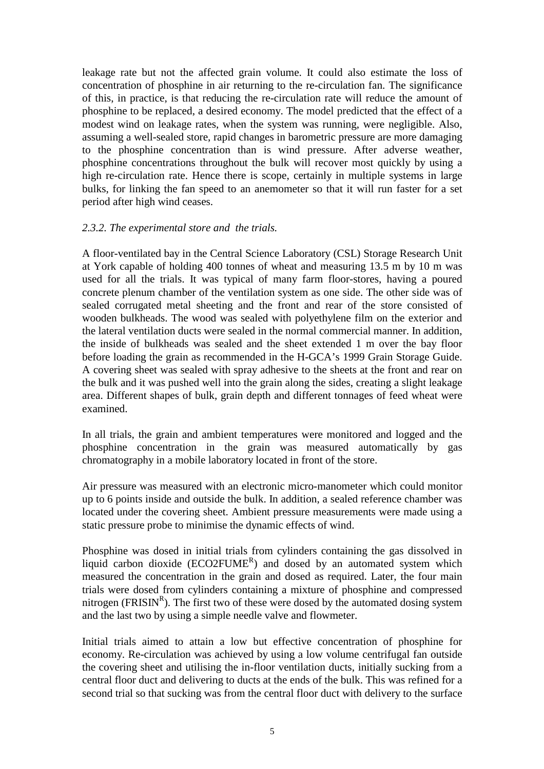leakage rate but not the affected grain volume. It could also estimate the loss of concentration of phosphine in air returning to the re-circulation fan. The significance of this, in practice, is that reducing the re-circulation rate will reduce the amount of phosphine to be replaced, a desired economy. The model predicted that the effect of a modest wind on leakage rates, when the system was running, were negligible. Also, assuming a well-sealed store, rapid changes in barometric pressure are more damaging to the phosphine concentration than is wind pressure. After adverse weather, phosphine concentrations throughout the bulk will recover most quickly by using a high re-circulation rate. Hence there is scope, certainly in multiple systems in large bulks, for linking the fan speed to an anemometer so that it will run faster for a set period after high wind ceases.

*2.3.2. The experimental store and the trials.*

A floor-ventilated bay in the Central Science Laboratory (CSL) Storage Research Unit at York capable of holding 400 tonnes of wheat and measuring 13.5 m by 10 m was used for all the trials. It was typical of many farm floor-stores, having a poured concrete plenum chamber of the ventilation system as one side. The other side was of sealed corrugated metal sheeting and the front and rear of the store consisted of wooden bulkheads. The wood was sealed with polyethylene film on the exterior and the lateral ventilation ducts were sealed in the normal commercial manner. In addition, the inside of bulkheads was sealed and the sheet extended 1 m over the bay floor before loading the grain as recommended in the H-GCA's 1999 Grain Storage Guide. A covering sheet was sealed with spray adhesive to the sheets at the front and rear on the bulk and it was pushed well into the grain along the sides, creating a slight leakage area. Different shapes of bulk, grain depth and different tonnages of feed wheat were examined.

In all trials, the grain and ambient temperatures were monitored and logged and the phosphine concentration in the grain was measured automatically by gas chromatography in a mobile laboratory located in front of the store.

Air pressure was measured with an electronic micro-manometer which could monitor up to 6 points inside and outside the bulk. In addition, a sealed reference chamber was located under the covering sheet. Ambient pressure measurements were made using a static pressure probe to minimise the dynamic effects of wind.

Phosphine was dosed in initial trials from cylinders containing the gas dissolved in liquid carbon dioxide (ECO2FUME[R]) and dosed by an automated system which measured the concentration in the grain and dosed as required. Later, the four main trials were dosed from cylinders containing a mixture of phosphine and compressed nitrogen (FRISIN[R]). The first two of these were dosed by the automated dosing system and the last two by using a simple needle valve and flowmeter.

Initial trials aimed to attain a low but effective concentration of phosphine for economy. Re-circulation was achieved by using a low volume centrifugal fan outside the covering sheet and utilising the in-floor ventilation ducts, initially sucking from a central floor duct and delivering to ducts at the ends of the bulk. This was refined for a second trial so that sucking was from the central floor duct with delivery to the surface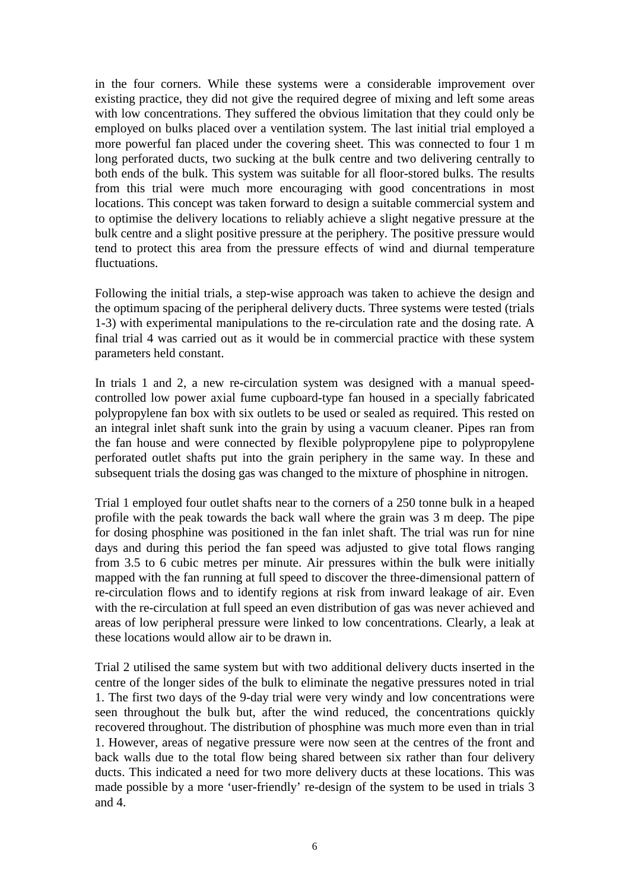in the four corners. While these systems were a considerable improvement over existing practice, they did not give the required degree of mixing and left some areas with low concentrations. They suffered the obvious limitation that they could only be employed on bulks placed over a ventilation system. The last initial trial employed a more powerful fan placed under the covering sheet. This was connected to four 1 m long perforated ducts, two sucking at the bulk centre and two delivering centrally to both ends of the bulk. This system was suitable for all floor-stored bulks. The results from this trial were much more encouraging with good concentrations in most locations. This concept was taken forward to design a suitable commercial system and to optimise the delivery locations to reliably achieve a slight negative pressure at the bulk centre and a slight positive pressure at the periphery. The positive pressure would tend to protect this area from the pressure effects of wind and diurnal temperature fluctuations.

Following the initial trials, a step-wise approach was taken to achieve the design and the optimum spacing of the peripheral delivery ducts. Three systems were tested (trials 1-3) with experimental manipulations to the re-circulation rate and the dosing rate. A final trial 4 was carried out as it would be in commercial practice with these system parameters held constant.

In trials 1 and 2, a new re-circulation system was designed with a manual speed-controlled low power axial fume cupboard-type fan housed in a specially fabricated polypropylene fan box with six outlets to be used or sealed as required. This rested on an integral inlet shaft sunk into the grain by using a vacuum cleaner. Pipes ran from the fan house and were connected by flexible polypropylene pipe to polypropylene perforated outlet shafts put into the grain periphery in the same way. In these and subsequent trials the dosing gas was changed to the mixture of phosphine in nitrogen.

Trial 1 employed four outlet shafts near to the corners of a 250 tonne bulk in a heaped profile with the peak towards the back wall where the grain was 3 m deep. The pipe for dosing phosphine was positioned in the fan inlet shaft. The trial was run for nine days and during this period the fan speed was adjusted to give total flows ranging from 3.5 to 6 cubic metres per minute. Air pressures within the bulk were initially mapped with the fan running at full speed to discover the three-dimensional pattern of re-circulation flows and to identify regions at risk from inward leakage of air. Even with the re-circulation at full speed an even distribution of gas was never achieved and areas of low peripheral pressure were linked to low concentrations. Clearly, a leak at these locations would allow air to be drawn in.

Trial 2 utilised the same system but with two additional delivery ducts inserted in the centre of the longer sides of the bulk to eliminate the negative pressures noted in trial 1. The first two days of the 9-day trial were very windy and low concentrations were seen throughout the bulk but, after the wind reduced, the concentrations quickly recovered throughout. The distribution of phosphine was much more even than in trial 1. However, areas of negative pressure were now seen at the centres of the front and back walls due to the total flow being shared between six rather than four delivery ducts. This indicated a need for two more delivery ducts at these locations. This was made possible by a more 'user-friendly' re-design of the system to be used in trials 3 and 4.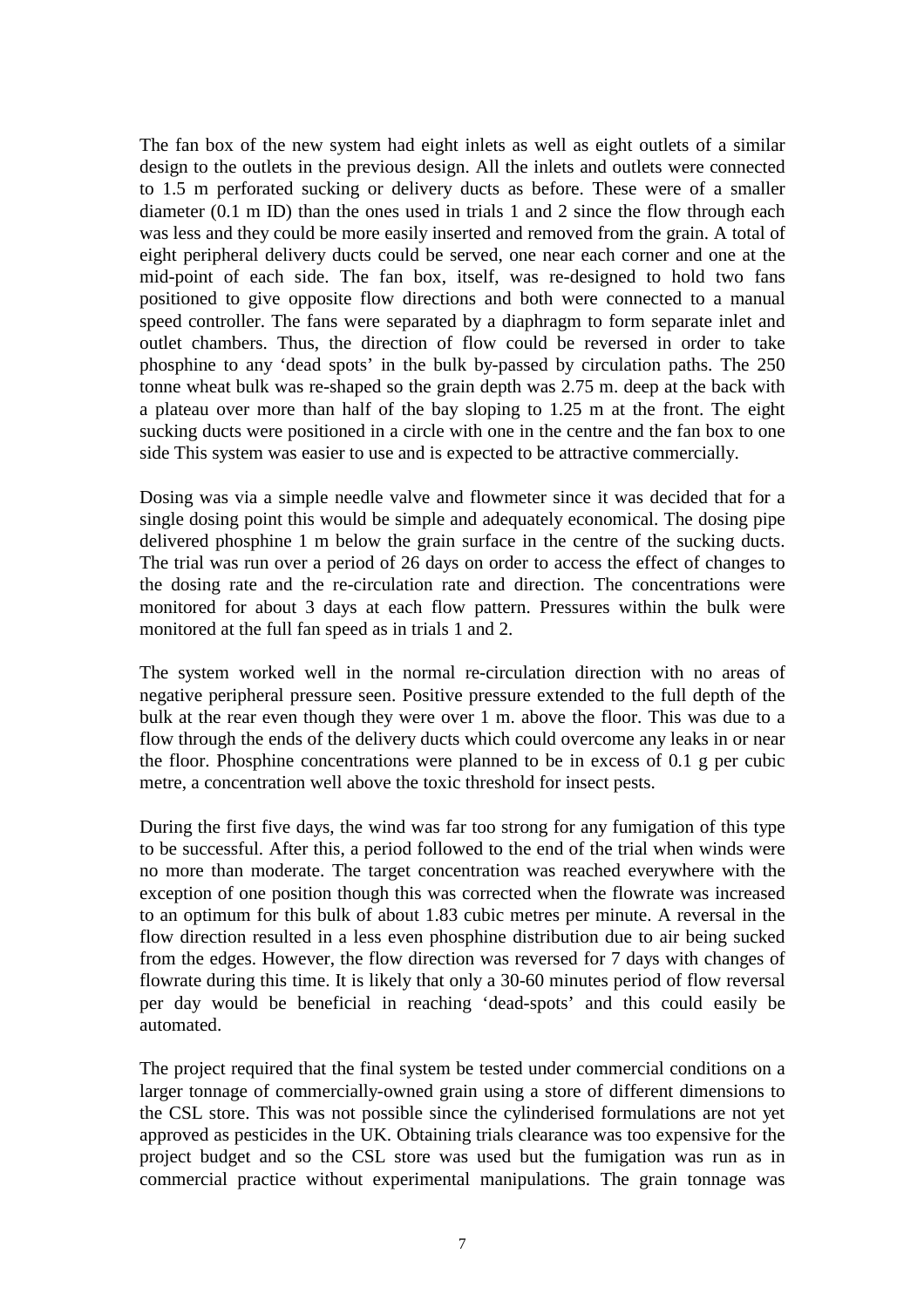The fan box of the new system had eight inlets as well as eight outlets of a similar design to the outlets in the previous design. All the inlets and outlets were connected to 1.5 m perforated sucking or delivery ducts as before. These were of a smaller diameter (0.1 m ID) than the ones used in trials 1 and 2 since the flow through each was less and they could be more easily inserted and removed from the grain. A total of eight peripheral delivery ducts could be served, one near each corner and one at the mid-point of each side. The fan box, itself, was re-designed to hold two fans positioned to give opposite flow directions and both were connected to a manual speed controller. The fans were separated by a diaphragm to form separate inlet and outlet chambers. Thus, the direction of flow could be reversed in order to take phosphine to any 'dead spots' in the bulk by-passed by circulation paths. The 250 tonne wheat bulk was re-shaped so the grain depth was 2.75 m. deep at the back with a plateau over more than half of the bay sloping to 1.25 m at the front. The eight sucking ducts were positioned in a circle with one in the centre and the fan box to one side This system was easier to use and is expected to be attractive commercially.

Dosing was via a simple needle valve and flowmeter since it was decided that for a single dosing point this would be simple and adequately economical. The dosing pipe delivered phosphine 1 m below the grain surface in the centre of the sucking ducts. The trial was run over a period of 26 days on order to access the effect of changes to the dosing rate and the re-circulation rate and direction. The concentrations were monitored for about 3 days at each flow pattern. Pressures within the bulk were monitored at the full fan speed as in trials 1 and 2.

The system worked well in the normal re-circulation direction with no areas of negative peripheral pressure seen. Positive pressure extended to the full depth of the bulk at the rear even though they were over 1 m. above the floor. This was due to a flow through the ends of the delivery ducts which could overcome any leaks in or near the floor. Phosphine concentrations were planned to be in excess of 0.1 g per cubic metre, a concentration well above the toxic threshold for insect pests.

During the first five days, the wind was far too strong for any fumigation of this type to be successful. After this, a period followed to the end of the trial when winds were no more than moderate. The target concentration was reached everywhere with the exception of one position though this was corrected when the flowrate was increased to an optimum for this bulk of about 1.83 cubic metres per minute. A reversal in the flow direction resulted in a less even phosphine distribution due to air being sucked from the edges. However, the flow direction was reversed for 7 days with changes of flowrate during this time. It is likely that only a 30-60 minutes period of flow reversal per day would be beneficial in reaching 'dead-spots' and this could easily be automated.

The project required that the final system be tested under commercial conditions on a larger tonnage of commercially-owned grain using a store of different dimensions to the CSL store. This was not possible since the cylinderised formulations are not yet approved as pesticides in the UK. Obtaining trials clearance was too expensive for the project budget and so the CSL store was used but the fumigation was run as in commercial practice without experimental manipulations. The grain tonnage was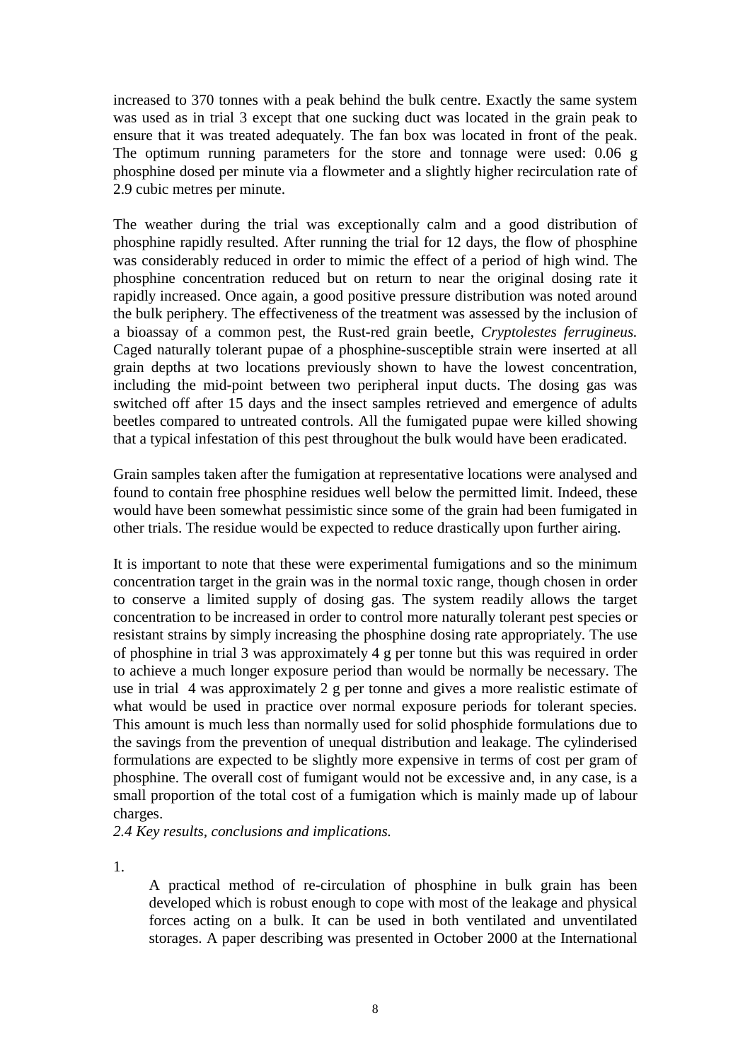increased to 370 tonnes with a peak behind the bulk centre. Exactly the same system was used as in trial 3 except that one sucking duct was located in the grain peak to ensure that it was treated adequately. The fan box was located in front of the peak. The optimum running parameters for the store and tonnage were used: 0.06 g phosphine dosed per minute via a flowmeter and a slightly higher recirculation rate of 2.9 cubic metres per minute.

The weather during the trial was exceptionally calm and a good distribution of phosphine rapidly resulted. After running the trial for 12 days, the flow of phosphine was considerably reduced in order to mimic the effect of a period of high wind. The phosphine concentration reduced but on return to near the original dosing rate it rapidly increased. Once again, a good positive pressure distribution was noted around the bulk periphery. The effectiveness of the treatment was assessed by the inclusion of a bioassay of a common pest, the Rust-red grain beetle, *Cryptolestes ferrugineus.* Caged naturally tolerant pupae of a phosphine-susceptible strain were inserted at all grain depths at two locations previously shown to have the lowest concentration, including the mid-point between two peripheral input ducts. The dosing gas was switched off after 15 days and the insect samples retrieved and emergence of adults beetles compared to untreated controls. All the fumigated pupae were killed showing that a typical infestation of this pest throughout the bulk would have been eradicated.

Grain samples taken after the fumigation at representative locations were analysed and found to contain free phosphine residues well below the permitted limit. Indeed, these would have been somewhat pessimistic since some of the grain had been fumigated in other trials. The residue would be expected to reduce drastically upon further airing.

It is important to note that these were experimental fumigations and so the minimum concentration target in the grain was in the normal toxic range, though chosen in order to conserve a limited supply of dosing gas. The system readily allows the target concentration to be increased in order to control more naturally tolerant pest species or resistant strains by simply increasing the phosphine dosing rate appropriately. The use of phosphine in trial 3 was approximately 4 g per tonne but this was required in order to achieve a much longer exposure period than would be normally be necessary. The use in trial 4 was approximately 2 g per tonne and gives a more realistic estimate of what would be used in practice over normal exposure periods for tolerant species. This amount is much less than normally used for solid phosphide formulations due to the savings from the prevention of unequal distribution and leakage. The cylinderised formulations are expected to be slightly more expensive in terms of cost per gram of phosphine. The overall cost of fumigant would not be excessive and, in any case, is a small proportion of the total cost of a fumigation which is mainly made up of labour charges.

*2.4 Key results, conclusions and implications.*

1. A practical method of re-circulation of phosphine in bulk grain has been developed which is robust enough to cope with most of the leakage and physical forces acting on a bulk. It can be used in both ventilated and unventilated storages. A paper describing was presented in October 2000 at the International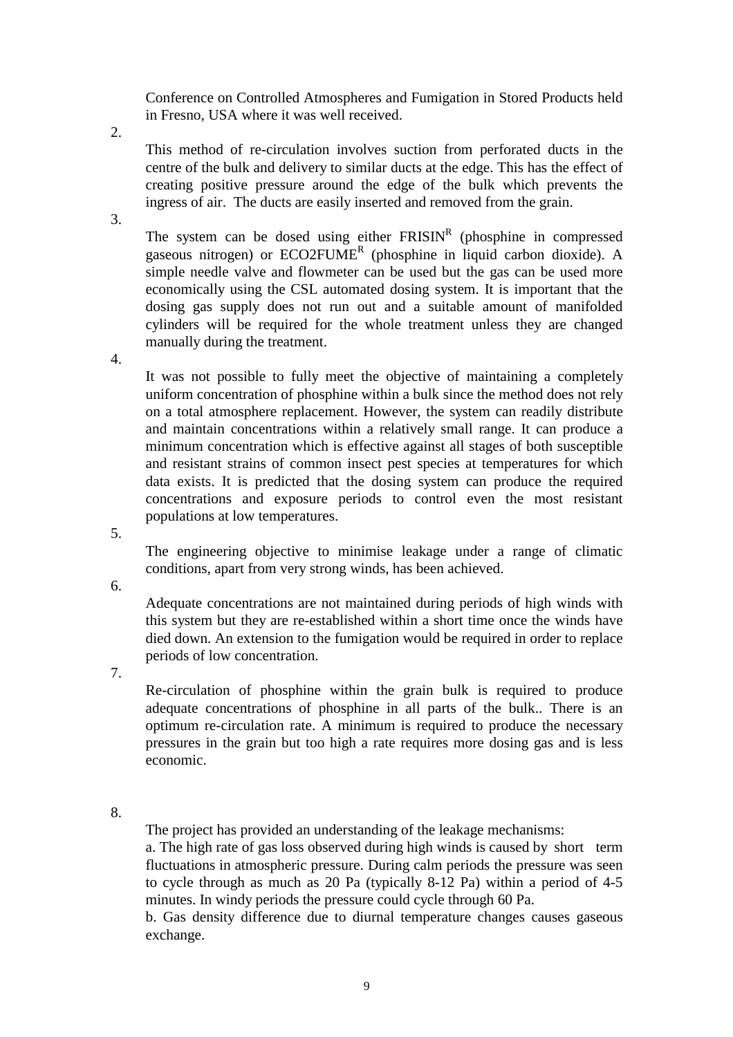Conference on Controlled Atmospheres and Fumigation in Stored Products held in Fresno, USA where it was well received.

2.

This method of re-circulation involves suction from perforated ducts in the centre of the bulk and delivery to similar ducts at the edge. This has the effect of creating positive pressure around the edge of the bulk which prevents the ingress of air. The ducts are easily inserted and removed from the grain.

3.

The system can be dosed using either FRISIN[R] (phosphine in compressed gaseous nitrogen) or ECO2FUME[R] (phosphine in liquid carbon dioxide). A simple needle valve and flowmeter can be used but the gas can be used more economically using the CSL automated dosing system. It is important that the dosing gas supply does not run out and a suitable amount of manifolded cylinders will be required for the whole treatment unless they are changed manually during the treatment.

4.

It was not possible to fully meet the objective of maintaining a completely uniform concentration of phosphine within a bulk since the method does not rely on a total atmosphere replacement. However, the system can readily distribute and maintain concentrations within a relatively small range. It can produce a minimum concentration which is effective against all stages of both susceptible and resistant strains of common insect pest species at temperatures for which data exists. It is predicted that the dosing system can produce the required concentrations and exposure periods to control even the most resistant populations at low temperatures.

5.

The engineering objective to minimise leakage under a range of climatic conditions, apart from very strong winds, has been achieved.

6.

Adequate concentrations are not maintained during periods of high winds with this system but they are re-established within a short time once the winds have died down. An extension to the fumigation would be required in order to replace periods of low concentration.

7.

Re-circulation of phosphine within the grain bulk is required to produce adequate concentrations of phosphine in all parts of the bulk.. There is an optimum re-circulation rate. A minimum is required to produce the necessary pressures in the grain but too high a rate requires more dosing gas and is less economic.

8.

The project has provided an understanding of the leakage mechanisms:

a. The high rate of gas loss observed during high winds is caused by short term fluctuations in atmospheric pressure. During calm periods the pressure was seen to cycle through as much as 20 Pa (typically 8-12 Pa) within a period of 4-5 minutes. In windy periods the pressure could cycle through 60 Pa.

b. Gas density difference due to diurnal temperature changes causes gaseous exchange.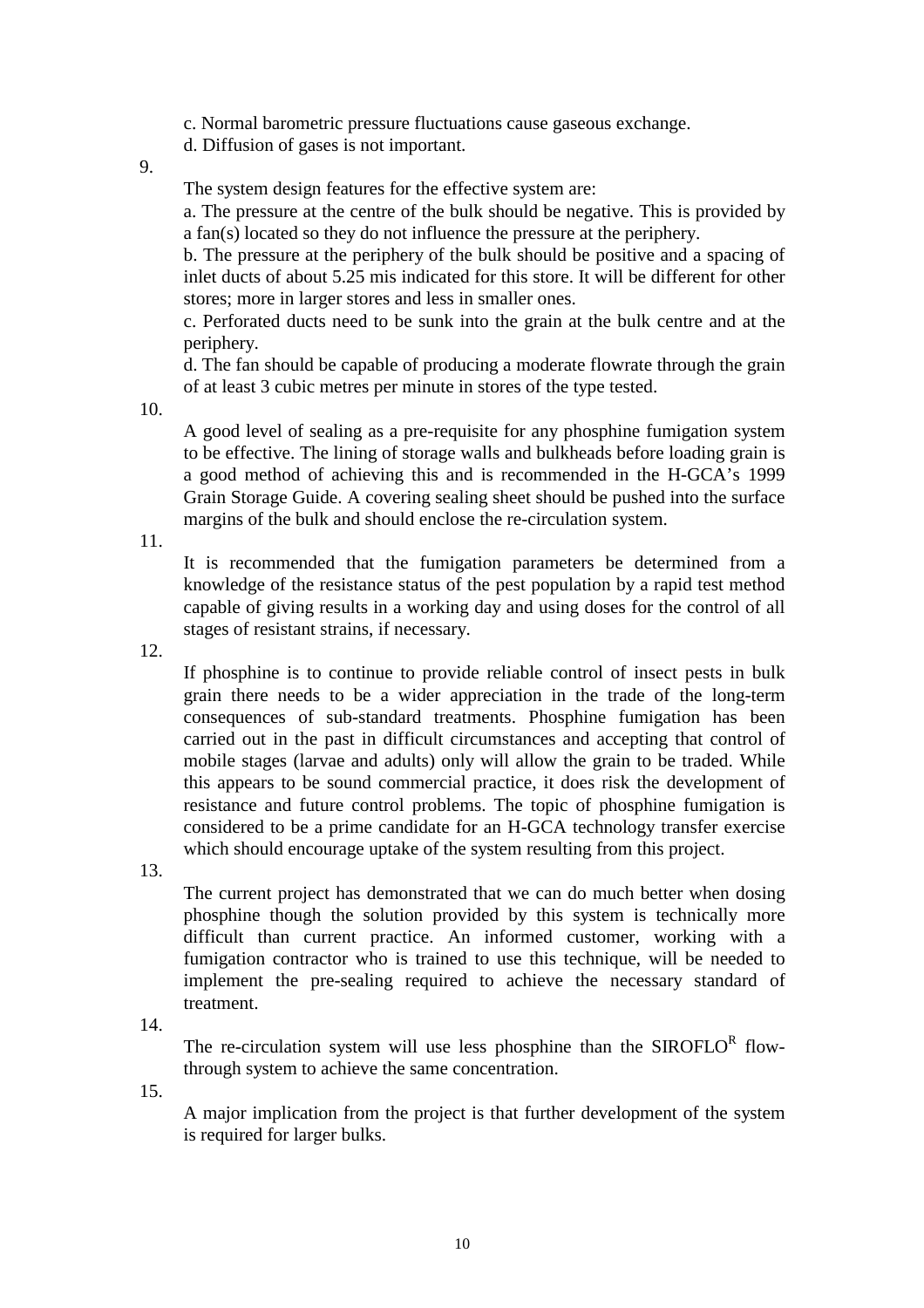c. Normal barometric pressure fluctuations cause gaseous exchange.

d. Diffusion of gases is not important.

9.

The system design features for the effective system are:

a. The pressure at the centre of the bulk should be negative. This is provided by a fan(s) located so they do not influence the pressure at the periphery.

b. The pressure at the periphery of the bulk should be positive and a spacing of inlet ducts of about 5.25 mis indicated for this store. It will be different for other stores; more in larger stores and less in smaller ones.

c. Perforated ducts need to be sunk into the grain at the bulk centre and at the periphery.

d. The fan should be capable of producing a moderate flowrate through the grain of at least 3 cubic metres per minute in stores of the type tested.

10.

A good level of sealing as a pre-requisite for any phosphine fumigation system to be effective. The lining of storage walls and bulkheads before loading grain is a good method of achieving this and is recommended in the H-GCA's 1999 Grain Storage Guide. A covering sealing sheet should be pushed into the surface margins of the bulk and should enclose the re-circulation system.

11.

It is recommended that the fumigation parameters be determined from a knowledge of the resistance status of the pest population by a rapid test method capable of giving results in a working day and using doses for the control of all stages of resistant strains, if necessary.

12.

If phosphine is to continue to provide reliable control of insect pests in bulk grain there needs to be a wider appreciation in the trade of the long-term consequences of sub-standard treatments. Phosphine fumigation has been carried out in the past in difficult circumstances and accepting that control of mobile stages (larvae and adults) only will allow the grain to be traded. While this appears to be sound commercial practice, it does risk the development of resistance and future control problems. The topic of phosphine fumigation is considered to be a prime candidate for an H-GCA technology transfer exercise which should encourage uptake of the system resulting from this project.

13.

The current project has demonstrated that we can do much better when dosing phosphine though the solution provided by this system is technically more difficult than current practice. An informed customer, working with a fumigation contractor who is trained to use this technique, will be needed to implement the pre-sealing required to achieve the necessary standard of treatment.

14.

The re-circulation system will use less phosphine than the SIROFLO[R] flow-through system to achieve the same concentration.

15.

A major implication from the project is that further development of the system is required for larger bulks.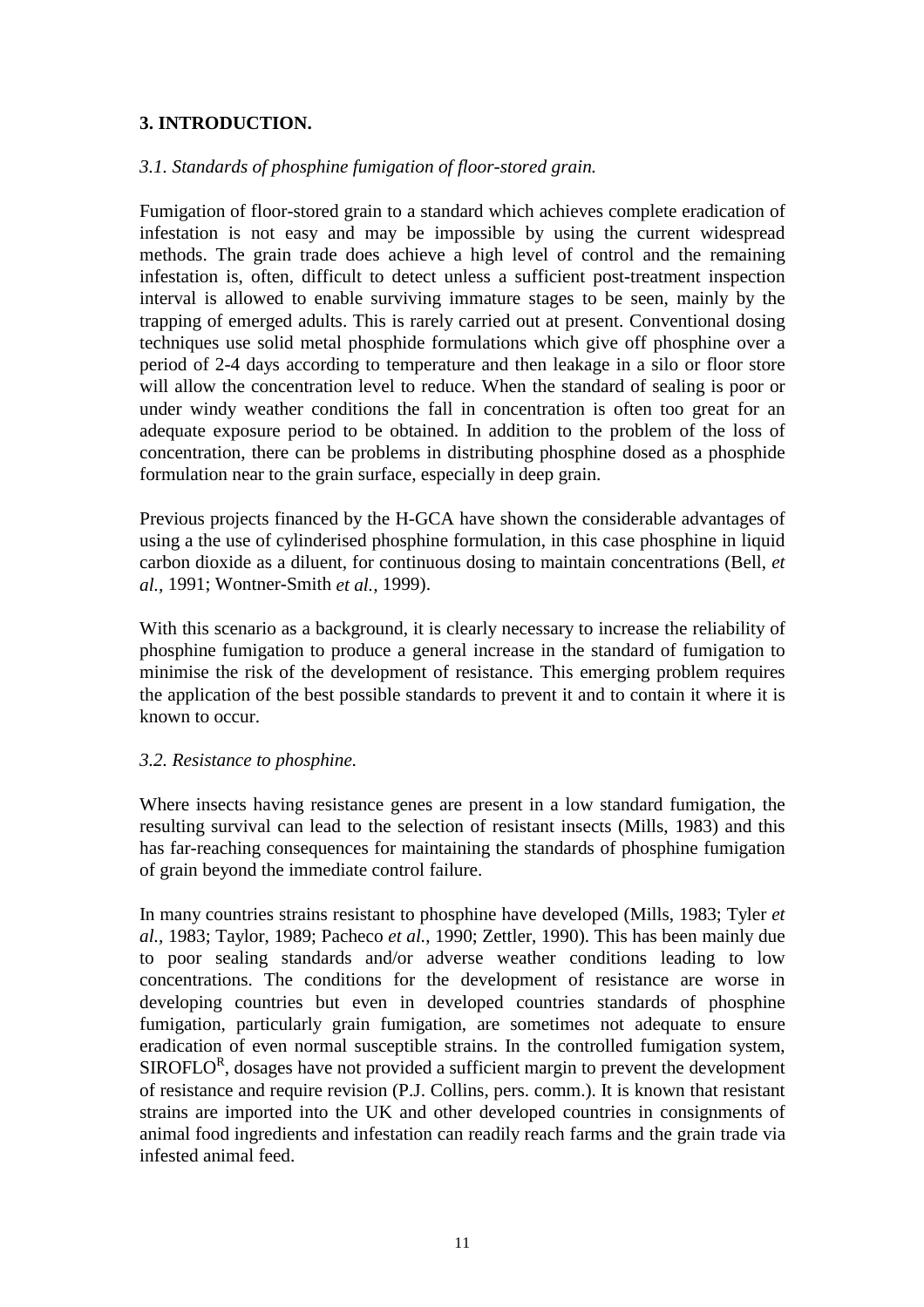## 3. INTRODUCTION.

### *3.1. Standards of phosphine fumigation of floor-stored grain.*

Fumigation of floor-stored grain to a standard which achieves complete eradication of infestation is not easy and may be impossible by using the current widespread methods. The grain trade does achieve a high level of control and the remaining infestation is, often, difficult to detect unless a sufficient post-treatment inspection interval is allowed to enable surviving immature stages to be seen, mainly by the trapping of emerged adults. This is rarely carried out at present. Conventional dosing techniques use solid metal phosphide formulations which give off phosphine over a period of 2-4 days according to temperature and then leakage in a silo or floor store will allow the concentration level to reduce. When the standard of sealing is poor or under windy weather conditions the fall in concentration is often too great for an adequate exposure period to be obtained. In addition to the problem of the loss of concentration, there can be problems in distributing phosphine dosed as a phosphide formulation near to the grain surface, especially in deep grain.

Previous projects financed by the H-GCA have shown the considerable advantages of using a the use of cylinderised phosphine formulation, in this case phosphine in liquid carbon dioxide as a diluent, for continuous dosing to maintain concentrations (Bell, *et al.,* 1991; Wontner-Smith *et al.,* 1999).

With this scenario as a background, it is clearly necessary to increase the reliability of phosphine fumigation to produce a general increase in the standard of fumigation to minimise the risk of the development of resistance. This emerging problem requires the application of the best possible standards to prevent it and to contain it where it is known to occur.

### *3.2. Resistance to phosphine.*

Where insects having resistance genes are present in a low standard fumigation, the resulting survival can lead to the selection of resistant insects (Mills, 1983) and this has far-reaching consequences for maintaining the standards of phosphine fumigation of grain beyond the immediate control failure.

In many countries strains resistant to phosphine have developed (Mills, 1983; Tyler *et al.,* 1983; Taylor, 1989; Pacheco *et al.,* 1990; Zettler, 1990). This has been mainly due to poor sealing standards and/or adverse weather conditions leading to low concentrations. The conditions for the development of resistance are worse in developing countries but even in developed countries standards of phosphine fumigation, particularly grain fumigation, are sometimes not adequate to ensure eradication of even normal susceptible strains. In the controlled fumigation system, SIROFLO[R], dosages have not provided a sufficient margin to prevent the development of resistance and require revision (P.J. Collins, pers. comm.). It is known that resistant strains are imported into the UK and other developed countries in consignments of animal food ingredients and infestation can readily reach farms and the grain trade via infested animal feed.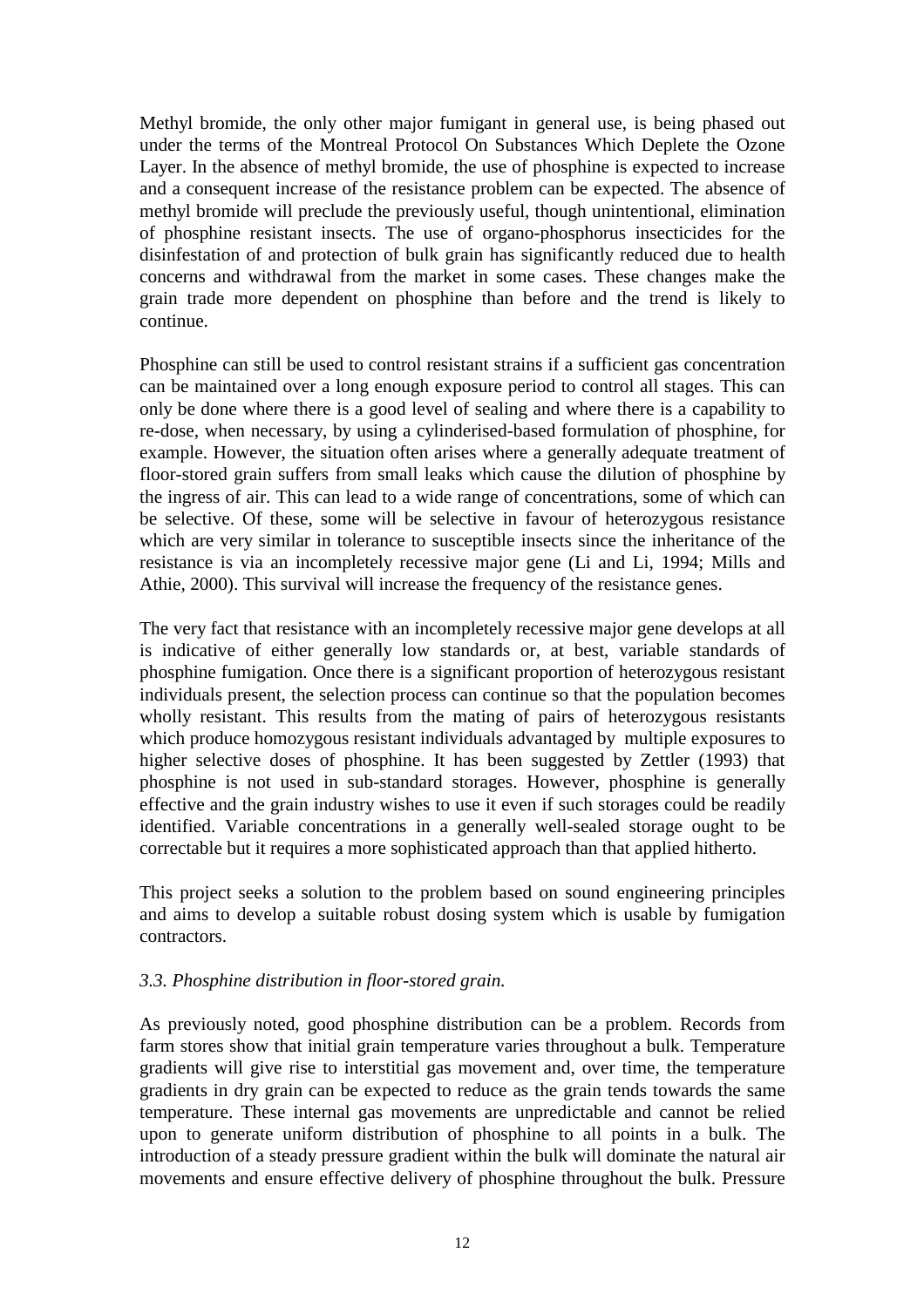Methyl bromide, the only other major fumigant in general use, is being phased out under the terms of the Montreal Protocol On Substances Which Deplete the Ozone Layer. In the absence of methyl bromide, the use of phosphine is expected to increase and a consequent increase of the resistance problem can be expected. The absence of methyl bromide will preclude the previously useful, though unintentional, elimination of phosphine resistant insects. The use of organo-phosphorus insecticides for the disinfestation of and protection of bulk grain has significantly reduced due to health concerns and withdrawal from the market in some cases. These changes make the grain trade more dependent on phosphine than before and the trend is likely to continue.

Phosphine can still be used to control resistant strains if a sufficient gas concentration can be maintained over a long enough exposure period to control all stages. This can only be done where there is a good level of sealing and where there is a capability to re-dose, when necessary, by using a cylinderised-based formulation of phosphine, for example. However, the situation often arises where a generally adequate treatment of floor-stored grain suffers from small leaks which cause the dilution of phosphine by the ingress of air. This can lead to a wide range of concentrations, some of which can be selective. Of these, some will be selective in favour of heterozygous resistance which are very similar in tolerance to susceptible insects since the inheritance of the resistance is via an incompletely recessive major gene (Li and Li, 1994; Mills and Athie, 2000). This survival will increase the frequency of the resistance genes.

The very fact that resistance with an incompletely recessive major gene develops at all is indicative of either generally low standards or, at best, variable standards of phosphine fumigation. Once there is a significant proportion of heterozygous resistant individuals present, the selection process can continue so that the population becomes wholly resistant. This results from the mating of pairs of heterozygous resistants which produce homozygous resistant individuals advantaged by multiple exposures to higher selective doses of phosphine. It has been suggested by Zettler (1993) that phosphine is not used in sub-standard storages. However, phosphine is generally effective and the grain industry wishes to use it even if such storages could be readily identified. Variable concentrations in a generally well-sealed storage ought to be correctable but it requires a more sophisticated approach than that applied hitherto.

This project seeks a solution to the problem based on sound engineering principles and aims to develop a suitable robust dosing system which is usable by fumigation contractors.

### *3.3. Phosphine distribution in floor-stored grain.*

As previously noted, good phosphine distribution can be a problem. Records from farm stores show that initial grain temperature varies throughout a bulk. Temperature gradients will give rise to interstitial gas movement and, over time, the temperature gradients in dry grain can be expected to reduce as the grain tends towards the same temperature. These internal gas movements are unpredictable and cannot be relied upon to generate uniform distribution of phosphine to all points in a bulk. The introduction of a steady pressure gradient within the bulk will dominate the natural air movements and ensure effective delivery of phosphine throughout the bulk. Pressure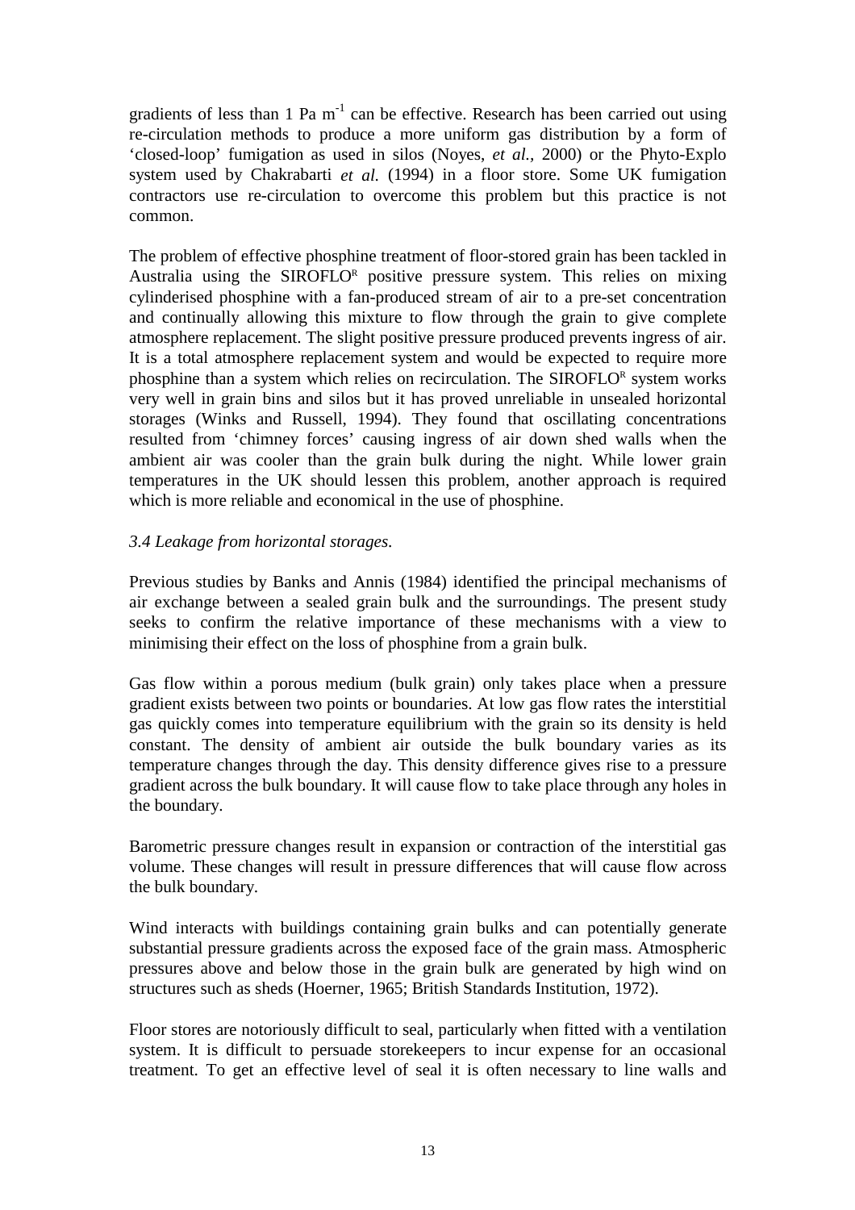gradients of less than 1 Pa $m^{-1}$ can be effective. Research has been carried out using re-circulation methods to produce a more uniform gas distribution by a form of 'closed-loop' fumigation as used in silos (Noyes, *et al.*, 2000) or the Phyto-Explo system used by Chakrabarti *et al.* (1994) in a floor store. Some UK fumigation contractors use re-circulation to overcome this problem but this practice is not common.

The problem of effective phosphine treatment of floor-stored grain has been tackled in Australia using the SIROFLO[R] positive pressure system. This relies on mixing cylinderised phosphine with a fan-produced stream of air to a pre-set concentration and continually allowing this mixture to flow through the grain to give complete atmosphere replacement. The slight positive pressure produced prevents ingress of air. It is a total atmosphere replacement system and would be expected to require more phosphine than a system which relies on recirculation. The SIROFLO[R] system works very well in grain bins and silos but it has proved unreliable in unsealed horizontal storages (Winks and Russell, 1994). They found that oscillating concentrations resulted from 'chimney forces' causing ingress of air down shed walls when the ambient air was cooler than the grain bulk during the night. While lower grain temperatures in the UK should lessen this problem, another approach is required which is more reliable and economical in the use of phosphine.

*3.4 Leakage from horizontal storages.*

Previous studies by Banks and Annis (1984) identified the principal mechanisms of air exchange between a sealed grain bulk and the surroundings. The present study seeks to confirm the relative importance of these mechanisms with a view to minimising their effect on the loss of phosphine from a grain bulk.

Gas flow within a porous medium (bulk grain) only takes place when a pressure gradient exists between two points or boundaries. At low gas flow rates the interstitial gas quickly comes into temperature equilibrium with the grain so its density is held constant. The density of ambient air outside the bulk boundary varies as its temperature changes through the day. This density difference gives rise to a pressure gradient across the bulk boundary. It will cause flow to take place through any holes in the boundary.

Barometric pressure changes result in expansion or contraction of the interstitial gas volume. These changes will result in pressure differences that will cause flow across the bulk boundary.

Wind interacts with buildings containing grain bulks and can potentially generate substantial pressure gradients across the exposed face of the grain mass. Atmospheric pressures above and below those in the grain bulk are generated by high wind on structures such as sheds (Hoerner, 1965; British Standards Institution, 1972).

Floor stores are notoriously difficult to seal, particularly when fitted with a ventilation system. It is difficult to persuade storekeepers to incur expense for an occasional treatment. To get an effective level of seal it is often necessary to line walls and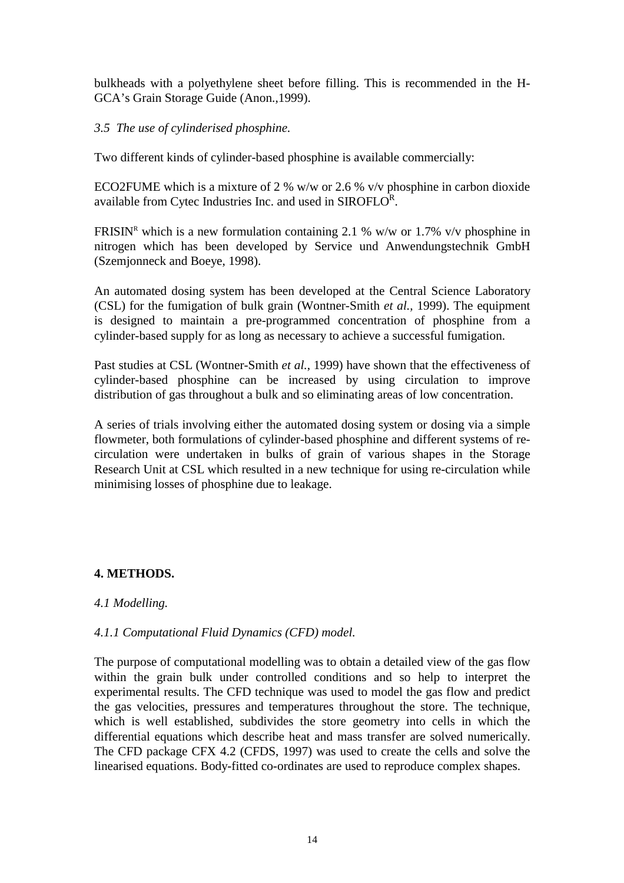bulkheads with a polyethylene sheet before filling. This is recommended in the H-GCA's Grain Storage Guide (Anon.,1999).

*3.5 The use of cylinderised phosphine.*

Two different kinds of cylinder-based phosphine is available commercially:

ECO2FUME which is a mixture of 2 % w/w or 2.6 % v/v phosphine in carbon dioxide available from Cytec Industries Inc. and used in SIROFLO[R].

FRISIN[R] which is a new formulation containing 2.1 % w/w or 1.7% v/v phosphine in nitrogen which has been developed by Service und Anwendungstechnik GmbH (Szemjonneck and Boeye, 1998).

An automated dosing system has been developed at the Central Science Laboratory (CSL) for the fumigation of bulk grain (Wontner-Smith *et al.*, 1999). The equipment is designed to maintain a pre-programmed concentration of phosphine from a cylinder-based supply for as long as necessary to achieve a successful fumigation.

Past studies at CSL (Wontner-Smith *et al.*, 1999) have shown that the effectiveness of cylinder-based phosphine can be increased by using circulation to improve distribution of gas throughout a bulk and so eliminating areas of low concentration.

A series of trials involving either the automated dosing system or dosing via a simple flowmeter, both formulations of cylinder-based phosphine and different systems of re-circulation were undertaken in bulks of grain of various shapes in the Storage Research Unit at CSL which resulted in a new technique for using re-circulation while minimising losses of phosphine due to leakage.

## 4. METHODS.

*4.1 Modelling.*

*4.1.1 Computational Fluid Dynamics (CFD) model.*

The purpose of computational modelling was to obtain a detailed view of the gas flow within the grain bulk under controlled conditions and so help to interpret the experimental results. The CFD technique was used to model the gas flow and predict the gas velocities, pressures and temperatures throughout the store. The technique, which is well established, subdivides the store geometry into cells in which the differential equations which describe heat and mass transfer are solved numerically. The CFD package CFX 4.2 (CFDS, 1997) was used to create the cells and solve the linearised equations. Body-fitted co-ordinates are used to reproduce complex shapes.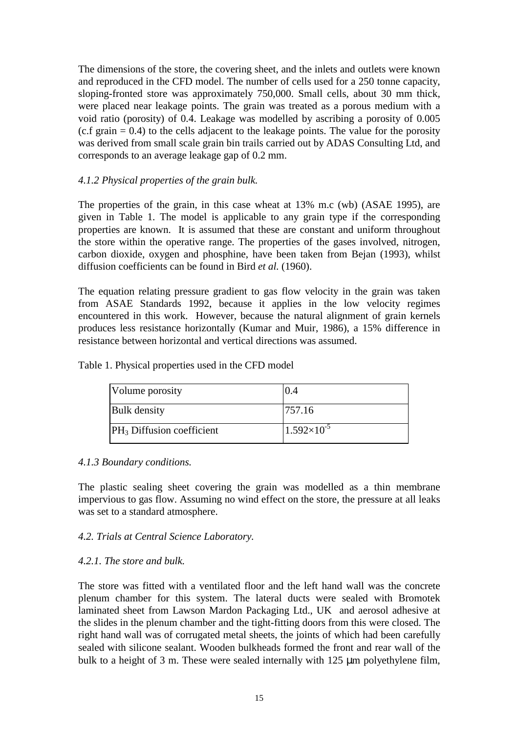The dimensions of the store, the covering sheet, and the inlets and outlets were known and reproduced in the CFD model. The number of cells used for a 250 tonne capacity, sloping-fronted store was approximately 750,000. Small cells, about 30 mm thick, were placed near leakage points. The grain was treated as a porous medium with a void ratio (porosity) of 0.4. Leakage was modelled by ascribing a porosity of 0.005 (c.f grain = 0.4) to the cells adjacent to the leakage points. The value for the porosity was derived from small scale grain bin trails carried out by ADAS Consulting Ltd, and corresponds to an average leakage gap of 0.2 mm.

*4.1.2 Physical properties of the grain bulk.*

The properties of the grain, in this case wheat at 13% m.c (wb) (ASAE 1995), are given in Table 1. The model is applicable to any grain type if the corresponding properties are known. It is assumed that these are constant and uniform throughout the store within the operative range. The properties of the gases involved, nitrogen, carbon dioxide, oxygen and phosphine, have been taken from Bejan (1993), whilst diffusion coefficients can be found in Bird *et al.* (1960).

The equation relating pressure gradient to gas flow velocity in the grain was taken from ASAE Standards 1992, because it applies in the low velocity regimes encountered in this work. However, because the natural alignment of grain kernels produces less resistance horizontally (Kumar and Muir, 1986), a 15% difference in resistance between horizontal and vertical directions was assumed.

Table 1. Physical properties used in the CFD model

| | |
|---|---|
| Volume porosity | 0.4 |
| Bulk density | 757.16 |
| $PH_3$ Diffusion coefficient | $1.592\times10^{-5}$ |

*4.1.3 Boundary conditions.*

The plastic sealing sheet covering the grain was modelled as a thin membrane impervious to gas flow. Assuming no wind effect on the store, the pressure at all leaks was set to a standard atmosphere.

*4.2. Trials at Central Science Laboratory.*

*4.2.1. The store and bulk.*

The store was fitted with a ventilated floor and the left hand wall was the concrete plenum chamber for this system. The lateral ducts were sealed with Bromotek laminated sheet from Lawson Mardon Packaging Ltd., UK and aerosol adhesive at the slides in the plenum chamber and the tight-fitting doors from this were closed. The right hand wall was of corrugated metal sheets, the joints of which had been carefully sealed with silicone sealant. Wooden bulkheads formed the front and rear wall of the bulk to a height of 3 m. These were sealed internally with 125 μm polyethylene film,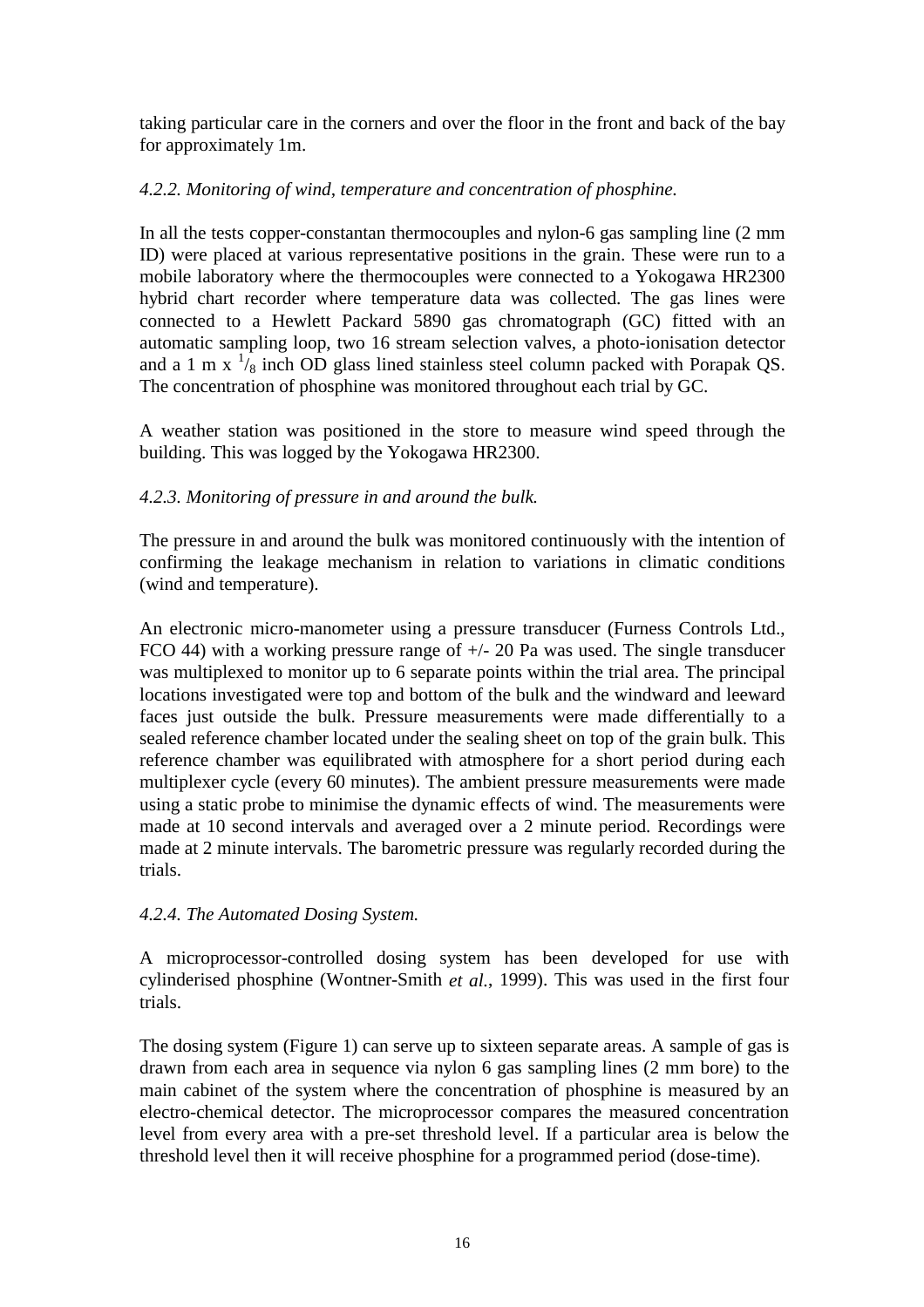taking particular care in the corners and over the floor in the front and back of the bay for approximately 1m.

*4.2.2. Monitoring of wind, temperature and concentration of phosphine.*

In all the tests copper-constantan thermocouples and nylon-6 gas sampling line (2 mm ID) were placed at various representative positions in the grain. These were run to a mobile laboratory where the thermocouples were connected to a Yokogawa HR2300 hybrid chart recorder where temperature data was collected. The gas lines were connected to a Hewlett Packard 5890 gas chromatograph (GC) fitted with an automatic sampling loop, two 16 stream selection valves, a photo-ionisation detector and a 1 m x $^{1}/_{8}$ inch OD glass lined stainless steel column packed with Porapak QS. The concentration of phosphine was monitored throughout each trial by GC.

A weather station was positioned in the store to measure wind speed through the building. This was logged by the Yokogawa HR2300.

*4.2.3. Monitoring of pressure in and around the bulk.*

The pressure in and around the bulk was monitored continuously with the intention of confirming the leakage mechanism in relation to variations in climatic conditions (wind and temperature).

An electronic micro-manometer using a pressure transducer (Furness Controls Ltd., FCO 44) with a working pressure range of +/- 20 Pa was used. The single transducer was multiplexed to monitor up to 6 separate points within the trial area. The principal locations investigated were top and bottom of the bulk and the windward and leeward faces just outside the bulk. Pressure measurements were made differentially to a sealed reference chamber located under the sealing sheet on top of the grain bulk. This reference chamber was equilibrated with atmosphere for a short period during each multiplexer cycle (every 60 minutes). The ambient pressure measurements were made using a static probe to minimise the dynamic effects of wind. The measurements were made at 10 second intervals and averaged over a 2 minute period. Recordings were made at 2 minute intervals. The barometric pressure was regularly recorded during the trials.

*4.2.4. The Automated Dosing System.*

A microprocessor-controlled dosing system has been developed for use with cylinderised phosphine (Wontner-Smith *et al.*, 1999). This was used in the first four trials.

The dosing system (Figure 1) can serve up to sixteen separate areas. A sample of gas is drawn from each area in sequence via nylon 6 gas sampling lines (2 mm bore) to the main cabinet of the system where the concentration of phosphine is measured by an electro-chemical detector. The microprocessor compares the measured concentration level from every area with a pre-set threshold level. If a particular area is below the threshold level then it will receive phosphine for a programmed period (dose-time).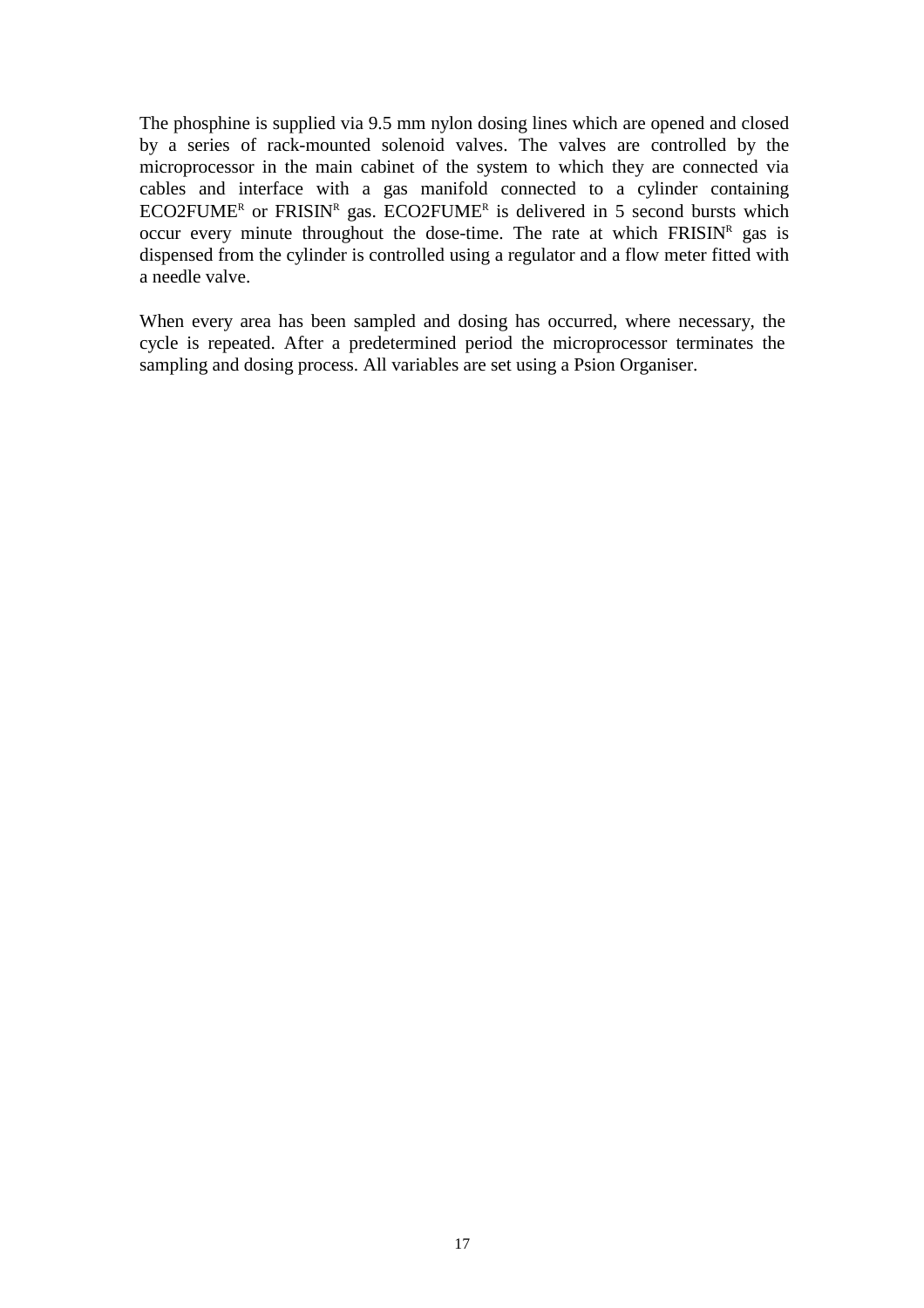The phosphine is supplied via 9.5 mm nylon dosing lines which are opened and closed by a series of rack-mounted solenoid valves. The valves are controlled by the microprocessor in the main cabinet of the system to which they are connected via cables and interface with a gas manifold connected to a cylinder containing ECO2FUME[R] or FRISIN[R] gas. ECO2FUME[R] is delivered in 5 second bursts which occur every minute throughout the dose-time. The rate at which FRISIN[R] gas is dispensed from the cylinder is controlled using a regulator and a flow meter fitted with a needle valve.

When every area has been sampled and dosing has occurred, where necessary, the cycle is repeated. After a predetermined period the microprocessor terminates the sampling and dosing process. All variables are set using a Psion Organiser.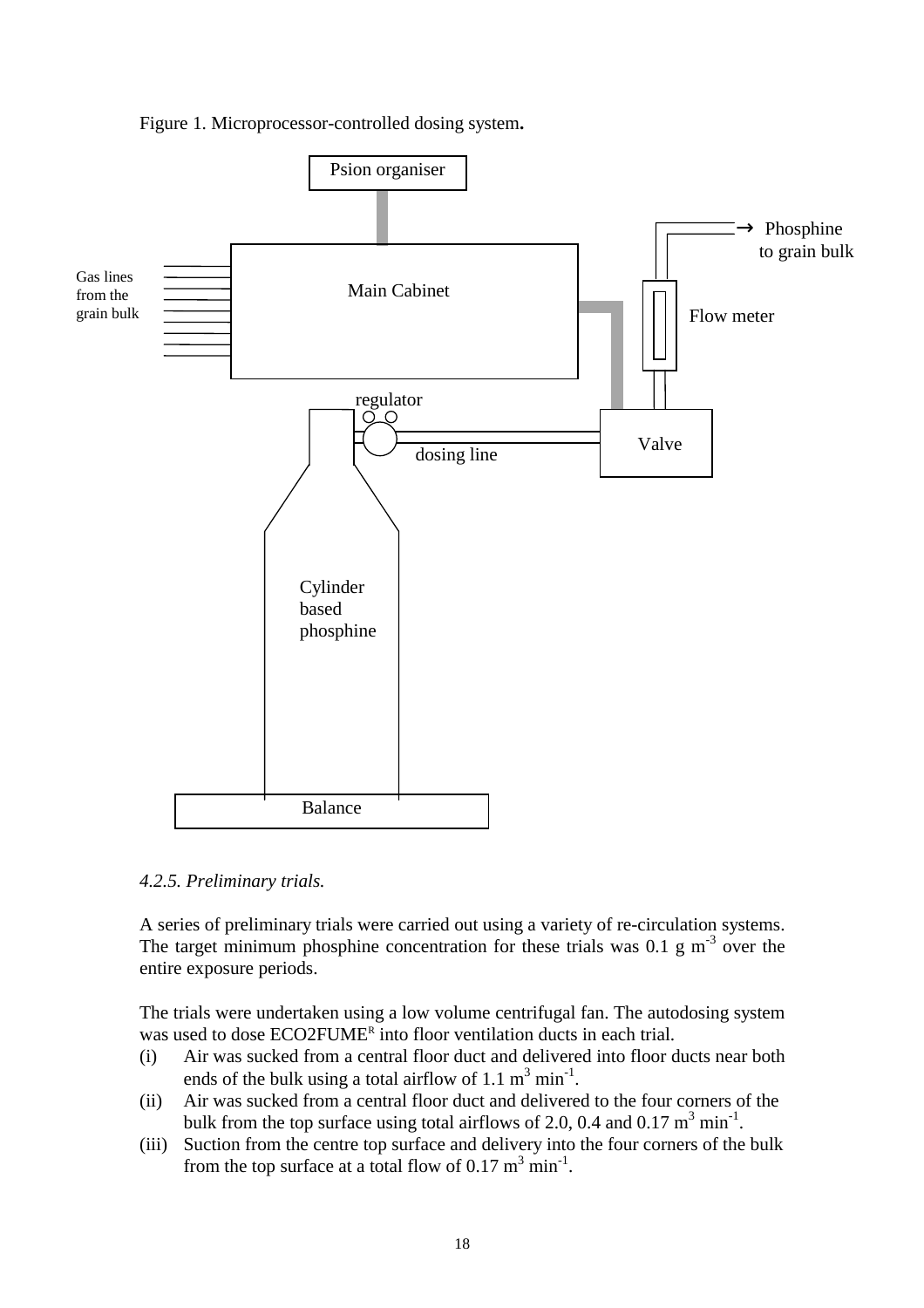Figure 1. Microprocessor-controlled dosing system**.**

Psion organiser

Main Cabinet

Gas lines from the grain bulk

Phosphine to grain bulk

Flow meter

regulator

dosing line

Valve

Cylinder based phosphine

Balance

*4.2.5. Preliminary trials.*

A series of preliminary trials were carried out using a variety of re-circulation systems. The target minimum phosphine concentration for these trials was 0.1 g $m^{-3}$ over the entire exposure periods.

The trials were undertaken using a low volume centrifugal fan. The autodosing system was used to dose ECO2FUME[R] into floor ventilation ducts in each trial.

(i) Air was sucked from a central floor duct and delivered into floor ducts near both ends of the bulk using a total airflow of 1.1 $m^3$ $min^{-1}$.

(ii) Air was sucked from a central floor duct and delivered to the four corners of the bulk from the top surface using total airflows of 2.0, 0.4 and 0.17 $m^3$ $min^{-1}$.

(iii) Suction from the centre top surface and delivery into the four corners of the bulk from the top surface at a total flow of 0.17 $m^3$ $min^{-1}$.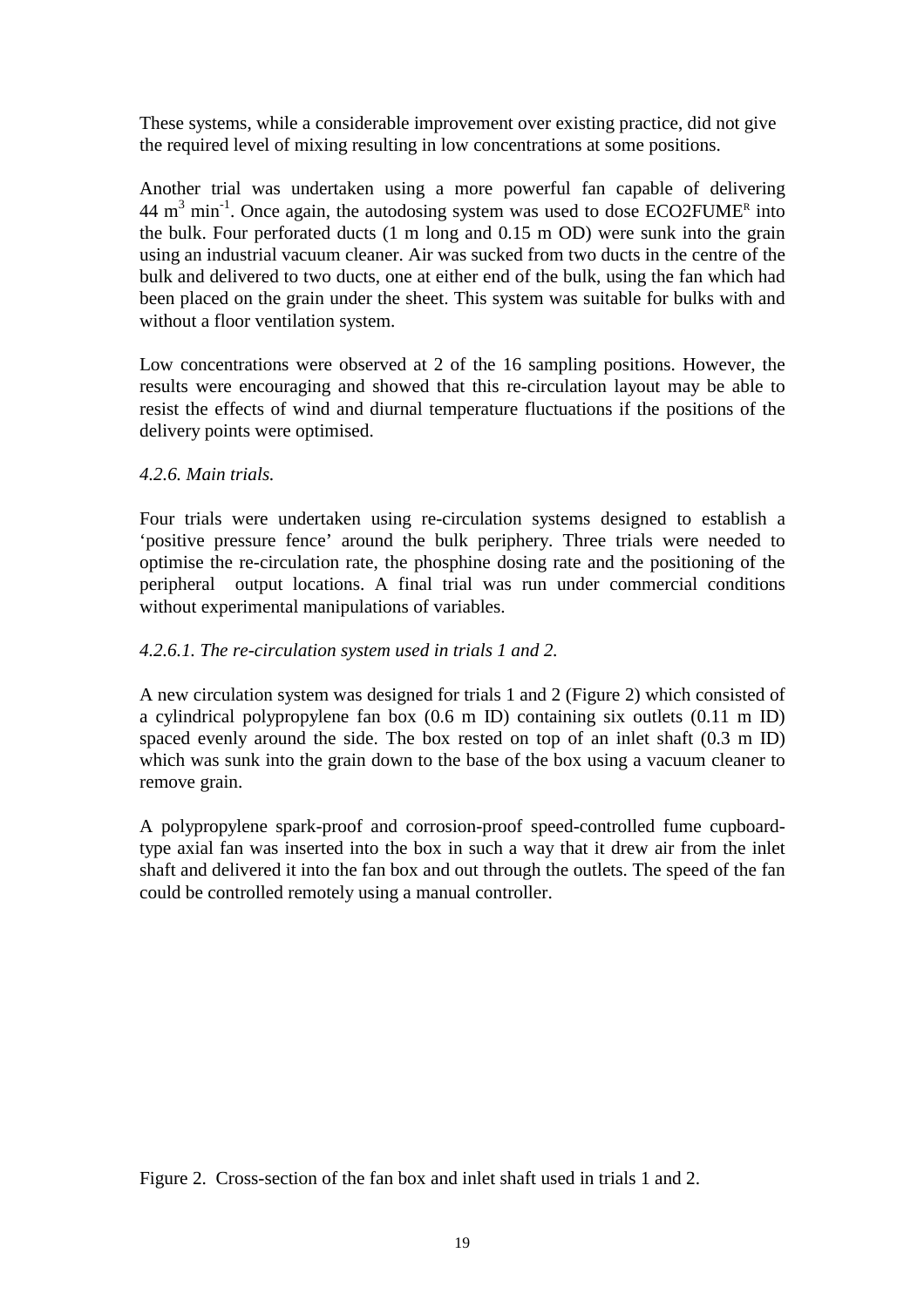These systems, while a considerable improvement over existing practice, did not give the required level of mixing resulting in low concentrations at some positions.

Another trial was undertaken using a more powerful fan capable of delivering 44 $m^3$ $min^{-1}$. Once again, the autodosing system was used to dose ECO2FUME[R] into the bulk. Four perforated ducts (1 m long and 0.15 m OD) were sunk into the grain using an industrial vacuum cleaner. Air was sucked from two ducts in the centre of the bulk and delivered to two ducts, one at either end of the bulk, using the fan which had been placed on the grain under the sheet. This system was suitable for bulks with and without a floor ventilation system.

Low concentrations were observed at 2 of the 16 sampling positions. However, the results were encouraging and showed that this re-circulation layout may be able to resist the effects of wind and diurnal temperature fluctuations if the positions of the delivery points were optimised.

*4.2.6. Main trials.*

Four trials were undertaken using re-circulation systems designed to establish a 'positive pressure fence' around the bulk periphery. Three trials were needed to optimise the re-circulation rate, the phosphine dosing rate and the positioning of the peripheral output locations. A final trial was run under commercial conditions without experimental manipulations of variables.

*4.2.6.1. The re-circulation system used in trials 1 and 2.*

A new circulation system was designed for trials 1 and 2 (Figure 2) which consisted of a cylindrical polypropylene fan box (0.6 m ID) containing six outlets (0.11 m ID) spaced evenly around the side. The box rested on top of an inlet shaft (0.3 m ID) which was sunk into the grain down to the base of the box using a vacuum cleaner to remove grain.

A polypropylene spark-proof and corrosion-proof speed-controlled fume cupboard-type axial fan was inserted into the box in such a way that it drew air from the inlet shaft and delivered it into the fan box and out through the outlets. The speed of the fan could be controlled remotely using a manual controller.

Figure 2. Cross-section of the fan box and inlet shaft used in trials 1 and 2.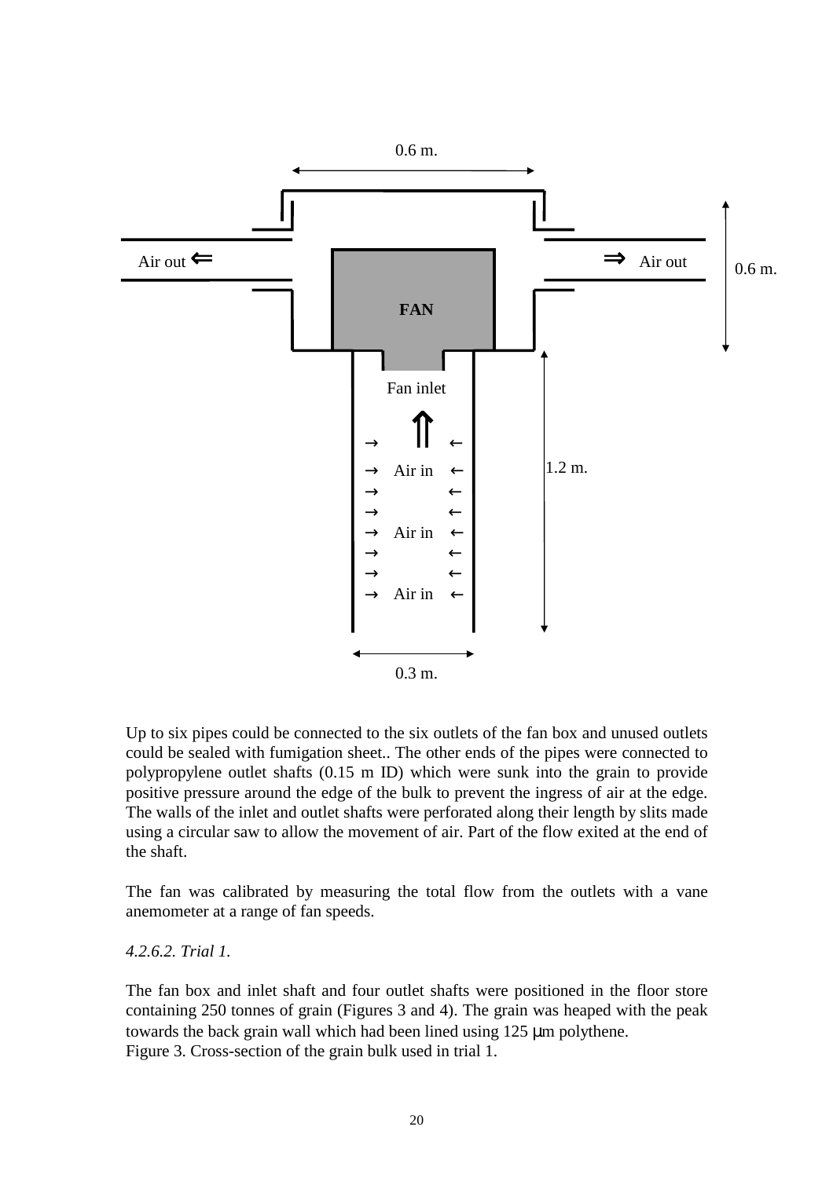Up to six pipes could be connected to the six outlets of the fan box and unused outlets could be sealed with fumigation sheet.. The other ends of the pipes were connected to polypropylene outlet shafts (0.15 m ID) which were sunk into the grain to provide positive pressure around the edge of the bulk to prevent the ingress of air at the edge. The walls of the inlet and outlet shafts were perforated along their length by slits made using a circular saw to allow the movement of air. Part of the flow exited at the end of the shaft.

The fan was calibrated by measuring the total flow from the outlets with a vane anemometer at a range of fan speeds.

*4.2.6.2. Trial 1.*

The fan box and inlet shaft and four outlet shafts were positioned in the floor store containing 250 tonnes of grain (Figures 3 and 4). The grain was heaped with the peak towards the back grain wall which had been lined using 125 μm polythene.

Figure 3. Cross-section of the grain bulk used in trial 1.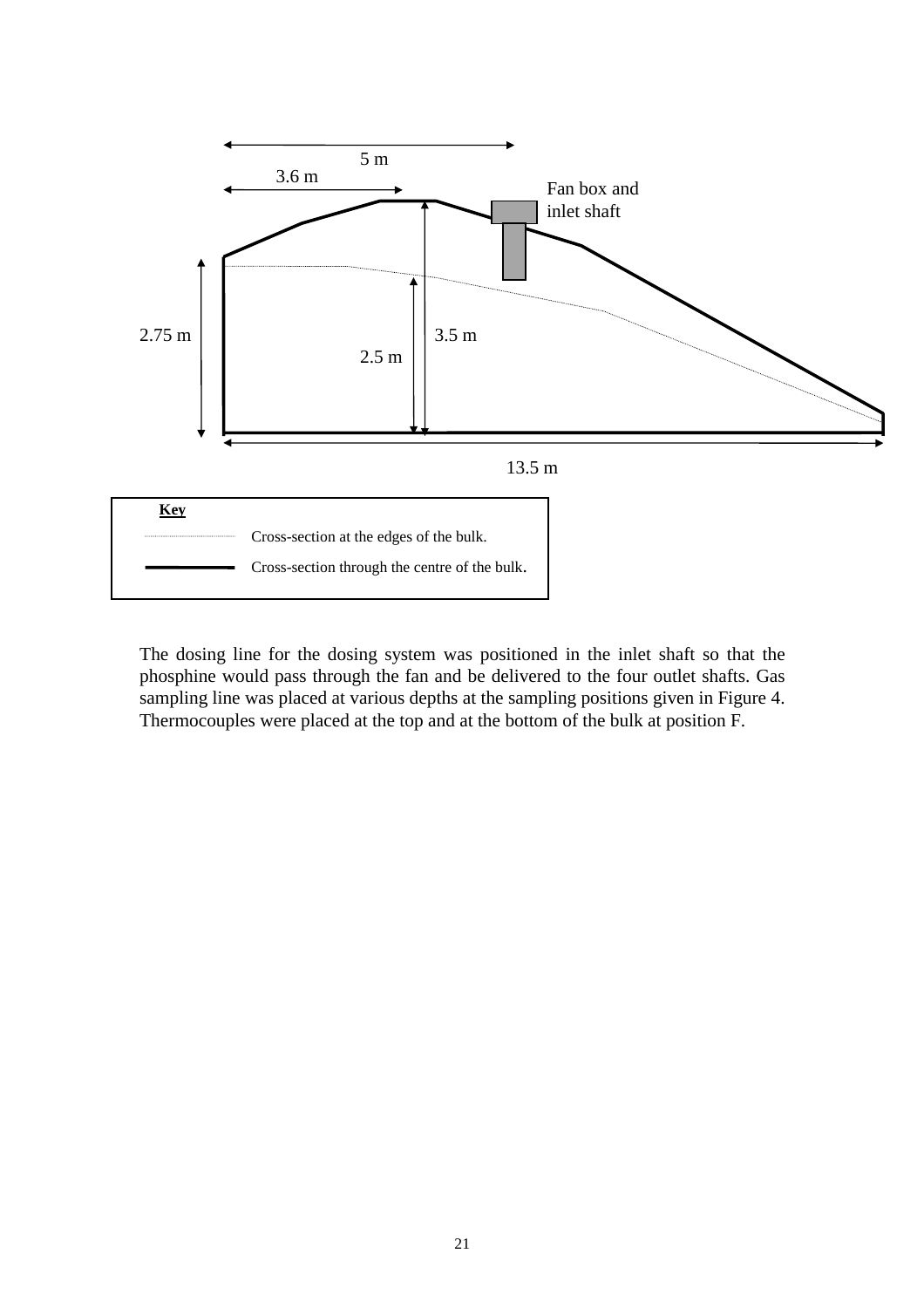The dosing line for the dosing system was positioned in the inlet shaft so that the phosphine would pass through the fan and be delivered to the four outlet shafts. Gas sampling line was placed at various depths at the sampling positions given in Figure 4. Thermocouples were placed at the top and at the bottom of the bulk at position F.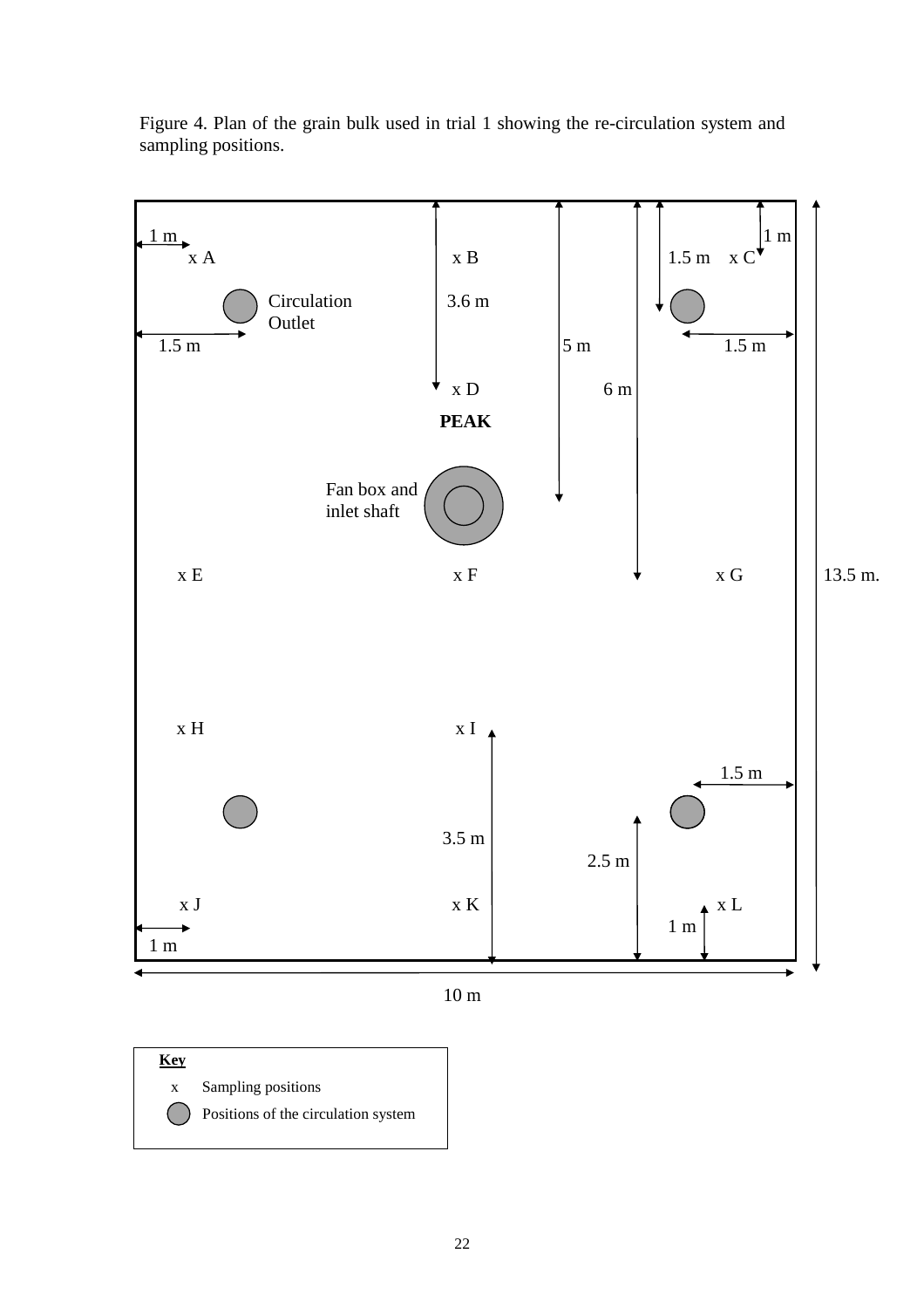Figure 4. Plan of the grain bulk used in trial 1 showing the re-circulation system and sampling positions.

1 m
x A
x B
1.5 m
x C
1 m
Circulation Outlet
3.6 m
1.5 m
5 m
1.5 m
x D
6 m
**PEAK**
Fan box and inlet shaft
x E
x F
x G
13.5 m.
x H
x I
1.5 m
3.5 m
2.5 m
x J
x K
x L
1 m
1 m
10 m

**Key**

x Sampling positions

Positions of the circulation system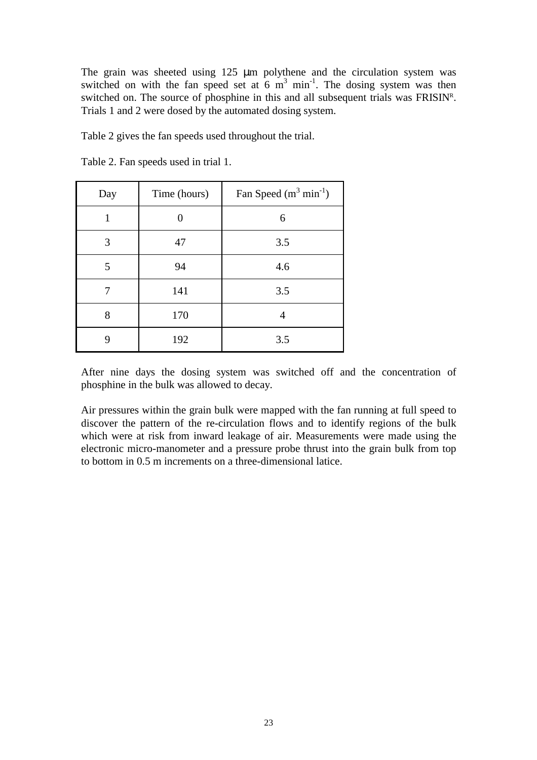The grain was sheeted using 125 μm polythene and the circulation system was switched on with the fan speed set at 6 $m^3$ $min^{-1}$. The dosing system was then switched on. The source of phosphine in this and all subsequent trials was FRISIN[R]. Trials 1 and 2 were dosed by the automated dosing system.

Table 2 gives the fan speeds used throughout the trial.

Table 2. Fan speeds used in trial 1.

| Day | Time (hours) | Fan Speed ($m^3$ $min^{-1}$) |
|---|---|---|
| 1 | 0 | 6 |
| 3 | 47 | 3.5 |
| 5 | 94 | 4.6 |
| 7 | 141 | 3.5 |
| 8 | 170 | 4 |
| 9 | 192 | 3.5 |

After nine days the dosing system was switched off and the concentration of phosphine in the bulk was allowed to decay.

Air pressures within the grain bulk were mapped with the fan running at full speed to discover the pattern of the re-circulation flows and to identify regions of the bulk which were at risk from inward leakage of air. Measurements were made using the electronic micro-manometer and a pressure probe thrust into the grain bulk from top to bottom in 0.5 m increments on a three-dimensional latice.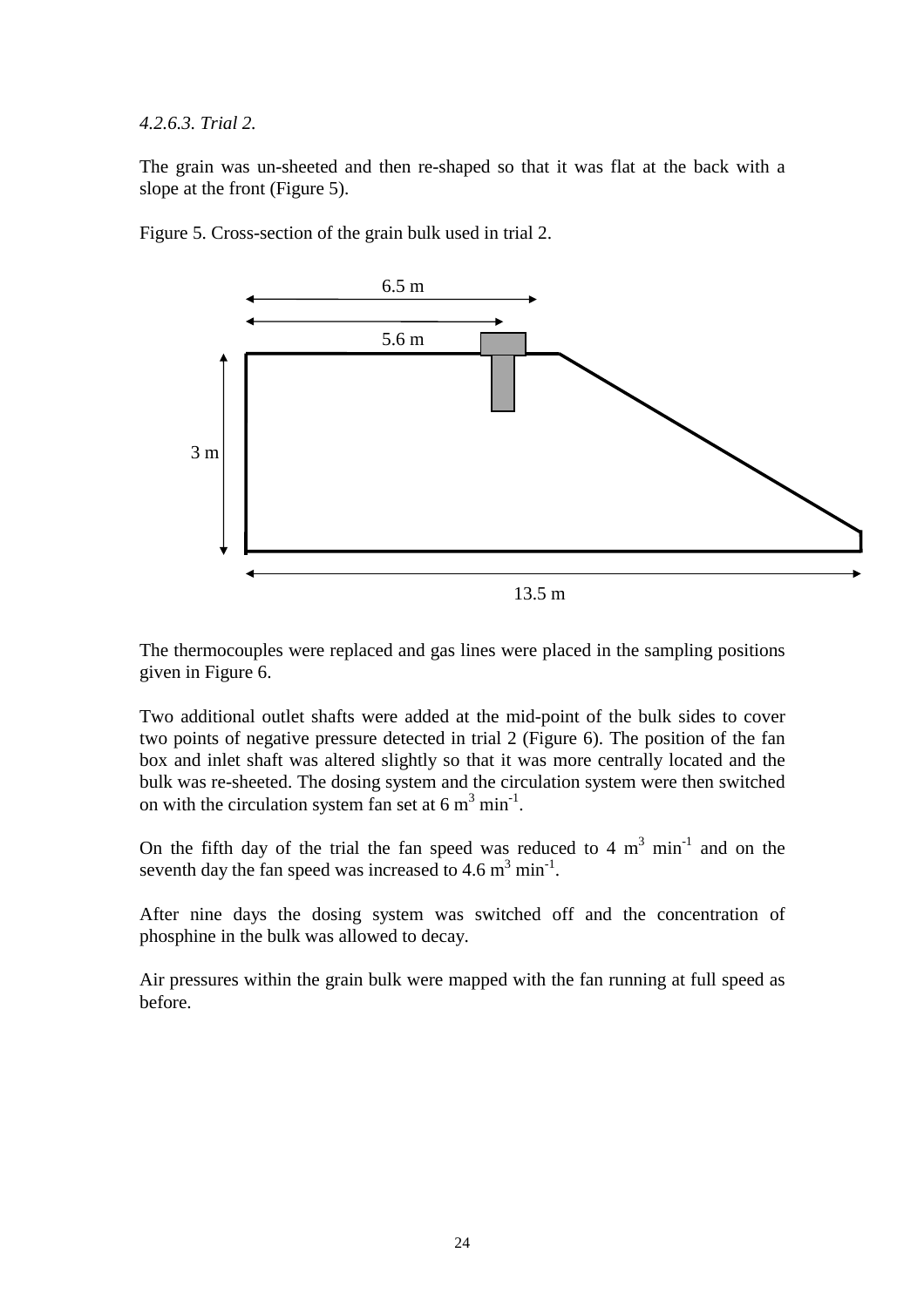*4.2.6.3. Trial 2.*

The grain was un-sheeted and then re-shaped so that it was flat at the back with a slope at the front (Figure 5).

Figure 5. Cross-section of the grain bulk used in trial 2.

The thermocouples were replaced and gas lines were placed in the sampling positions given in Figure 6.

Two additional outlet shafts were added at the mid-point of the bulk sides to cover two points of negative pressure detected in trial 2 (Figure 6). The position of the fan box and inlet shaft was altered slightly so that it was more centrally located and the bulk was re-sheeted. The dosing system and the circulation system were then switched on with the circulation system fan set at 6 $m^3$ $min^{-1}$.

On the fifth day of the trial the fan speed was reduced to 4 $m^3$ $min^{-1}$ and on the seventh day the fan speed was increased to 4.6 $m^3$ $min^{-1}$.

After nine days the dosing system was switched off and the concentration of phosphine in the bulk was allowed to decay.

Air pressures within the grain bulk were mapped with the fan running at full speed as before.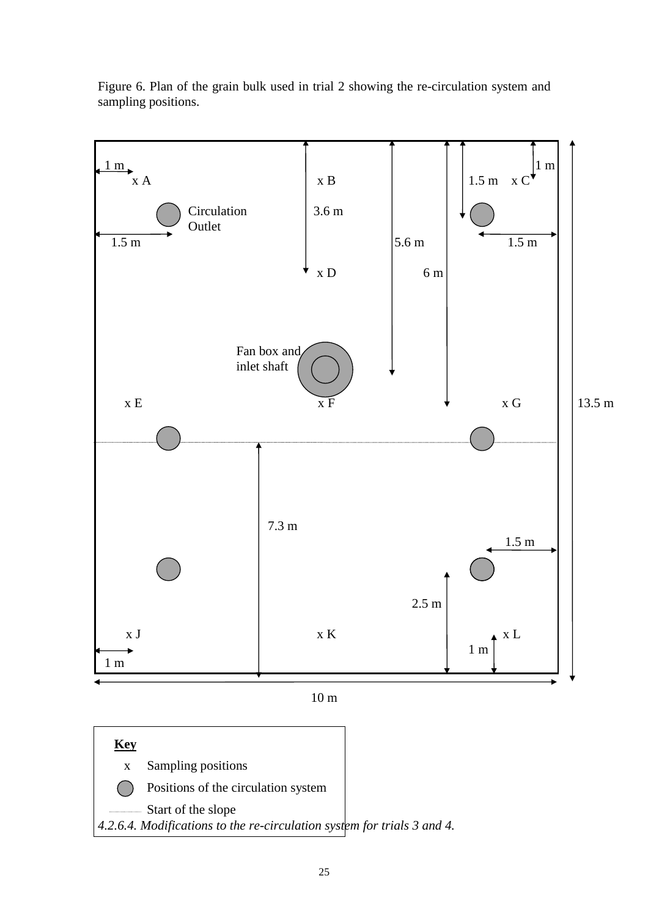Figure 6. Plan of the grain bulk used in trial 2 showing the re-circulation system and sampling positions.

1 m

x A

x B

1.5 m

x C

1 m

Circulation Outlet

3.6 m

1.5 m

5.6 m

1.5 m

x D

6 m

Fan box and inlet shaft

x E

x F

x G

13.5 m

7.3 m

1.5 m

2.5 m

x J

x K

x L

1 m

1 m

10 m

**Key**

x Sampling positions

Positions of the circulation system

Start of the slope

*4.2.6.4. Modifications to the re-circulation system for trials 3 and 4.*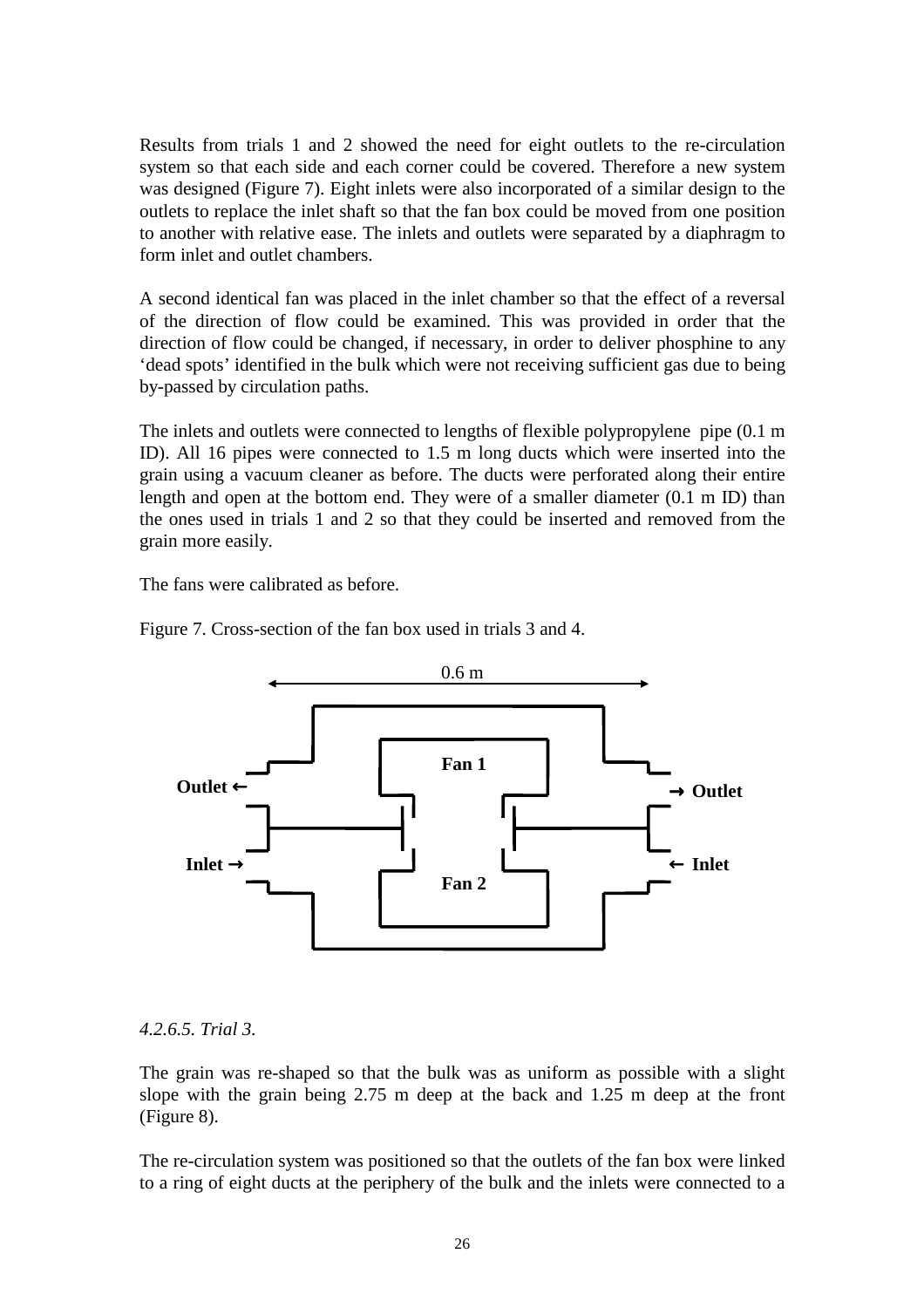Results from trials 1 and 2 showed the need for eight outlets to the re-circulation system so that each side and each corner could be covered. Therefore a new system was designed (Figure 7). Eight inlets were also incorporated of a similar design to the outlets to replace the inlet shaft so that the fan box could be moved from one position to another with relative ease. The inlets and outlets were separated by a diaphragm to form inlet and outlet chambers.

A second identical fan was placed in the inlet chamber so that the effect of a reversal of the direction of flow could be examined. This was provided in order that the direction of flow could be changed, if necessary, in order to deliver phosphine to any 'dead spots' identified in the bulk which were not receiving sufficient gas due to being by-passed by circulation paths.

The inlets and outlets were connected to lengths of flexible polypropylene pipe (0.1 m ID). All 16 pipes were connected to 1.5 m long ducts which were inserted into the grain using a vacuum cleaner as before. The ducts were perforated along their entire length and open at the bottom end. They were of a smaller diameter (0.1 m ID) than the ones used in trials 1 and 2 so that they could be inserted and removed from the grain more easily.

The fans were calibrated as before.

Figure 7. Cross-section of the fan box used in trials 3 and 4.

0.6 m

Fan 1

Outlet ← → Outlet

Inlet → ← Inlet

Fan 2

*4.2.6.5. Trial 3.*

The grain was re-shaped so that the bulk was as uniform as possible with a slight slope with the grain being 2.75 m deep at the back and 1.25 m deep at the front (Figure 8).

The re-circulation system was positioned so that the outlets of the fan box were linked to a ring of eight ducts at the periphery of the bulk and the inlets were connected to a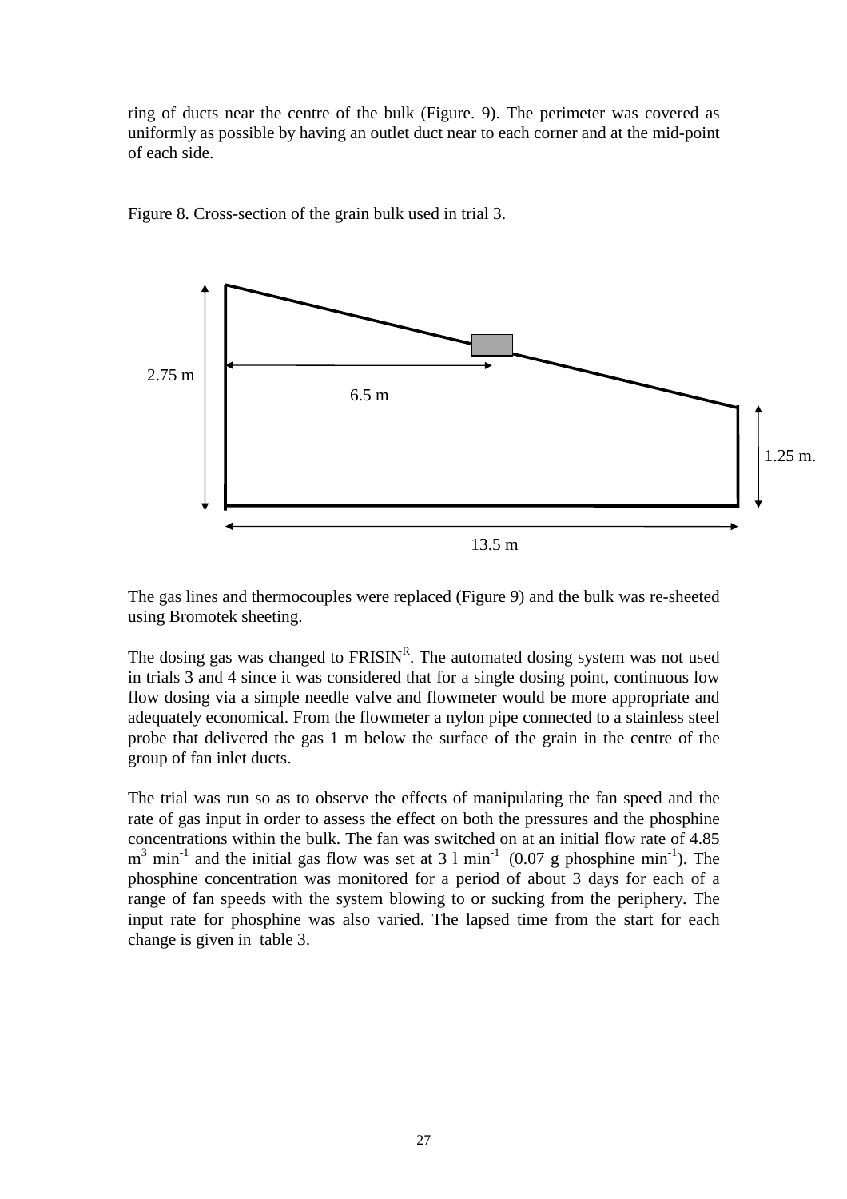ring of ducts near the centre of the bulk (Figure. 9). The perimeter was covered as uniformly as possible by having an outlet duct near to each corner and at the mid-point of each side.

Figure 8. Cross-section of the grain bulk used in trial 3.

2.75 m

6.5 m

1.25 m.

13.5 m

The gas lines and thermocouples were replaced (Figure 9) and the bulk was re-sheeted using Bromotek sheeting.

The dosing gas was changed to FRISIN[R]. The automated dosing system was not used in trials 3 and 4 since it was considered that for a single dosing point, continuous low flow dosing via a simple needle valve and flowmeter would be more appropriate and adequately economical. From the flowmeter a nylon pipe connected to a stainless steel probe that delivered the gas 1 m below the surface of the grain in the centre of the group of fan inlet ducts.

The trial was run so as to observe the effects of manipulating the fan speed and the rate of gas input in order to assess the effect on both the pressures and the phosphine concentrations within the bulk. The fan was switched on at an initial flow rate of 4.85 $m^3$ $min^{-1}$ and the initial gas flow was set at 3 l $min^{-1}$ (0.07 g phosphine $min^{-1}$). The phosphine concentration was monitored for a period of about 3 days for each of a range of fan speeds with the system blowing to or sucking from the periphery. The input rate for phosphine was also varied. The lapsed time from the start for each change is given in table 3.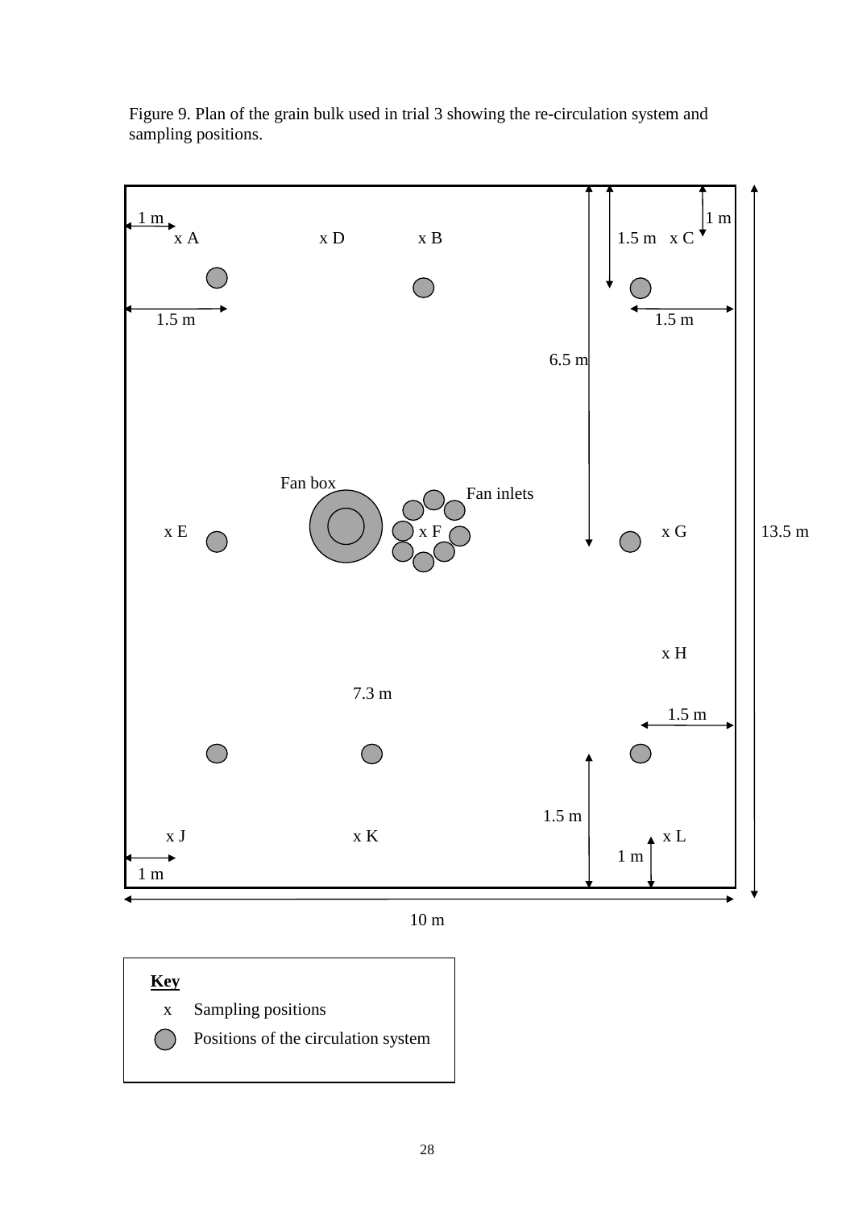Figure 9. Plan of the grain bulk used in trial 3 showing the re-circulation system and sampling positions.

1 m

x A x D x B 1.5 m x C 1 m

1.5 m 1.5 m

6.5 m

Fan box Fan inlets

x E x F x G 13.5 m

x H

7.3 m 1.5 m

1.5 m

x J x K x L

1 m 1 m

10 m

**Key**

x Sampling positions

Positions of the circulation system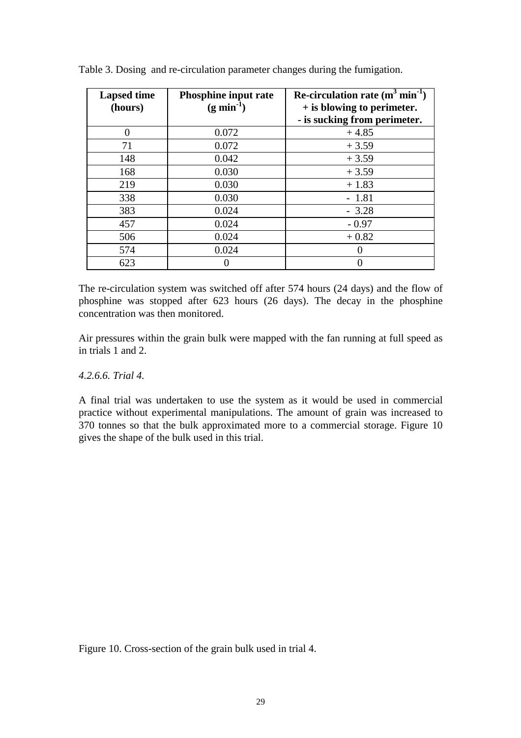Table 3. Dosing and re-circulation parameter changes during the fumigation.

| **Lapsed time (hours)** | **Phosphine input rate ($g\ min^{-1}$)** | **Re-circulation rate ($m^3\ min^{-1}$) + is blowing to perimeter. - is sucking from perimeter.** |
|---|---|---|
| 0 | 0.072 | + 4.85 |
| 71 | 0.072 | + 3.59 |
| 148 | 0.042 | + 3.59 |
| 168 | 0.030 | + 3.59 |
| 219 | 0.030 | + 1.83 |
| 338 | 0.030 | - 1.81 |
| 383 | 0.024 | - 3.28 |
| 457 | 0.024 | - 0.97 |
| 506 | 0.024 | + 0.82 |
| 574 | 0.024 | 0 |
| 623 | 0 | 0 |

The re-circulation system was switched off after 574 hours (24 days) and the flow of phosphine was stopped after 623 hours (26 days). The decay in the phosphine concentration was then monitored.

Air pressures within the grain bulk were mapped with the fan running at full speed as in trials 1 and 2.

*4.2.6.6. Trial 4.*

A final trial was undertaken to use the system as it would be used in commercial practice without experimental manipulations. The amount of grain was increased to 370 tonnes so that the bulk approximated more to a commercial storage. Figure 10 gives the shape of the bulk used in this trial.

Figure 10. Cross-section of the grain bulk used in trial 4.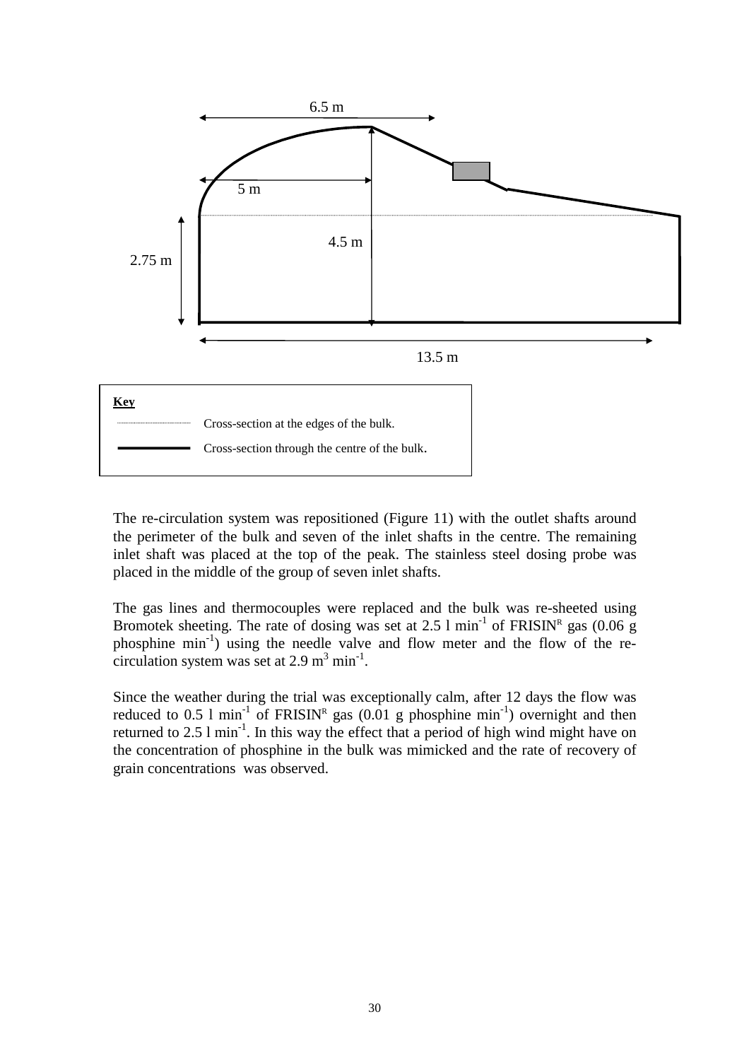6.5 m

5 m

4.5 m

2.75 m

13.5 m

**Key**

Cross-section at the edges of the bulk.

Cross-section through the centre of the bulk.

The re-circulation system was repositioned (Figure 11) with the outlet shafts around the perimeter of the bulk and seven of the inlet shafts in the centre. The remaining inlet shaft was placed at the top of the peak. The stainless steel dosing probe was placed in the middle of the group of seven inlet shafts.

The gas lines and thermocouples were replaced and the bulk was re-sheeted using Bromotek sheeting. The rate of dosing was set at 2.5 l $min^{-1}$ of FRISIN[R] gas (0.06 g phosphine $min^{-1}$) using the needle valve and flow meter and the flow of the re-circulation system was set at 2.9 $m^3$ $min^{-1}$.

Since the weather during the trial was exceptionally calm, after 12 days the flow was reduced to 0.5 l $min^{-1}$ of FRISIN[R] gas (0.01 g phosphine $min^{-1}$) overnight and then returned to 2.5 l $min^{-1}$. In this way the effect that a period of high wind might have on the concentration of phosphine in the bulk was mimicked and the rate of recovery of grain concentrations was observed.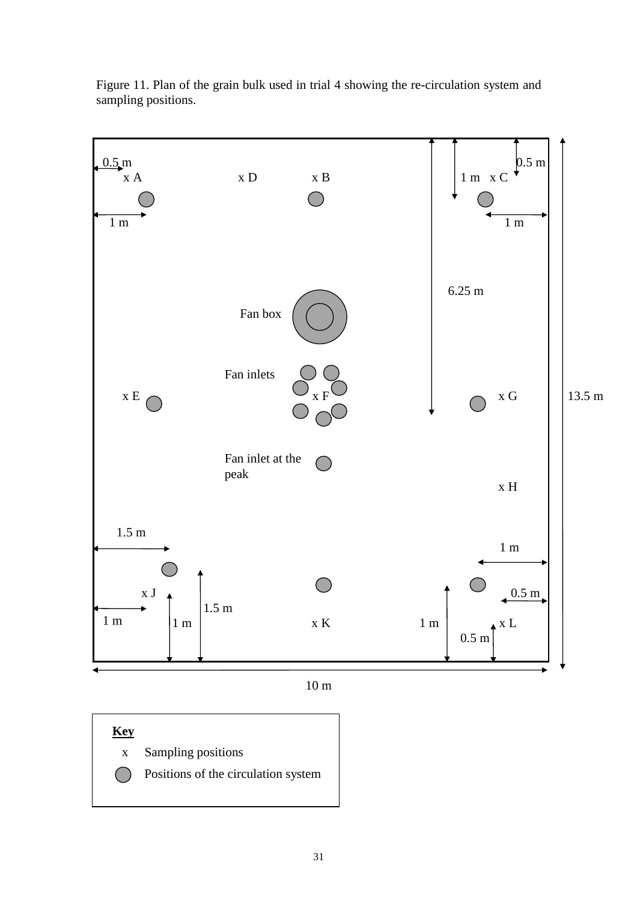Figure 11. Plan of the grain bulk used in trial 4 showing the re-circulation system and sampling positions.

x A x D x B x C

Fan box

Fan inlets

x E x F x G

Fan inlet at the peak

x H

x J x K x L

0.5 m, 1 m, 6.25 m, 13.5 m, 1.5 m, 0.5 m, 10 m

**Key**

x Sampling positions

● Positions of the circulation system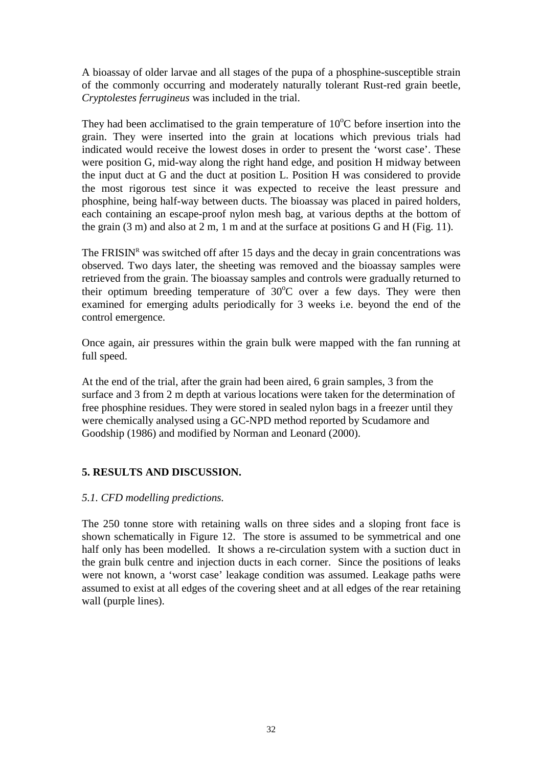A bioassay of older larvae and all stages of the pupa of a phosphine-susceptible strain of the commonly occurring and moderately naturally tolerant Rust-red grain beetle, *Cryptolestes ferrugineus* was included in the trial.

They had been acclimatised to the grain temperature of $10^{o}$C before insertion into the grain. They were inserted into the grain at locations which previous trials had indicated would receive the lowest doses in order to present the 'worst case'. These were position G, mid-way along the right hand edge, and position H midway between the input duct at G and the duct at position L. Position H was considered to provide the most rigorous test since it was expected to receive the least pressure and phosphine, being half-way between ducts. The bioassay was placed in paired holders, each containing an escape-proof nylon mesh bag, at various depths at the bottom of the grain (3 m) and also at 2 m, 1 m and at the surface at positions G and H (Fig. 11).

The FRISIN[R] was switched off after 15 days and the decay in grain concentrations was observed. Two days later, the sheeting was removed and the bioassay samples were retrieved from the grain. The bioassay samples and controls were gradually returned to their optimum breeding temperature of $30^{o}$C over a few days. They were then examined for emerging adults periodically for 3 weeks i.e. beyond the end of the control emergence.

Once again, air pressures within the grain bulk were mapped with the fan running at full speed.

At the end of the trial, after the grain had been aired, 6 grain samples, 3 from the surface and 3 from 2 m depth at various locations were taken for the determination of free phosphine residues. They were stored in sealed nylon bags in a freezer until they were chemically analysed using a GC-NPD method reported by Scudamore and Goodship (1986) and modified by Norman and Leonard (2000).

## 5. RESULTS AND DISCUSSION.

### *5.1. CFD modelling predictions.*

The 250 tonne store with retaining walls on three sides and a sloping front face is shown schematically in Figure 12. The store is assumed to be symmetrical and one half only has been modelled. It shows a re-circulation system with a suction duct in the grain bulk centre and injection ducts in each corner. Since the positions of leaks were not known, a 'worst case' leakage condition was assumed. Leakage paths were assumed to exist at all edges of the covering sheet and at all edges of the rear retaining wall (purple lines).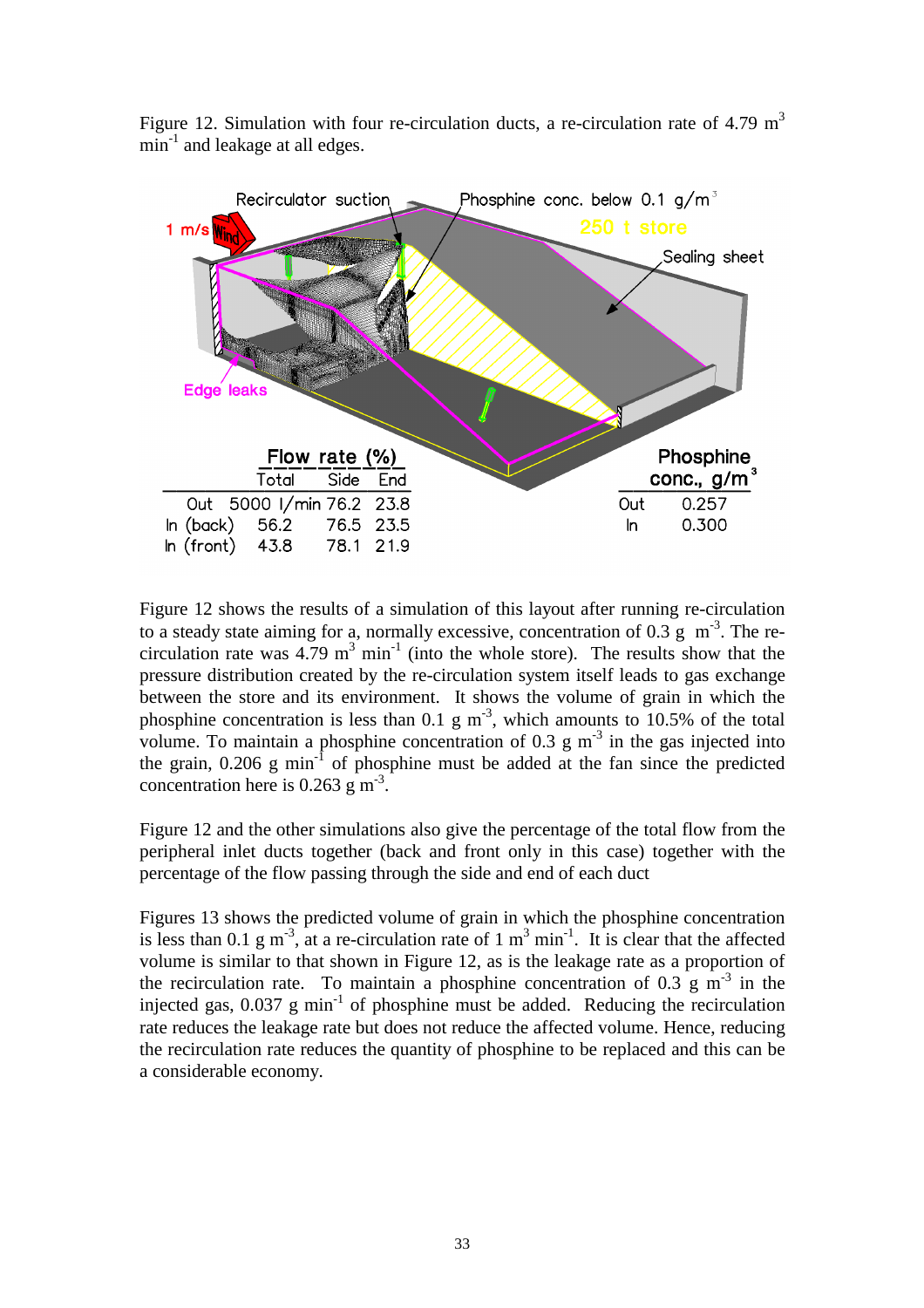Figure 12. Simulation with four re-circulation ducts, a re-circulation rate of 4.79 $m^3$ $min^{-1}$ and leakage at all edges.

| | Flow rate (%) | | |
|---|---|---|---|
| | Total | Side | End |
| Out | 5000 l/min | 76.2 | 23.8 |
| In (back) | 56.2 | 76.5 | 23.5 |
| In (front) | 43.8 | 78.1 | 21.9 |

| | Phosphine conc., g/$m^3$ |
|---|---|
| Out | 0.257 |
| In | 0.300 |

Figure 12 shows the results of a simulation of this layout after running re-circulation to a steady state aiming for a, normally excessive, concentration of 0.3 g $m^{-3}$. The re-circulation rate was 4.79 $m^3$ $min^{-1}$ (into the whole store). The results show that the pressure distribution created by the re-circulation system itself leads to gas exchange between the store and its environment. It shows the volume of grain in which the phosphine concentration is less than 0.1 g $m^{-3}$, which amounts to 10.5% of the total volume. To maintain a phosphine concentration of 0.3 g $m^{-3}$ in the gas injected into the grain, 0.206 g $min^{-1}$ of phosphine must be added at the fan since the predicted concentration here is 0.263 g $m^{-3}$.

Figure 12 and the other simulations also give the percentage of the total flow from the peripheral inlet ducts together (back and front only in this case) together with the percentage of the flow passing through the side and end of each duct

Figures 13 shows the predicted volume of grain in which the phosphine concentration is less than 0.1 g $m^{-3}$, at a re-circulation rate of 1 $m^3$ $min^{-1}$. It is clear that the affected volume is similar to that shown in Figure 12, as is the leakage rate as a proportion of the recirculation rate. To maintain a phosphine concentration of 0.3 g $m^{-3}$ in the injected gas, 0.037 g $min^{-1}$ of phosphine must be added. Reducing the recirculation rate reduces the leakage rate but does not reduce the affected volume. Hence, reducing the recirculation rate reduces the quantity of phosphine to be replaced and this can be a considerable economy.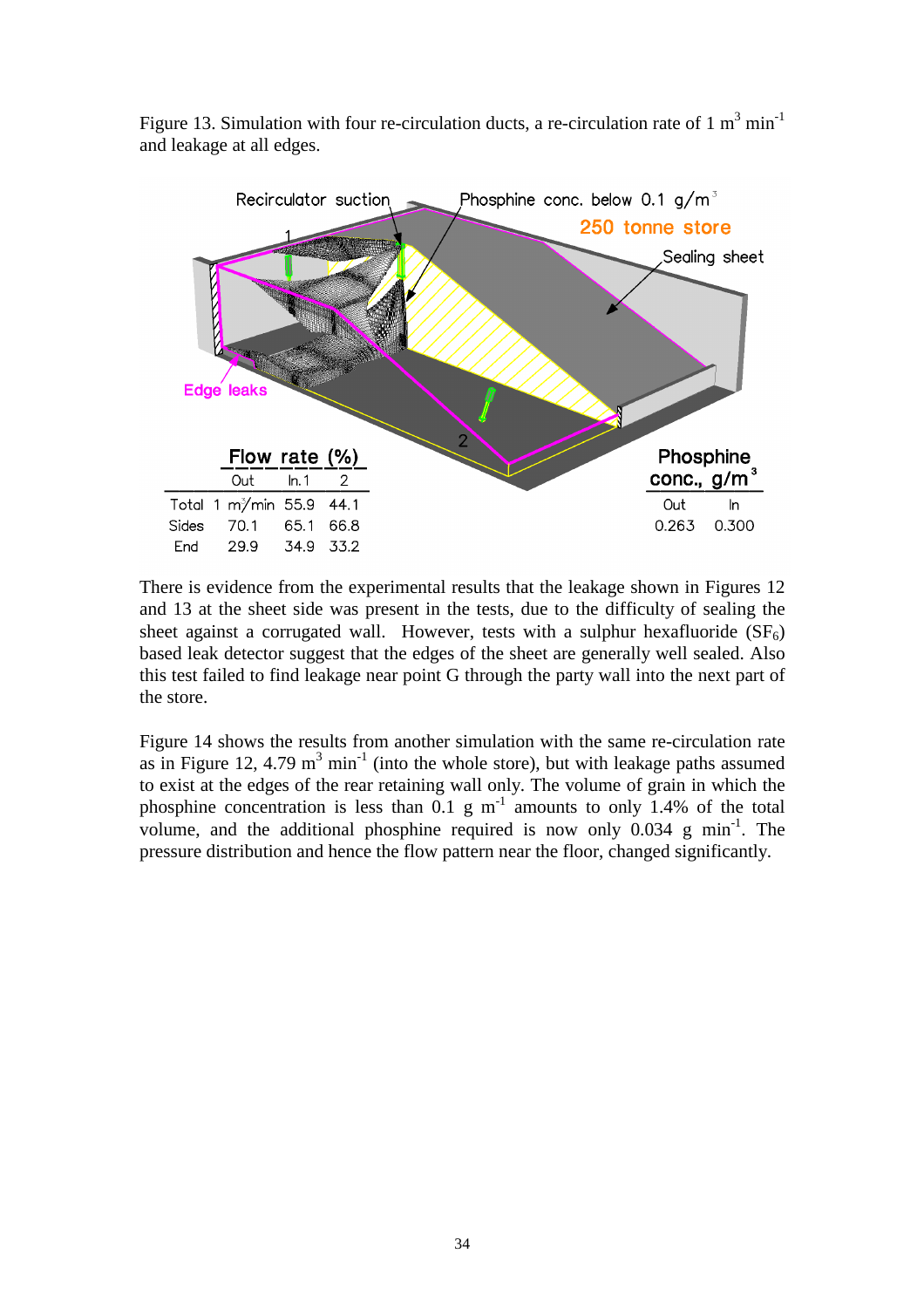Figure 13. Simulation with four re-circulation ducts, a re-circulation rate of 1 $m^3$ $min^{-1}$ and leakage at all edges.

| Flow rate (%) | Out | In. 1 | 2 |
|---|---|---|---|
| Total | 1 $m^3$/min | 55.9 | 44.1 |
| Sides | 70.1 | 65.1 | 66.8 |
| End | 29.9 | 34.9 | 33.2 |

| Phosphine conc., g/$m^3$ | |
|---|---|
| Out | In |
| 0.263 | 0.300 |

There is evidence from the experimental results that the leakage shown in Figures 12 and 13 at the sheet side was present in the tests, due to the difficulty of sealing the sheet against a corrugated wall. However, tests with a sulphur hexafluoride ($SF_6$) based leak detector suggest that the edges of the sheet are generally well sealed. Also this test failed to find leakage near point G through the party wall into the next part of the store.

Figure 14 shows the results from another simulation with the same re-circulation rate as in Figure 12, 4.79 $m^3$ $min^{-1}$ (into the whole store), but with leakage paths assumed to exist at the edges of the rear retaining wall only. The volume of grain in which the phosphine concentration is less than 0.1 g $m^{-1}$ amounts to only 1.4% of the total volume, and the additional phosphine required is now only 0.034 g $min^{-1}$. The pressure distribution and hence the flow pattern near the floor, changed significantly.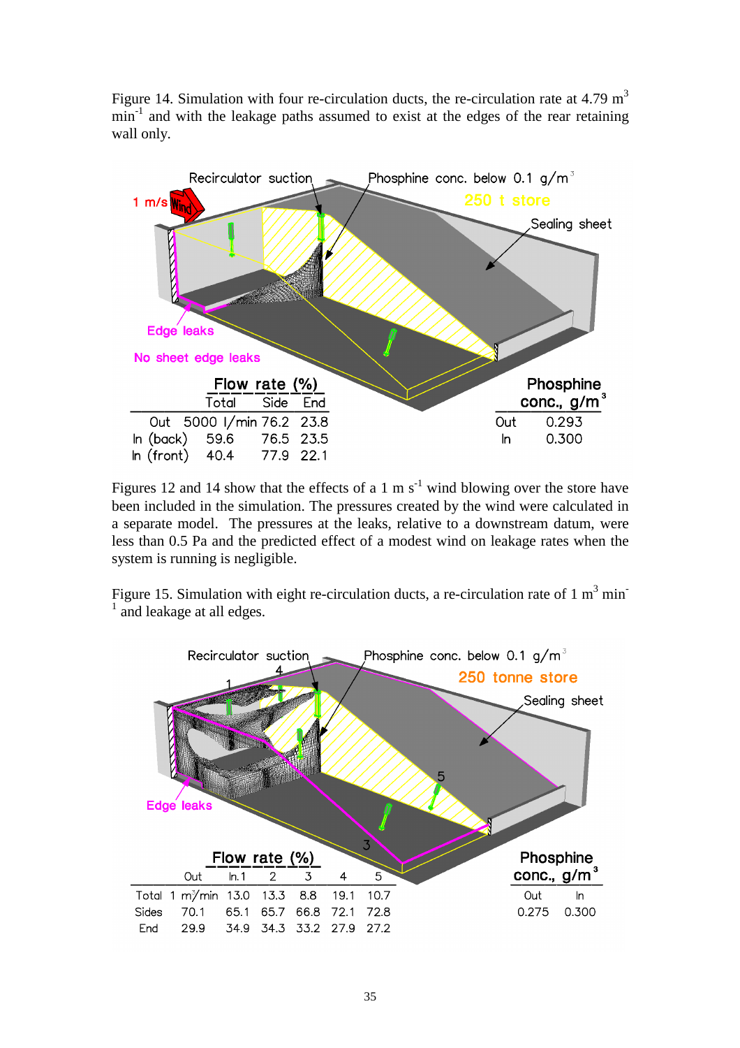Figure 14. Simulation with four re-circulation ducts, the re-circulation rate at 4.79 $m^3$ $min^{-1}$ and with the leakage paths assumed to exist at the edges of the rear retaining wall only.

| | Flow rate (%) | | |
|---|---|---|---|
| | Total | Side | End |
| Out | 5000 l/min | 76.2 | 23.8 |
| In (back) | 59.6 | 76.5 | 23.5 |
| In (front) | 40.4 | 77.9 | 22.1 |

| Phosphine conc., $g/m^3$ | |
|---|---|
| Out | 0.293 |
| In | 0.300 |

Figures 12 and 14 show that the effects of a 1 m $s^{-1}$ wind blowing over the store have been included in the simulation. The pressures created by the wind were calculated in a separate model. The pressures at the leaks, relative to a downstream datum, were less than 0.5 Pa and the predicted effect of a modest wind on leakage rates when the system is running is negligible.

Figure 15. Simulation with eight re-circulation ducts, a re-circulation rate of 1 $m^3$ $min^{-1}$ and leakage at all edges.

| Flow rate (%) | Out | In. 1 | 2 | 3 | 4 | 5 |
|---|---|---|---|---|---|---|
| Total | 1 $m^3$/min | 13.0 | 13.3 | 8.8 | 19.1 | 10.7 |
| Sides | 70.1 | 65.1 | 65.7 | 66.8 | 72.1 | 72.8 |
| End | 29.9 | 34.9 | 34.3 | 33.2 | 27.9 | 27.2 |

| Phosphine conc., $g/m^3$ | |
|---|---|
| Out | In |
| 0.275 | 0.300 |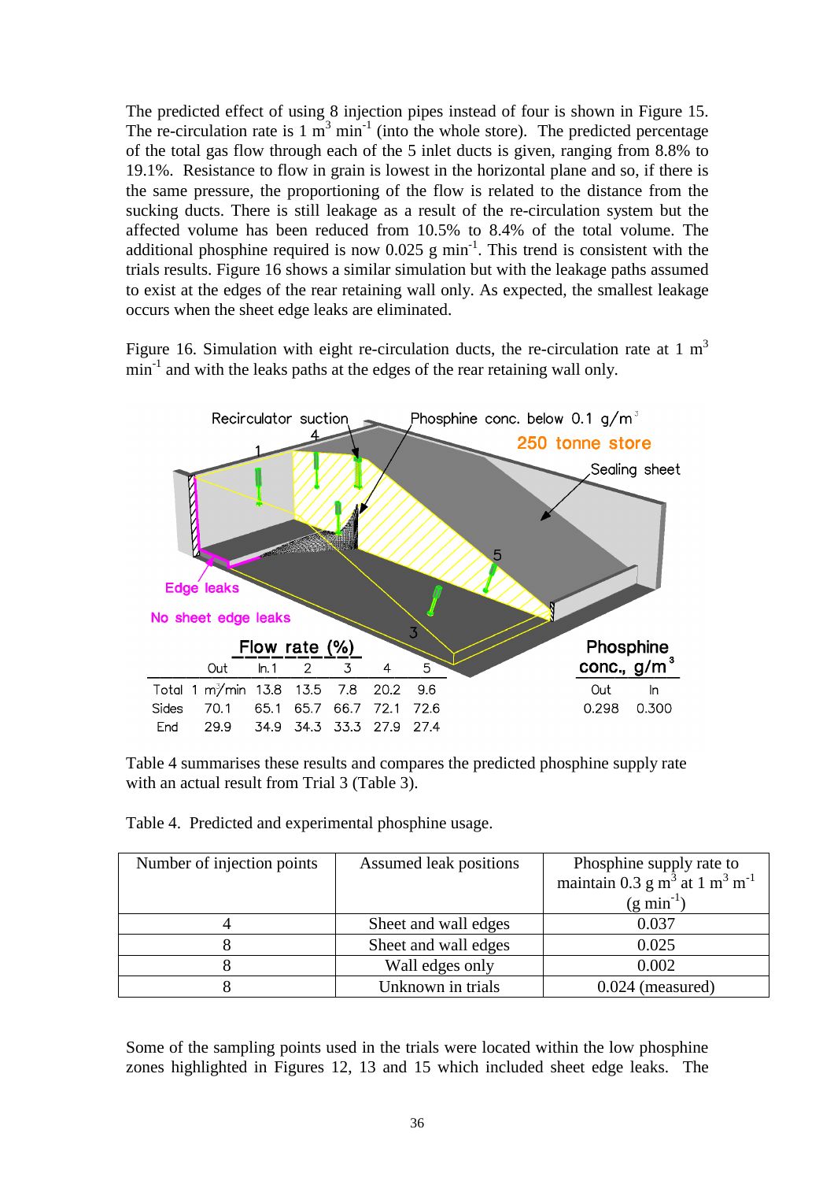The predicted effect of using 8 injection pipes instead of four is shown in Figure 15. The re-circulation rate is 1 $m^3$ $min^{-1}$ (into the whole store). The predicted percentage of the total gas flow through each of the 5 inlet ducts is given, ranging from 8.8% to 19.1%. Resistance to flow in grain is lowest in the horizontal plane and so, if there is the same pressure, the proportioning of the flow is related to the distance from the sucking ducts. There is still leakage as a result of the re-circulation system but the affected volume has been reduced from 10.5% to 8.4% of the total volume. The additional phosphine required is now 0.025 g $min^{-1}$. This trend is consistent with the trials results. Figure 16 shows a similar simulation but with the leakage paths assumed to exist at the edges of the rear retaining wall only. As expected, the smallest leakage occurs when the sheet edge leaks are eliminated.

Figure 16. Simulation with eight re-circulation ducts, the re-circulation rate at 1 $m^3$ $min^{-1}$ and with the leaks paths at the edges of the rear retaining wall only.

Recirculator suction · Phosphine conc. below 0.1 g/$m^3$ · 250 tonne store · Sealing sheet · Edge leaks · No sheet edge leaks

**Flow rate (%)**

| | Out | In. 1 | 2 | 3 | 4 | 5 |
|---|---|---|---|---|---|---|
| Total | 1 $m^3$/min | 13.8 | 13.5 | 7.8 | 20.2 | 9.6 |
| Sides | 70.1 | 65.1 | 65.7 | 66.7 | 72.1 | 72.6 |
| End | 29.9 | 34.9 | 34.3 | 33.3 | 27.9 | 27.4 |

**Phosphine conc., g/$m^3$**

| Out | In |
|---|---|
| 0.298 | 0.300 |

Table 4 summarises these results and compares the predicted phosphine supply rate with an actual result from Trial 3 (Table 3).

Table 4. Predicted and experimental phosphine usage.

| Number of injection points | Assumed leak positions | Phosphine supply rate to maintain 0.3 g $m^3$ at 1 $m^3$ $m^{-1}$ (g $min^{-1}$) |
|---|---|---|
| 4 | Sheet and wall edges | 0.037 |
| 8 | Sheet and wall edges | 0.025 |
| 8 | Wall edges only | 0.002 |
| 8 | Unknown in trials | 0.024 (measured) |

Some of the sampling points used in the trials were located within the low phosphine zones highlighted in Figures 12, 13 and 15 which included sheet edge leaks. The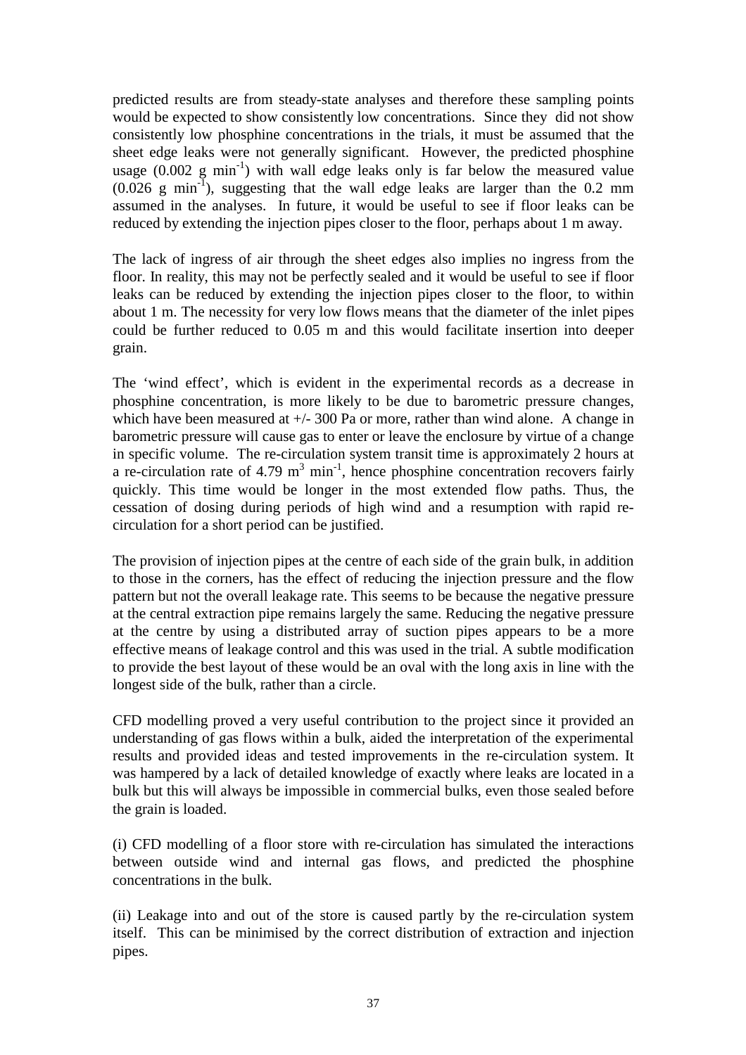predicted results are from steady-state analyses and therefore these sampling points would be expected to show consistently low concentrations. Since they did not show consistently low phosphine concentrations in the trials, it must be assumed that the sheet edge leaks were not generally significant. However, the predicted phosphine usage (0.002 g $min^{-1}$) with wall edge leaks only is far below the measured value (0.026 g $min^{-1}$), suggesting that the wall edge leaks are larger than the 0.2 mm assumed in the analyses. In future, it would be useful to see if floor leaks can be reduced by extending the injection pipes closer to the floor, perhaps about 1 m away.

The lack of ingress of air through the sheet edges also implies no ingress from the floor. In reality, this may not be perfectly sealed and it would be useful to see if floor leaks can be reduced by extending the injection pipes closer to the floor, to within about 1 m. The necessity for very low flows means that the diameter of the inlet pipes could be further reduced to 0.05 m and this would facilitate insertion into deeper grain.

The 'wind effect', which is evident in the experimental records as a decrease in phosphine concentration, is more likely to be due to barometric pressure changes, which have been measured at +/- 300 Pa or more, rather than wind alone. A change in barometric pressure will cause gas to enter or leave the enclosure by virtue of a change in specific volume. The re-circulation system transit time is approximately 2 hours at a re-circulation rate of 4.79 $m^3$ $min^{-1}$, hence phosphine concentration recovers fairly quickly. This time would be longer in the most extended flow paths. Thus, the cessation of dosing during periods of high wind and a resumption with rapid re-circulation for a short period can be justified.

The provision of injection pipes at the centre of each side of the grain bulk, in addition to those in the corners, has the effect of reducing the injection pressure and the flow pattern but not the overall leakage rate. This seems to be because the negative pressure at the central extraction pipe remains largely the same. Reducing the negative pressure at the centre by using a distributed array of suction pipes appears to be a more effective means of leakage control and this was used in the trial. A subtle modification to provide the best layout of these would be an oval with the long axis in line with the longest side of the bulk, rather than a circle.

CFD modelling proved a very useful contribution to the project since it provided an understanding of gas flows within a bulk, aided the interpretation of the experimental results and provided ideas and tested improvements in the re-circulation system. It was hampered by a lack of detailed knowledge of exactly where leaks are located in a bulk but this will always be impossible in commercial bulks, even those sealed before the grain is loaded.

(i) CFD modelling of a floor store with re-circulation has simulated the interactions between outside wind and internal gas flows, and predicted the phosphine concentrations in the bulk.

(ii) Leakage into and out of the store is caused partly by the re-circulation system itself. This can be minimised by the correct distribution of extraction and injection pipes.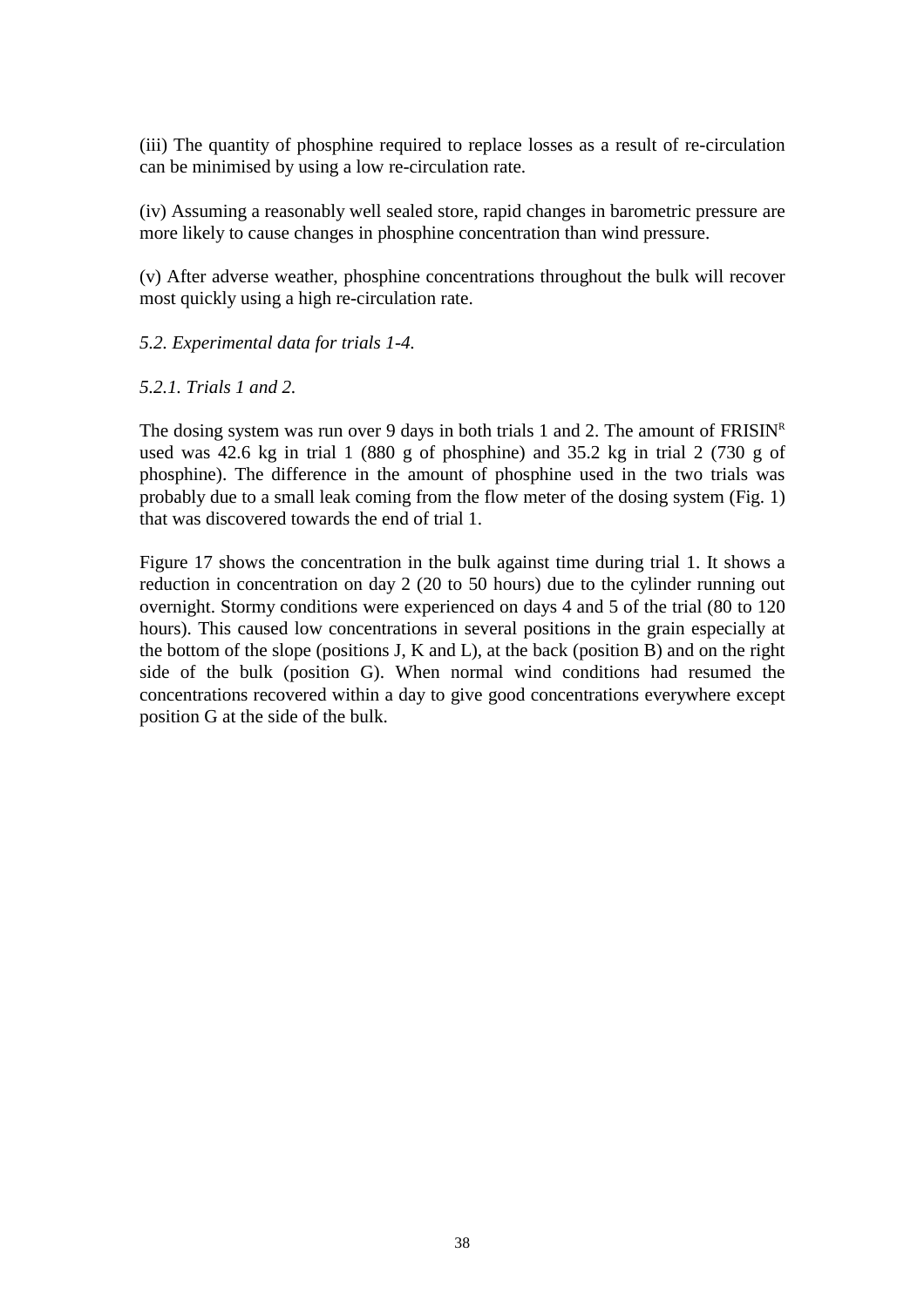(iii) The quantity of phosphine required to replace losses as a result of re-circulation can be minimised by using a low re-circulation rate.

(iv) Assuming a reasonably well sealed store, rapid changes in barometric pressure are more likely to cause changes in phosphine concentration than wind pressure.

(v) After adverse weather, phosphine concentrations throughout the bulk will recover most quickly using a high re-circulation rate.

*5.2. Experimental data for trials 1-4.*

*5.2.1. Trials 1 and 2.*

The dosing system was run over 9 days in both trials 1 and 2. The amount of FRISIN[R] used was 42.6 kg in trial 1 (880 g of phosphine) and 35.2 kg in trial 2 (730 g of phosphine). The difference in the amount of phosphine used in the two trials was probably due to a small leak coming from the flow meter of the dosing system (Fig. 1) that was discovered towards the end of trial 1.

Figure 17 shows the concentration in the bulk against time during trial 1. It shows a reduction in concentration on day 2 (20 to 50 hours) due to the cylinder running out overnight. Stormy conditions were experienced on days 4 and 5 of the trial (80 to 120 hours). This caused low concentrations in several positions in the grain especially at the bottom of the slope (positions J, K and L), at the back (position B) and on the right side of the bulk (position G). When normal wind conditions had resumed the concentrations recovered within a day to give good concentrations everywhere except position G at the side of the bulk.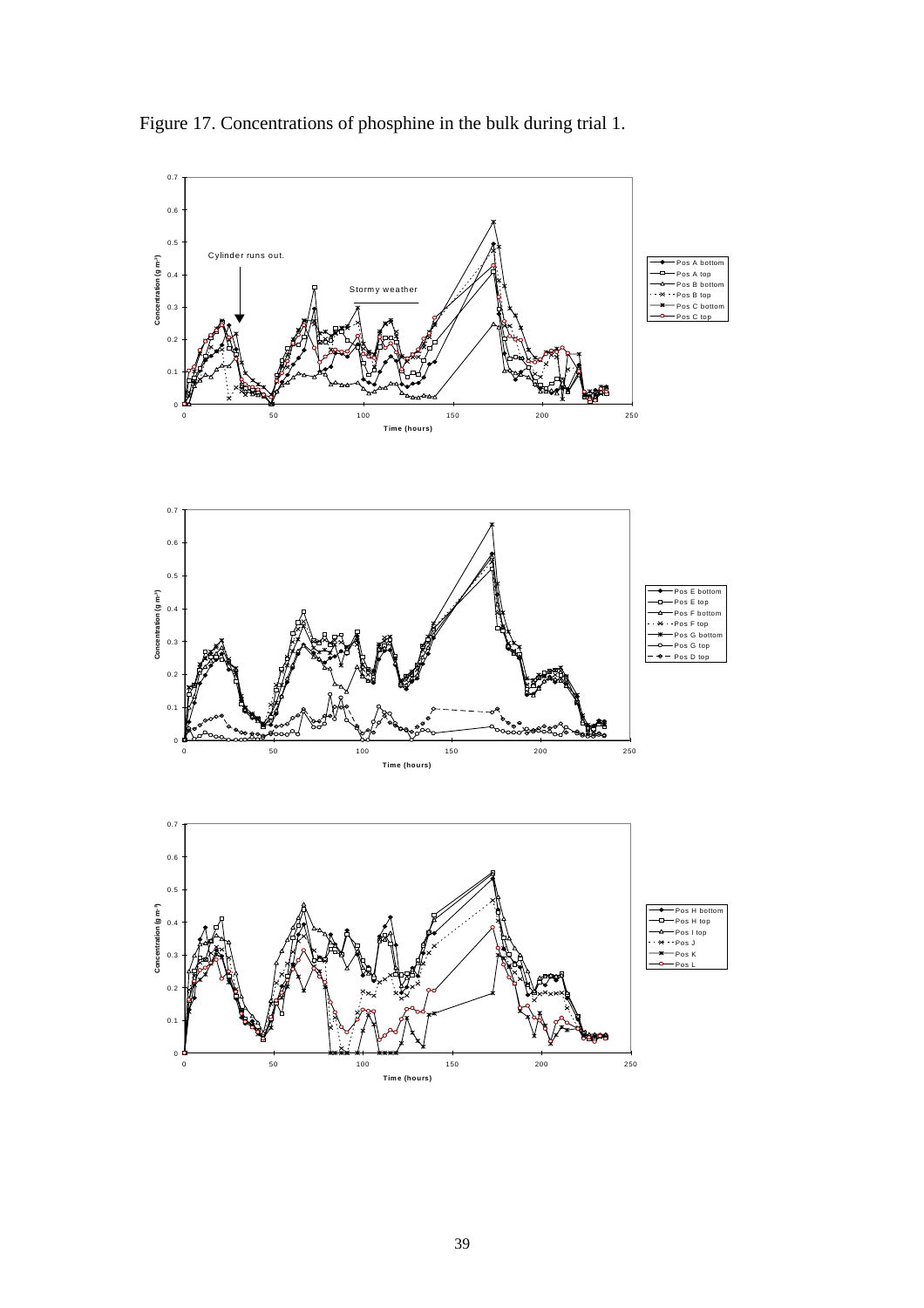Figure 17. Concentrations of phosphine in the bulk during trial 1.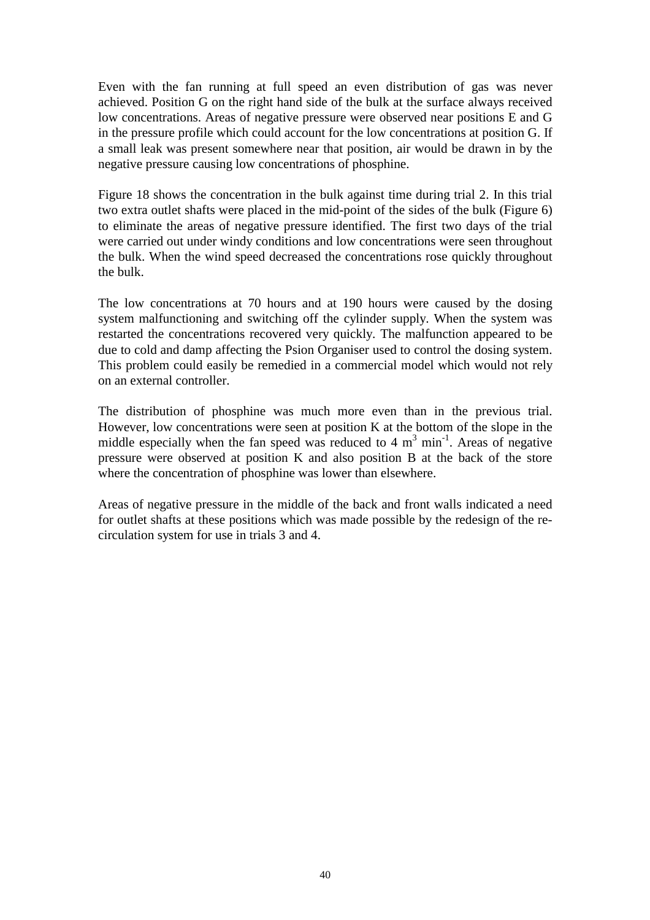Even with the fan running at full speed an even distribution of gas was never achieved. Position G on the right hand side of the bulk at the surface always received low concentrations. Areas of negative pressure were observed near positions E and G in the pressure profile which could account for the low concentrations at position G. If a small leak was present somewhere near that position, air would be drawn in by the negative pressure causing low concentrations of phosphine.

Figure 18 shows the concentration in the bulk against time during trial 2. In this trial two extra outlet shafts were placed in the mid-point of the sides of the bulk (Figure 6) to eliminate the areas of negative pressure identified. The first two days of the trial were carried out under windy conditions and low concentrations were seen throughout the bulk. When the wind speed decreased the concentrations rose quickly throughout the bulk.

The low concentrations at 70 hours and at 190 hours were caused by the dosing system malfunctioning and switching off the cylinder supply. When the system was restarted the concentrations recovered very quickly. The malfunction appeared to be due to cold and damp affecting the Psion Organiser used to control the dosing system. This problem could easily be remedied in a commercial model which would not rely on an external controller.

The distribution of phosphine was much more even than in the previous trial. However, low concentrations were seen at position K at the bottom of the slope in the middle especially when the fan speed was reduced to 4 $m^3$ $min^{-1}$. Areas of negative pressure were observed at position K and also position B at the back of the store where the concentration of phosphine was lower than elsewhere.

Areas of negative pressure in the middle of the back and front walls indicated a need for outlet shafts at these positions which was made possible by the redesign of the re-circulation system for use in trials 3 and 4.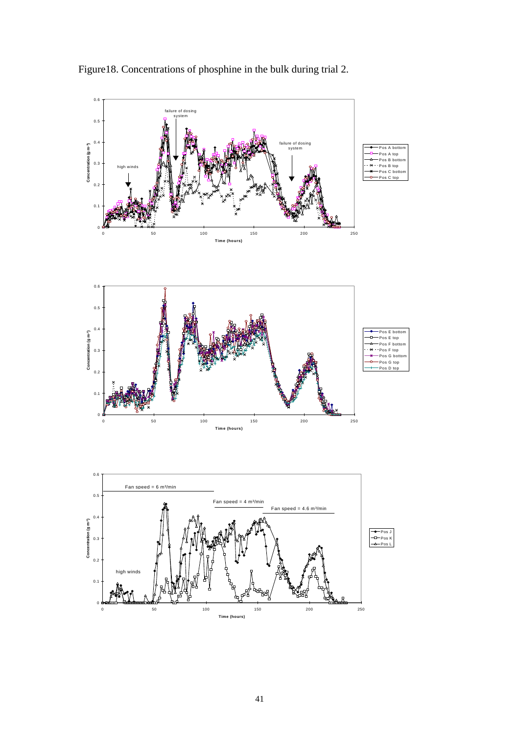Figure18. Concentrations of phosphine in the bulk during trial 2.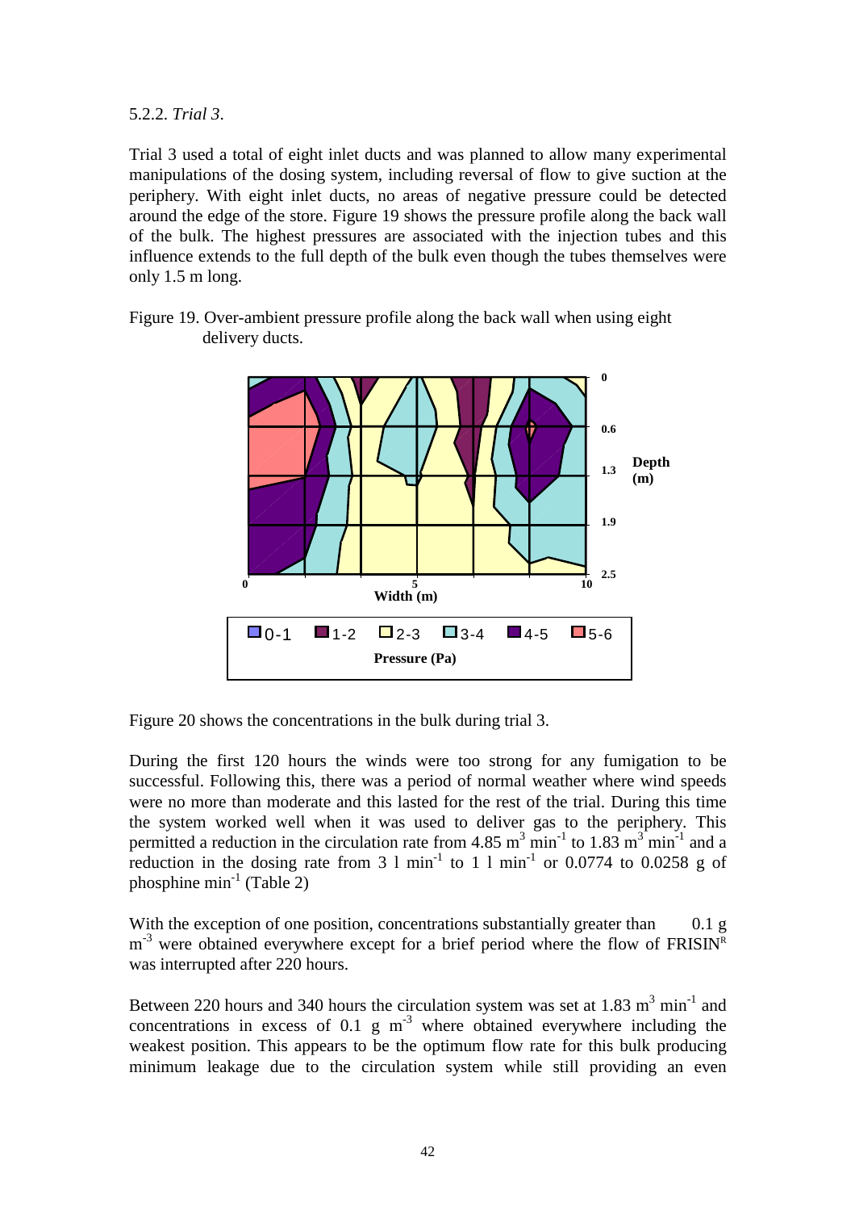5.2.2. *Trial 3*.

Trial 3 used a total of eight inlet ducts and was planned to allow many experimental manipulations of the dosing system, including reversal of flow to give suction at the periphery. With eight inlet ducts, no areas of negative pressure could be detected around the edge of the store. Figure 19 shows the pressure profile along the back wall of the bulk. The highest pressures are associated with the injection tubes and this influence extends to the full depth of the bulk even though the tubes themselves were only 1.5 m long.

Figure 19. Over-ambient pressure profile along the back wall when using eight delivery ducts.

Figure 20 shows the concentrations in the bulk during trial 3.

During the first 120 hours the winds were too strong for any fumigation to be successful. Following this, there was a period of normal weather where wind speeds were no more than moderate and this lasted for the rest of the trial. During this time the system worked well when it was used to deliver gas to the periphery. This permitted a reduction in the circulation rate from 4.85 $m^3$ $min^{-1}$ to 1.83 $m^3$ $min^{-1}$ and a reduction in the dosing rate from 3 l $min^{-1}$ to 1 l $min^{-1}$ or 0.0774 to 0.0258 g of phosphine $min^{-1}$ (Table 2)

With the exception of one position, concentrations substantially greater than 0.1 g $m^{-3}$ were obtained everywhere except for a brief period where the flow of FRISIN[R] was interrupted after 220 hours.

Between 220 hours and 340 hours the circulation system was set at 1.83 $m^3$ $min^{-1}$ and concentrations in excess of 0.1 g $m^{-3}$ where obtained everywhere including the weakest position. This appears to be the optimum flow rate for this bulk producing minimum leakage due to the circulation system while still providing an even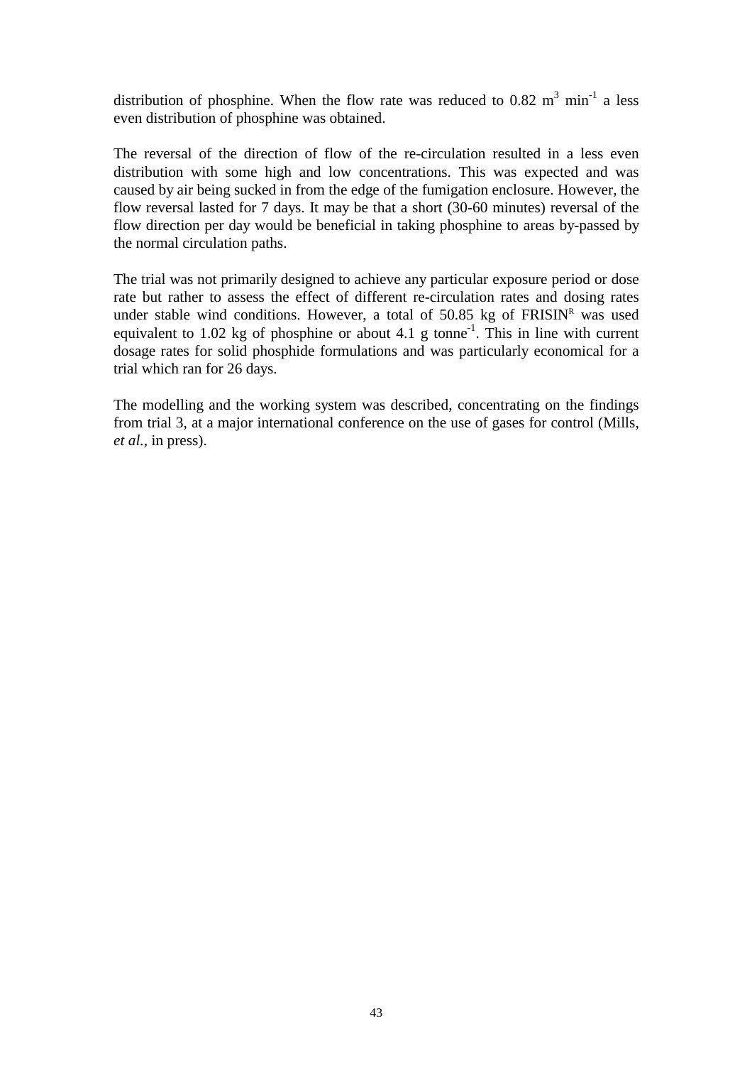distribution of phosphine. When the flow rate was reduced to 0.82 $m^3$ $min^{-1}$ a less even distribution of phosphine was obtained.

The reversal of the direction of flow of the re-circulation resulted in a less even distribution with some high and low concentrations. This was expected and was caused by air being sucked in from the edge of the fumigation enclosure. However, the flow reversal lasted for 7 days. It may be that a short (30-60 minutes) reversal of the flow direction per day would be beneficial in taking phosphine to areas by-passed by the normal circulation paths.

The trial was not primarily designed to achieve any particular exposure period or dose rate but rather to assess the effect of different re-circulation rates and dosing rates under stable wind conditions. However, a total of 50.85 kg of FRISIN[R] was used equivalent to 1.02 kg of phosphine or about 4.1 g $tonne^{-1}$. This in line with current dosage rates for solid phosphide formulations and was particularly economical for a trial which ran for 26 days.

The modelling and the working system was described, concentrating on the findings from trial 3, at a major international conference on the use of gases for control (Mills, *et al.*, in press).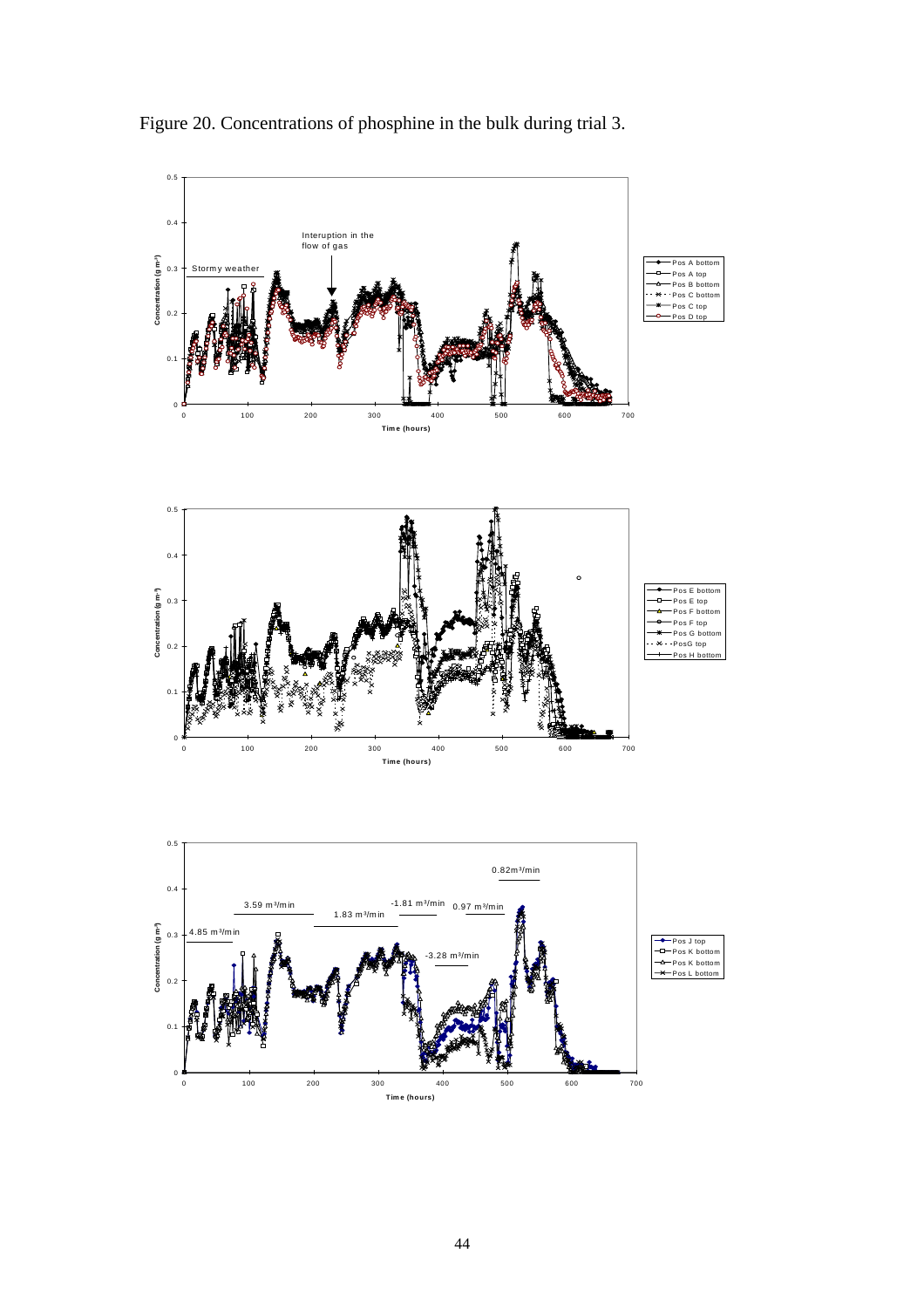Figure 20. Concentrations of phosphine in the bulk during trial 3.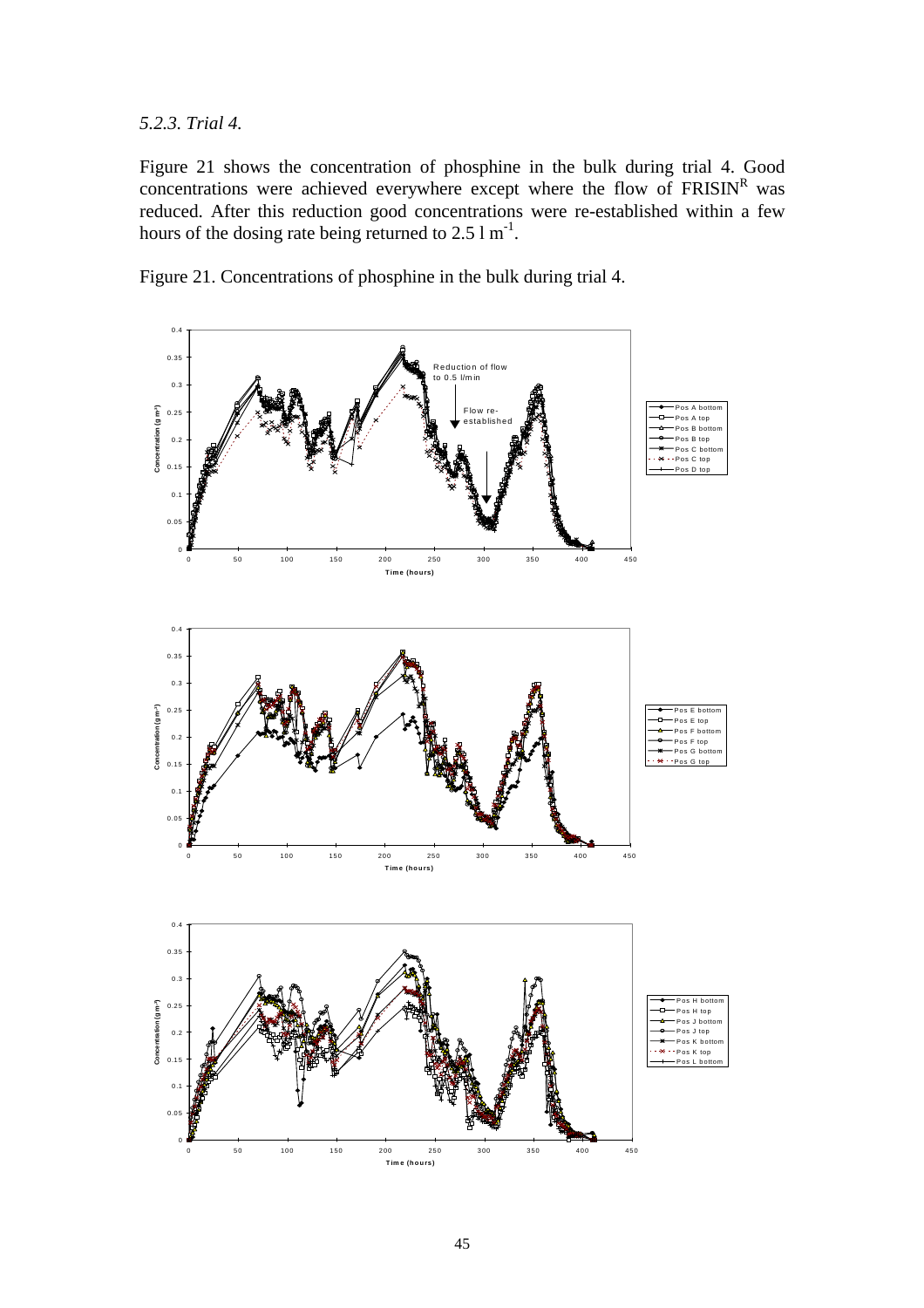*5.2.3. Trial 4.*

Figure 21 shows the concentration of phosphine in the bulk during trial 4. Good concentrations were achieved everywhere except where the flow of FRISIN$^R$ was reduced. After this reduction good concentrations were re-established within a few hours of the dosing rate being returned to $2.5\ l\ m^{-1}$.

Figure 21. Concentrations of phosphine in the bulk during trial 4.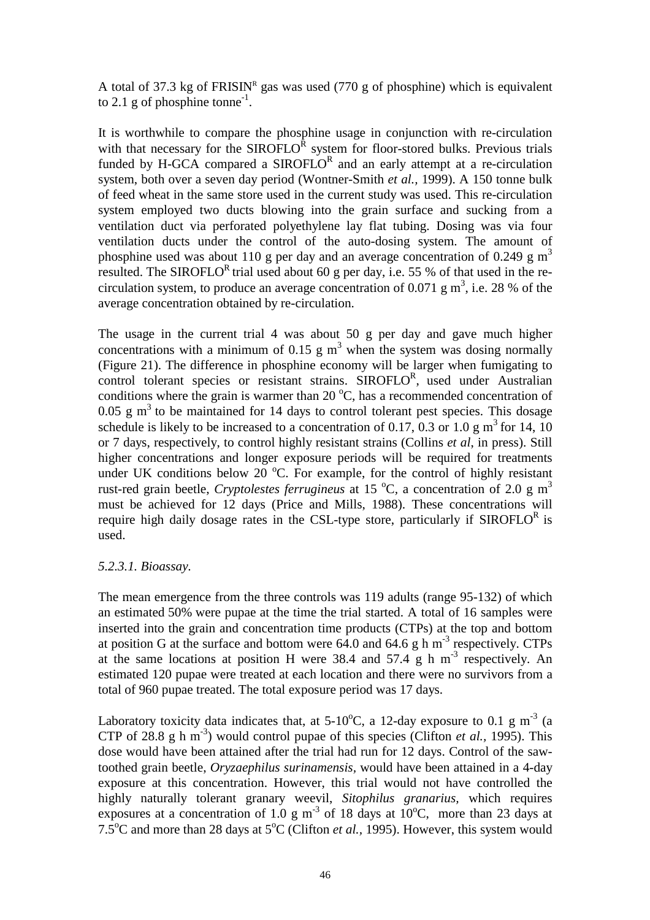A total of 37.3 kg of FRISIN[R] gas was used (770 g of phosphine) which is equivalent to 2.1 g of phosphine tonne$^{-1}$.

It is worthwhile to compare the phosphine usage in conjunction with re-circulation with that necessary for the SIROFLO[R] system for floor-stored bulks. Previous trials funded by H-GCA compared a SIROFLO[R] and an early attempt at a re-circulation system, both over a seven day period (Wontner-Smith *et al.*, 1999). A 150 tonne bulk of feed wheat in the same store used in the current study was used. This re-circulation system employed two ducts blowing into the grain surface and sucking from a ventilation duct via perforated polyethylene lay flat tubing. Dosing was via four ventilation ducts under the control of the auto-dosing system. The amount of phosphine used was about 110 g per day and an average concentration of 0.249 g m$^3$ resulted. The SIROFLO[R] trial used about 60 g per day, i.e. 55 % of that used in the re-circulation system, to produce an average concentration of 0.071 g m$^3$, i.e. 28 % of the average concentration obtained by re-circulation.

The usage in the current trial 4 was about 50 g per day and gave much higher concentrations with a minimum of 0.15 g m$^3$ when the system was dosing normally (Figure 21). The difference in phosphine economy will be larger when fumigating to control tolerant species or resistant strains. SIROFLO[R], used under Australian conditions where the grain is warmer than 20 °C, has a recommended concentration of 0.05 g m$^3$ to be maintained for 14 days to control tolerant pest species. This dosage schedule is likely to be increased to a concentration of 0.17, 0.3 or 1.0 g m$^3$ for 14, 10 or 7 days, respectively, to control highly resistant strains (Collins *et al*, in press). Still higher concentrations and longer exposure periods will be required for treatments under UK conditions below 20 °C. For example, for the control of highly resistant rust-red grain beetle, *Cryptolestes ferrugineus* at 15 °C, a concentration of 2.0 g m$^3$ must be achieved for 12 days (Price and Mills, 1988). These concentrations will require high daily dosage rates in the CSL-type store, particularly if SIROFLO[R] is used.

*5.2.3.1. Bioassay.*

The mean emergence from the three controls was 119 adults (range 95-132) of which an estimated 50% were pupae at the time the trial started. A total of 16 samples were inserted into the grain and concentration time products (CTPs) at the top and bottom at position G at the surface and bottom were 64.0 and 64.6 g h m$^{-3}$ respectively. CTPs at the same locations at position H were 38.4 and 57.4 g h m$^{-3}$ respectively. An estimated 120 pupae were treated at each location and there were no survivors from a total of 960 pupae treated. The total exposure period was 17 days.

Laboratory toxicity data indicates that, at 5-10°C, a 12-day exposure to 0.1 g m$^{-3}$ (a CTP of 28.8 g h m$^{-3}$) would control pupae of this species (Clifton *et al.*, 1995). This dose would have been attained after the trial had run for 12 days. Control of the saw-toothed grain beetle, *Oryzaephilus surinamensis*, would have been attained in a 4-day exposure at this concentration. However, this trial would not have controlled the highly naturally tolerant granary weevil, *Sitophilus granarius*, which requires exposures at a concentration of 1.0 g m$^{-3}$ of 18 days at 10°C, more than 23 days at 7.5°C and more than 28 days at 5°C (Clifton *et al.*, 1995). However, this system would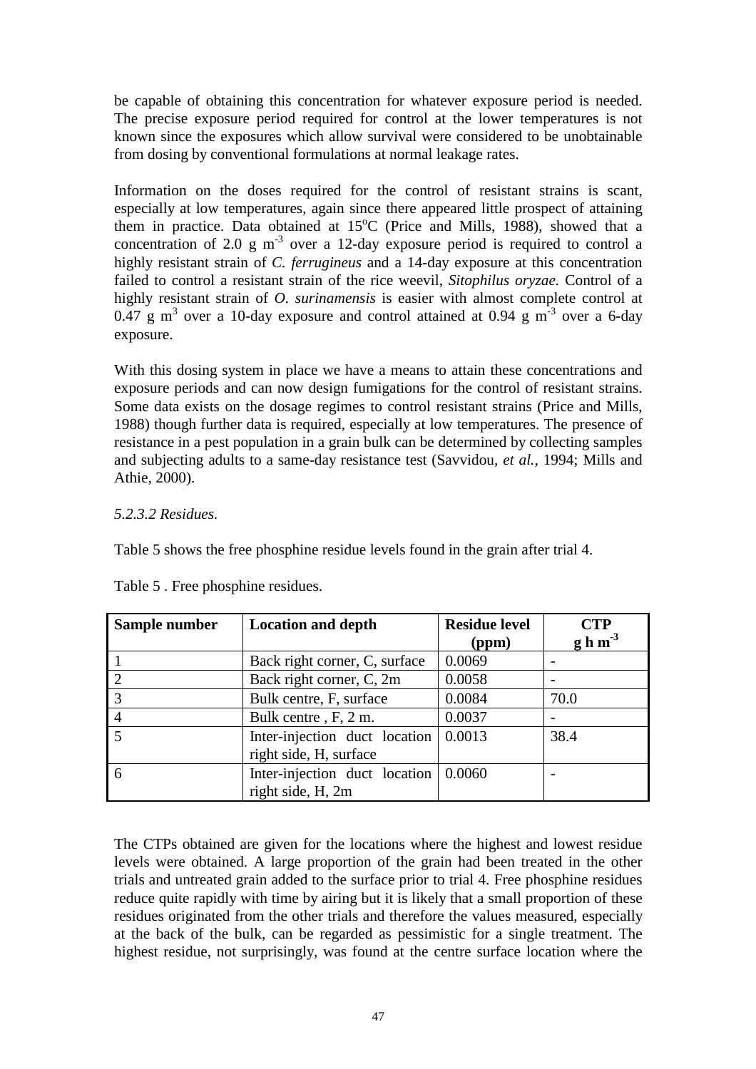be capable of obtaining this concentration for whatever exposure period is needed. The precise exposure period required for control at the lower temperatures is not known since the exposures which allow survival were considered to be unobtainable from dosing by conventional formulations at normal leakage rates.

Information on the doses required for the control of resistant strains is scant, especially at low temperatures, again since there appeared little prospect of attaining them in practice. Data obtained at 15$^{o}$C (Price and Mills, 1988), showed that a concentration of 2.0 g m$^{-3}$ over a 12-day exposure period is required to control a highly resistant strain of *C. ferrugineus* and a 14-day exposure at this concentration failed to control a resistant strain of the rice weevil, *Sitophilus oryzae.* Control of a highly resistant strain of *O. surinamensis* is easier with almost complete control at 0.47 g m$^{3}$ over a 10-day exposure and control attained at 0.94 g m$^{-3}$ over a 6-day exposure.

With this dosing system in place we have a means to attain these concentrations and exposure periods and can now design fumigations for the control of resistant strains. Some data exists on the dosage regimes to control resistant strains (Price and Mills, 1988) though further data is required, especially at low temperatures. The presence of resistance in a pest population in a grain bulk can be determined by collecting samples and subjecting adults to a same-day resistance test (Savvidou, *et al.*, 1994; Mills and Athie, 2000).

*5.2.3.2 Residues.*

Table 5 shows the free phosphine residue levels found in the grain after trial 4.

Table 5 . Free phosphine residues.

| Sample number | Location and depth | Residue level (ppm) | CTP g h m$^{-3}$ |
|---|---|---|---|
| 1 | Back right corner, C, surface | 0.0069 | - |
| 2 | Back right corner, C, 2m | 0.0058 | - |
| 3 | Bulk centre, F, surface | 0.0084 | 70.0 |
| 4 | Bulk centre , F, 2 m. | 0.0037 | - |
| 5 | Inter-injection duct location right side, H, surface | 0.0013 | 38.4 |
| 6 | Inter-injection duct location right side, H, 2m | 0.0060 | - |

The CTPs obtained are given for the locations where the highest and lowest residue levels were obtained. A large proportion of the grain had been treated in the other trials and untreated grain added to the surface prior to trial 4. Free phosphine residues reduce quite rapidly with time by airing but it is likely that a small proportion of these residues originated from the other trials and therefore the values measured, especially at the back of the bulk, can be regarded as pessimistic for a single treatment. The highest residue, not surprisingly, was found at the centre surface location where the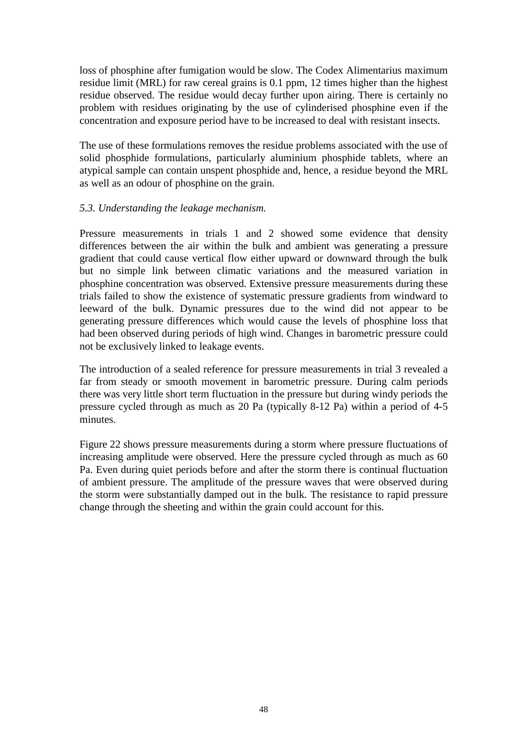loss of phosphine after fumigation would be slow. The Codex Alimentarius maximum residue limit (MRL) for raw cereal grains is 0.1 ppm, 12 times higher than the highest residue observed. The residue would decay further upon airing. There is certainly no problem with residues originating by the use of cylinderised phosphine even if the concentration and exposure period have to be increased to deal with resistant insects.

The use of these formulations removes the residue problems associated with the use of solid phosphide formulations, particularly aluminium phosphide tablets, where an atypical sample can contain unspent phosphide and, hence, a residue beyond the MRL as well as an odour of phosphine on the grain.

### *5.3. Understanding the leakage mechanism.*

Pressure measurements in trials 1 and 2 showed some evidence that density differences between the air within the bulk and ambient was generating a pressure gradient that could cause vertical flow either upward or downward through the bulk but no simple link between climatic variations and the measured variation in phosphine concentration was observed. Extensive pressure measurements during these trials failed to show the existence of systematic pressure gradients from windward to leeward of the bulk. Dynamic pressures due to the wind did not appear to be generating pressure differences which would cause the levels of phosphine loss that had been observed during periods of high wind. Changes in barometric pressure could not be exclusively linked to leakage events.

The introduction of a sealed reference for pressure measurements in trial 3 revealed a far from steady or smooth movement in barometric pressure. During calm periods there was very little short term fluctuation in the pressure but during windy periods the pressure cycled through as much as 20 Pa (typically 8-12 Pa) within a period of 4-5 minutes.

Figure 22 shows pressure measurements during a storm where pressure fluctuations of increasing amplitude were observed. Here the pressure cycled through as much as 60 Pa. Even during quiet periods before and after the storm there is continual fluctuation of ambient pressure. The amplitude of the pressure waves that were observed during the storm were substantially damped out in the bulk. The resistance to rapid pressure change through the sheeting and within the grain could account for this.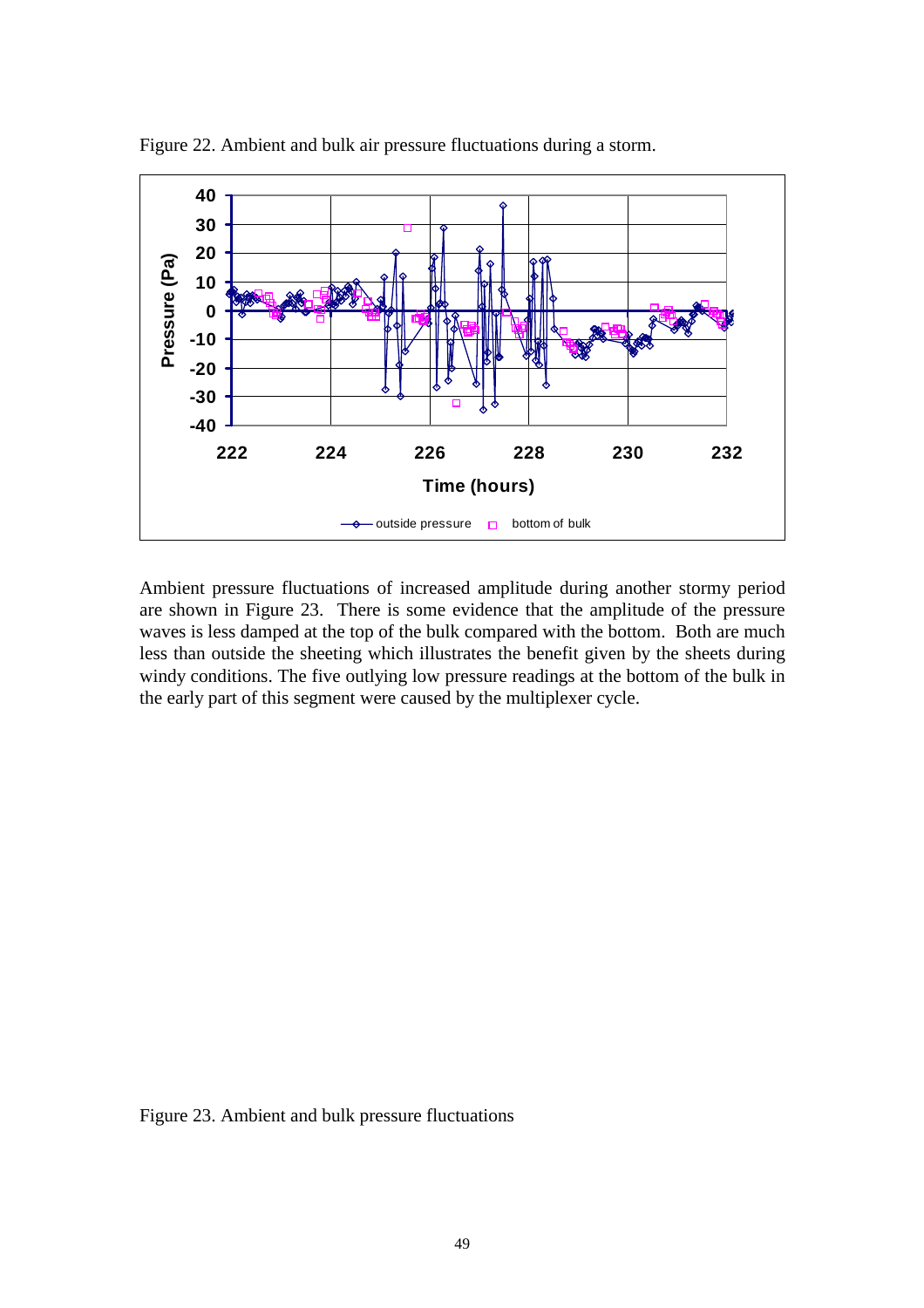Figure 22. Ambient and bulk air pressure fluctuations during a storm.

Ambient pressure fluctuations of increased amplitude during another stormy period are shown in Figure 23. There is some evidence that the amplitude of the pressure waves is less damped at the top of the bulk compared with the bottom. Both are much less than outside the sheeting which illustrates the benefit given by the sheets during windy conditions. The five outlying low pressure readings at the bottom of the bulk in the early part of this segment were caused by the multiplexer cycle.

Figure 23. Ambient and bulk pressure fluctuations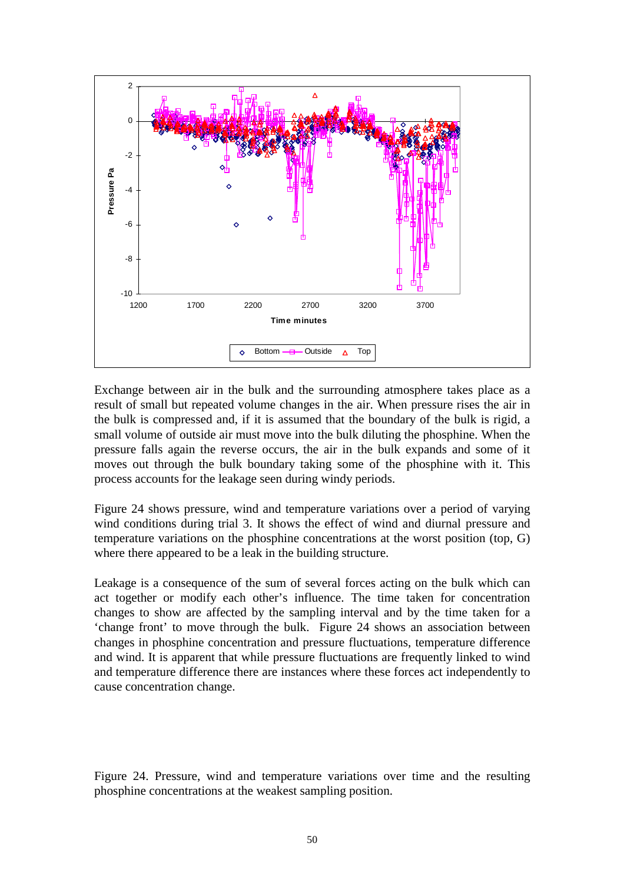Exchange between air in the bulk and the surrounding atmosphere takes place as a result of small but repeated volume changes in the air. When pressure rises the air in the bulk is compressed and, if it is assumed that the boundary of the bulk is rigid, a small volume of outside air must move into the bulk diluting the phosphine. When the pressure falls again the reverse occurs, the air in the bulk expands and some of it moves out through the bulk boundary taking some of the phosphine with it. This process accounts for the leakage seen during windy periods.

Figure 24 shows pressure, wind and temperature variations over a period of varying wind conditions during trial 3. It shows the effect of wind and diurnal pressure and temperature variations on the phosphine concentrations at the worst position (top, G) where there appeared to be a leak in the building structure.

Leakage is a consequence of the sum of several forces acting on the bulk which can act together or modify each other's influence. The time taken for concentration changes to show are affected by the sampling interval and by the time taken for a 'change front' to move through the bulk. Figure 24 shows an association between changes in phosphine concentration and pressure fluctuations, temperature difference and wind. It is apparent that while pressure fluctuations are frequently linked to wind and temperature difference there are instances where these forces act independently to cause concentration change.

Figure 24. Pressure, wind and temperature variations over time and the resulting phosphine concentrations at the weakest sampling position.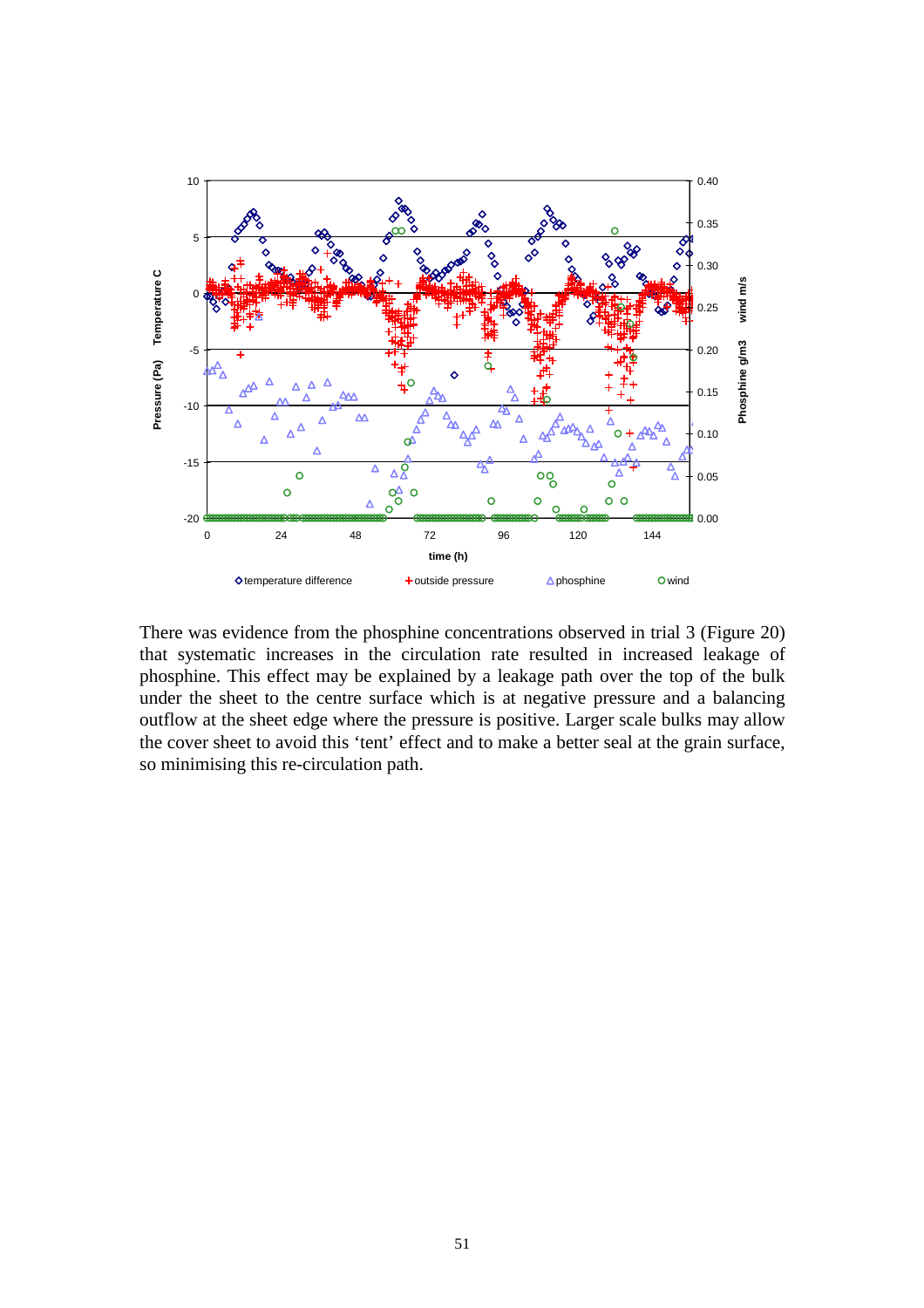There was evidence from the phosphine concentrations observed in trial 3 (Figure 20) that systematic increases in the circulation rate resulted in increased leakage of phosphine. This effect may be explained by a leakage path over the top of the bulk under the sheet to the centre surface which is at negative pressure and a balancing outflow at the sheet edge where the pressure is positive. Larger scale bulks may allow the cover sheet to avoid this 'tent' effect and to make a better seal at the grain surface, so minimising this re-circulation path.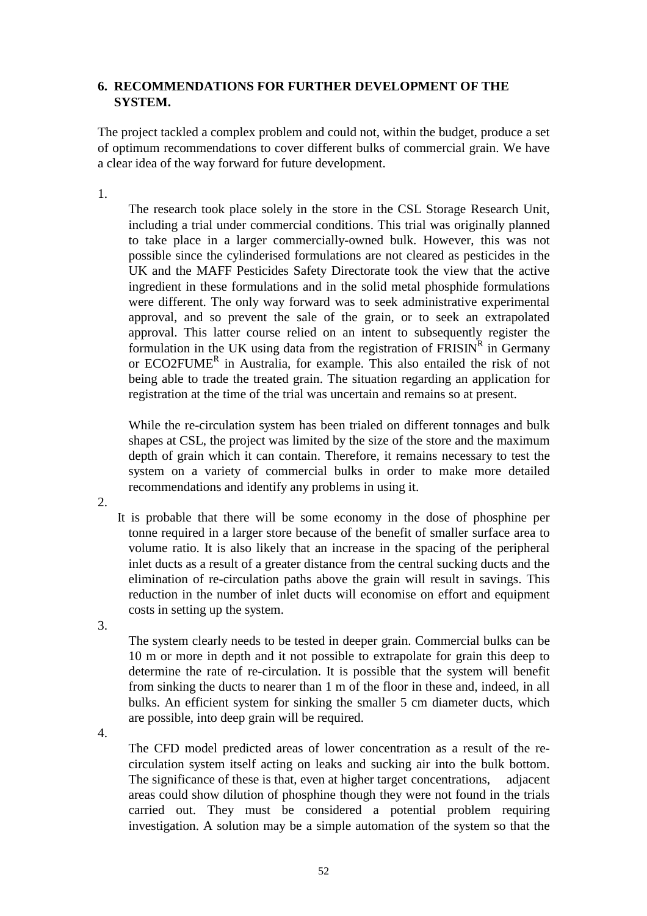## 6. RECOMMENDATIONS FOR FURTHER DEVELOPMENT OF THE SYSTEM.

The project tackled a complex problem and could not, within the budget, produce a set of optimum recommendations to cover different bulks of commercial grain. We have a clear idea of the way forward for future development.

1. The research took place solely in the store in the CSL Storage Research Unit, including a trial under commercial conditions. This trial was originally planned to take place in a larger commercially-owned bulk. However, this was not possible since the cylinderised formulations are not cleared as pesticides in the UK and the MAFF Pesticides Safety Directorate took the view that the active ingredient in these formulations and in the solid metal phosphide formulations were different. The only way forward was to seek administrative experimental approval, and so prevent the sale of the grain, or to seek an extrapolated approval. This latter course relied on an intent to subsequently register the formulation in the UK using data from the registration of FRISIN[R] in Germany or ECO2FUME[R] in Australia, for example. This also entailed the risk of not being able to trade the treated grain. The situation regarding an application for registration at the time of the trial was uncertain and remains so at present.

   While the re-circulation system has been trialed on different tonnages and bulk shapes at CSL, the project was limited by the size of the store and the maximum depth of grain which it can contain. Therefore, it remains necessary to test the system on a variety of commercial bulks in order to make more detailed recommendations and identify any problems in using it.

2. It is probable that there will be some economy in the dose of phosphine per tonne required in a larger store because of the benefit of smaller surface area to volume ratio. It is also likely that an increase in the spacing of the peripheral inlet ducts as a result of a greater distance from the central sucking ducts and the elimination of re-circulation paths above the grain will result in savings. This reduction in the number of inlet ducts will economise on effort and equipment costs in setting up the system.

3. The system clearly needs to be tested in deeper grain. Commercial bulks can be 10 m or more in depth and it not possible to extrapolate for grain this deep to determine the rate of re-circulation. It is possible that the system will benefit from sinking the ducts to nearer than 1 m of the floor in these and, indeed, in all bulks. An efficient system for sinking the smaller 5 cm diameter ducts, which are possible, into deep grain will be required.

4. The CFD model predicted areas of lower concentration as a result of the re-circulation system itself acting on leaks and sucking air into the bulk bottom. The significance of these is that, even at higher target concentrations, adjacent areas could show dilution of phosphine though they were not found in the trials carried out. They must be considered a potential problem requiring investigation. A solution may be a simple automation of the system so that the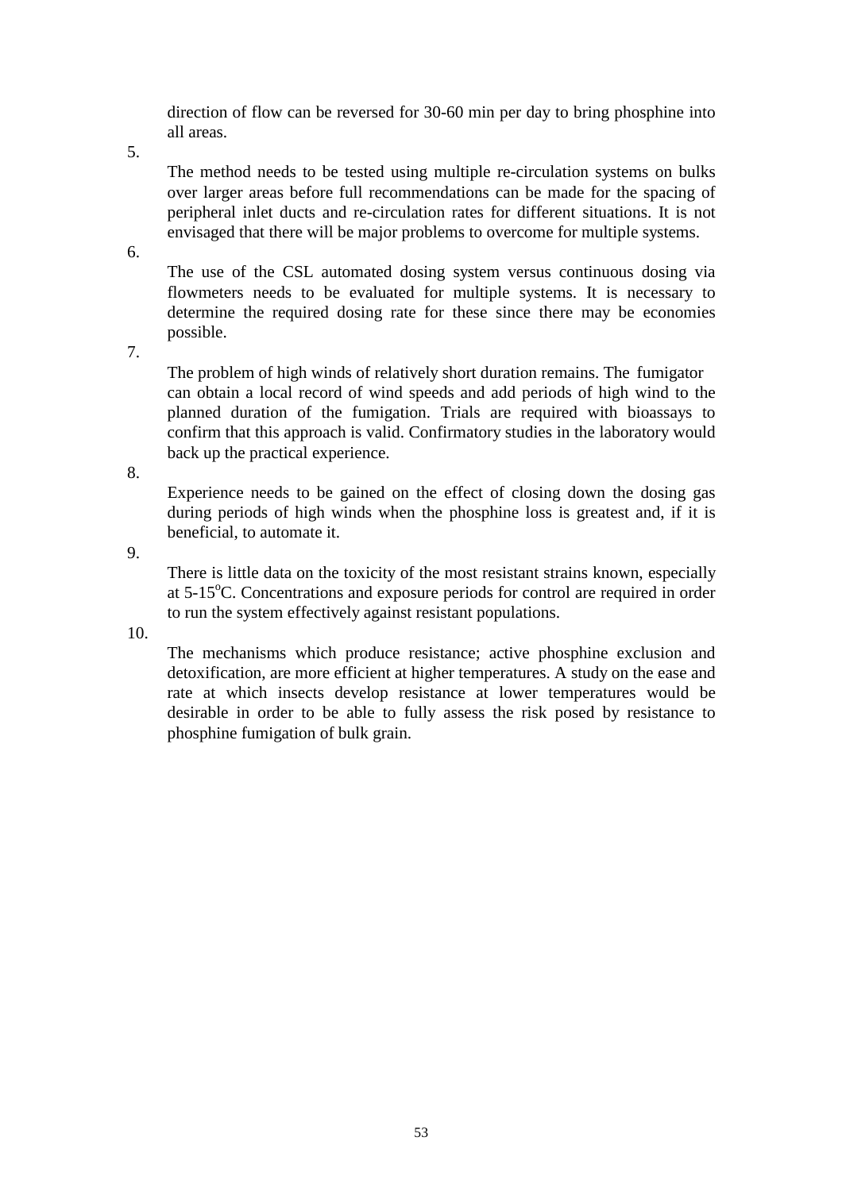direction of flow can be reversed for 30-60 min per day to bring phosphine into all areas.

5. The method needs to be tested using multiple re-circulation systems on bulks over larger areas before full recommendations can be made for the spacing of peripheral inlet ducts and re-circulation rates for different situations. It is not envisaged that there will be major problems to overcome for multiple systems.

6. The use of the CSL automated dosing system versus continuous dosing via flowmeters needs to be evaluated for multiple systems. It is necessary to determine the required dosing rate for these since there may be economies possible.

7. The problem of high winds of relatively short duration remains. The fumigator can obtain a local record of wind speeds and add periods of high wind to the planned duration of the fumigation. Trials are required with bioassays to confirm that this approach is valid. Confirmatory studies in the laboratory would back up the practical experience.

8. Experience needs to be gained on the effect of closing down the dosing gas during periods of high winds when the phosphine loss is greatest and, if it is beneficial, to automate it.

9. There is little data on the toxicity of the most resistant strains known, especially at 5-15$^{o}$C. Concentrations and exposure periods for control are required in order to run the system effectively against resistant populations.

10. The mechanisms which produce resistance; active phosphine exclusion and detoxification, are more efficient at higher temperatures. A study on the ease and rate at which insects develop resistance at lower temperatures would be desirable in order to be able to fully assess the risk posed by resistance to phosphine fumigation of bulk grain.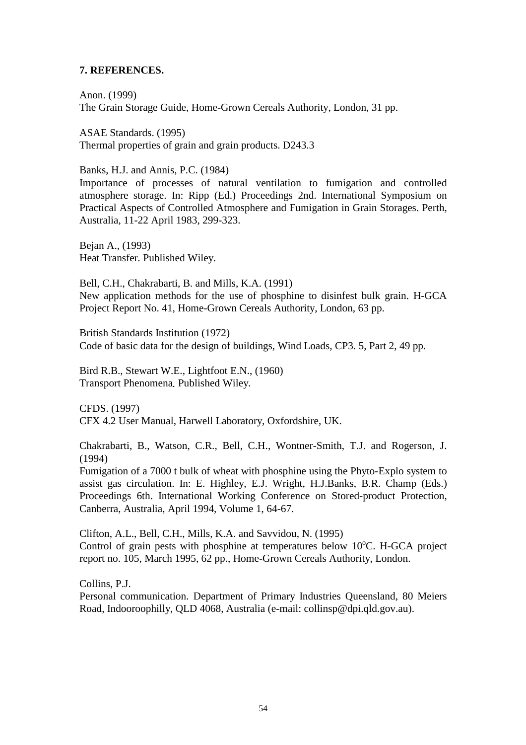## 7. REFERENCES.

Anon. (1999)
The Grain Storage Guide, Home-Grown Cereals Authority, London, 31 pp.

ASAE Standards. (1995)
Thermal properties of grain and grain products. D243.3

Banks, H.J. and Annis, P.C. (1984)
Importance of processes of natural ventilation to fumigation and controlled atmosphere storage. In: Ripp (Ed.) Proceedings 2nd. International Symposium on Practical Aspects of Controlled Atmosphere and Fumigation in Grain Storages. Perth, Australia, 11-22 April 1983, 299-323.

Bejan A., (1993)
Heat Transfer. Published Wiley.

Bell, C.H., Chakrabarti, B. and Mills, K.A. (1991)
New application methods for the use of phosphine to disinfest bulk grain. H-GCA Project Report No. 41, Home-Grown Cereals Authority, London, 63 pp.

British Standards Institution (1972)
Code of basic data for the design of buildings, Wind Loads, CP3. 5, Part 2, 49 pp.

Bird R.B., Stewart W.E., Lightfoot E.N., (1960)
Transport Phenomena. Published Wiley.

CFDS. (1997)
CFX 4.2 User Manual, Harwell Laboratory, Oxfordshire, UK.

Chakrabarti, B., Watson, C.R., Bell, C.H., Wontner-Smith, T.J. and Rogerson, J. (1994)
Fumigation of a 7000 t bulk of wheat with phosphine using the Phyto-Explo system to assist gas circulation. In: E. Highley, E.J. Wright, H.J.Banks, B.R. Champ (Eds.) Proceedings 6th. International Working Conference on Stored-product Protection, Canberra, Australia, April 1994, Volume 1, 64-67.

Clifton, A.L., Bell, C.H., Mills, K.A. and Savvidou, N. (1995)
Control of grain pests with phosphine at temperatures below 10°C. H-GCA project report no. 105, March 1995, 62 pp., Home-Grown Cereals Authority, London.

Collins, P.J.
Personal communication. Department of Primary Industries Queensland, 80 Meiers Road, Indooroophilly, QLD 4068, Australia (e-mail: collinsp@dpi.qld.gov.au).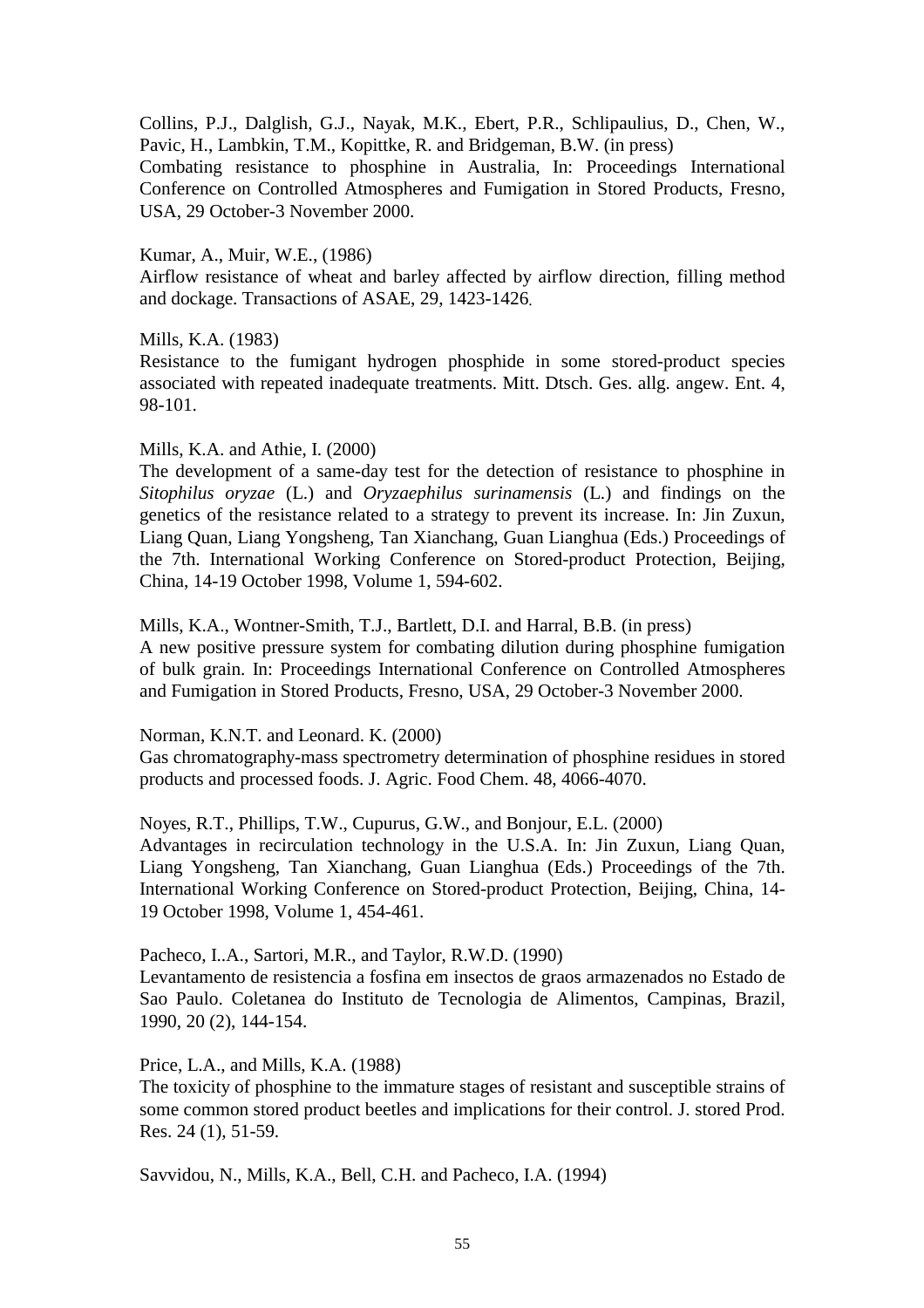Collins, P.J., Dalglish, G.J., Nayak, M.K., Ebert, P.R., Schlipaulius, D., Chen, W., Pavic, H., Lambkin, T.M., Kopittke, R. and Bridgeman, B.W. (in press)
Combating resistance to phosphine in Australia, In: Proceedings International Conference on Controlled Atmospheres and Fumigation in Stored Products, Fresno, USA, 29 October-3 November 2000.

Kumar, A., Muir, W.E., (1986)
Airflow resistance of wheat and barley affected by airflow direction, filling method and dockage. Transactions of ASAE, 29, 1423-1426.

Mills, K.A. (1983)
Resistance to the fumigant hydrogen phosphide in some stored-product species associated with repeated inadequate treatments. Mitt. Dtsch. Ges. allg. angew. Ent. 4, 98-101.

Mills, K.A. and Athie, I. (2000)
The development of a same-day test for the detection of resistance to phosphine in *Sitophilus oryzae* (L.) and *Oryzaephilus surinamensis* (L.) and findings on the genetics of the resistance related to a strategy to prevent its increase. In: Jin Zuxun, Liang Quan, Liang Yongsheng, Tan Xianchang, Guan Lianghua (Eds.) Proceedings of the 7th. International Working Conference on Stored-product Protection, Beijing, China, 14-19 October 1998, Volume 1, 594-602.

Mills, K.A., Wontner-Smith, T.J., Bartlett, D.I. and Harral, B.B. (in press)
A new positive pressure system for combating dilution during phosphine fumigation of bulk grain. In: Proceedings International Conference on Controlled Atmospheres and Fumigation in Stored Products, Fresno, USA, 29 October-3 November 2000.

Norman, K.N.T. and Leonard. K. (2000)
Gas chromatography-mass spectrometry determination of phosphine residues in stored products and processed foods. J. Agric. Food Chem. 48, 4066-4070.

Noyes, R.T., Phillips, T.W., Cupurus, G.W., and Bonjour, E.L. (2000)
Advantages in recirculation technology in the U.S.A. In: Jin Zuxun, Liang Quan, Liang Yongsheng, Tan Xianchang, Guan Lianghua (Eds.) Proceedings of the 7th. International Working Conference on Stored-product Protection, Beijing, China, 14-19 October 1998, Volume 1, 454-461.

Pacheco, I..A., Sartori, M.R., and Taylor, R.W.D. (1990)
Levantamento de resistencia a fosfina em insectos de graos armazenados no Estado de Sao Paulo. Coletanea do Instituto de Tecnologia de Alimentos, Campinas, Brazil, 1990, 20 (2), 144-154.

Price, L.A., and Mills, K.A. (1988)
The toxicity of phosphine to the immature stages of resistant and susceptible strains of some common stored product beetles and implications for their control. J. stored Prod. Res. 24 (1), 51-59.

Savvidou, N., Mills, K.A., Bell, C.H. and Pacheco, I.A. (1994)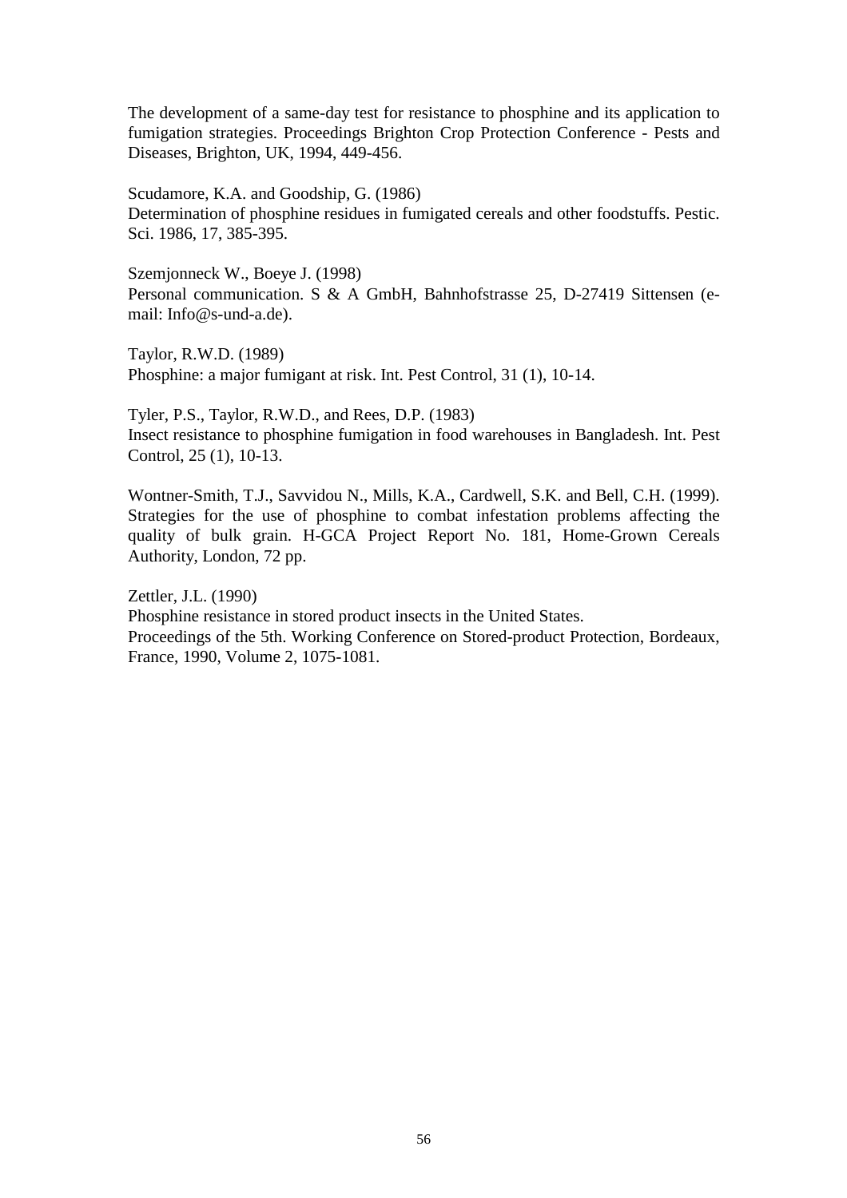The development of a same-day test for resistance to phosphine and its application to fumigation strategies. Proceedings Brighton Crop Protection Conference - Pests and Diseases, Brighton, UK, 1994, 449-456.

Scudamore, K.A. and Goodship, G. (1986)
Determination of phosphine residues in fumigated cereals and other foodstuffs. Pestic. Sci. 1986, 17, 385-395.

Szemjonneck W., Boeye J. (1998)
Personal communication. S & A GmbH, Bahnhofstrasse 25, D-27419 Sittensen (e-mail: Info@s-und-a.de).

Taylor, R.W.D. (1989)
Phosphine: a major fumigant at risk. Int. Pest Control, 31 (1), 10-14.

Tyler, P.S., Taylor, R.W.D., and Rees, D.P. (1983)
Insect resistance to phosphine fumigation in food warehouses in Bangladesh. Int. Pest Control, 25 (1), 10-13.

Wontner-Smith, T.J., Savvidou N., Mills, K.A., Cardwell, S.K. and Bell, C.H. (1999). Strategies for the use of phosphine to combat infestation problems affecting the quality of bulk grain. H-GCA Project Report No. 181, Home-Grown Cereals Authority, London, 72 pp.

Zettler, J.L. (1990)
Phosphine resistance in stored product insects in the United States.
Proceedings of the 5th. Working Conference on Stored-product Protection, Bordeaux, France, 1990, Volume 2, 1075-1081.